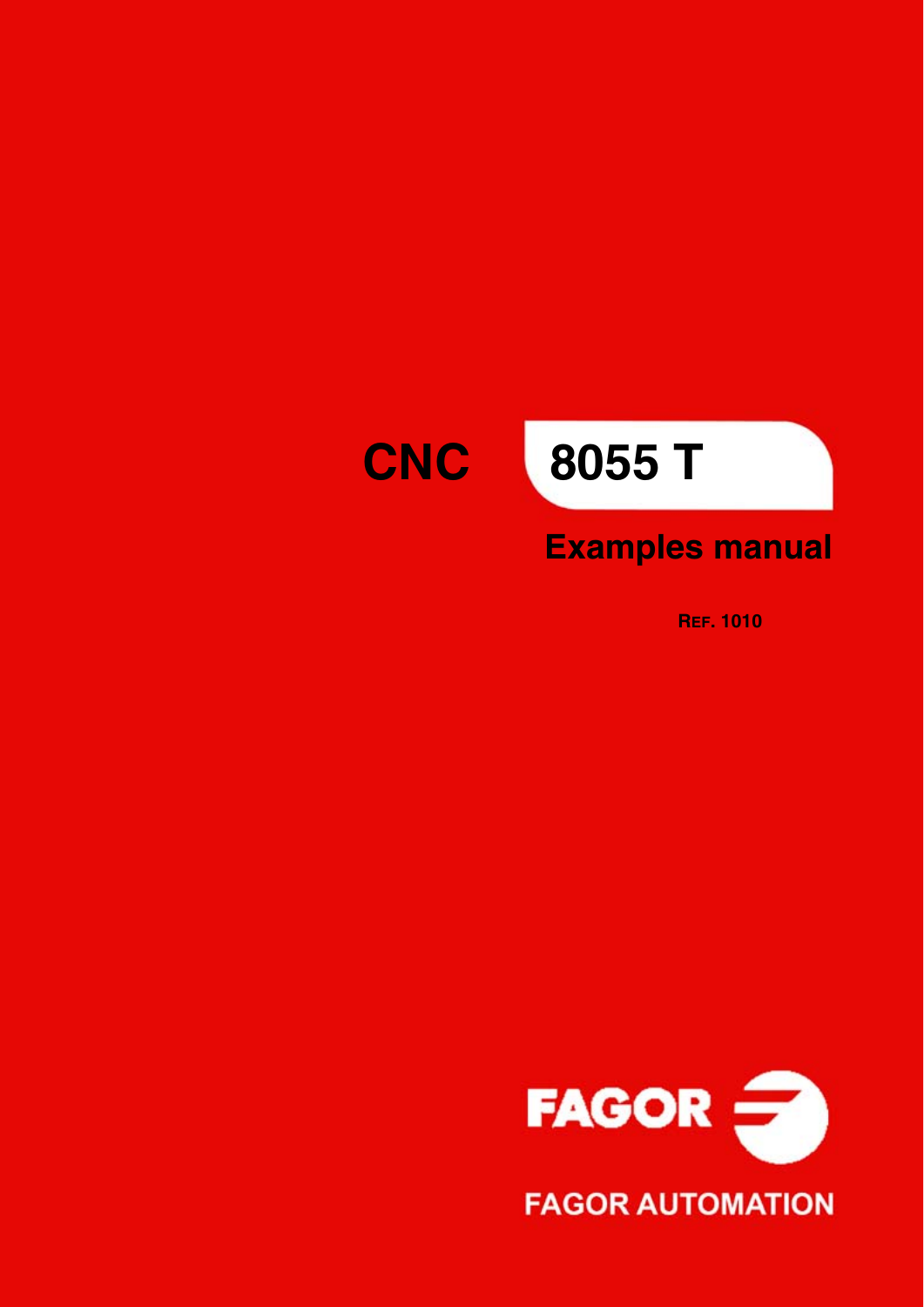# CNC 8055 T

## Examples manual

REF. 1010

FAGOR

FAGOR AUTOMATION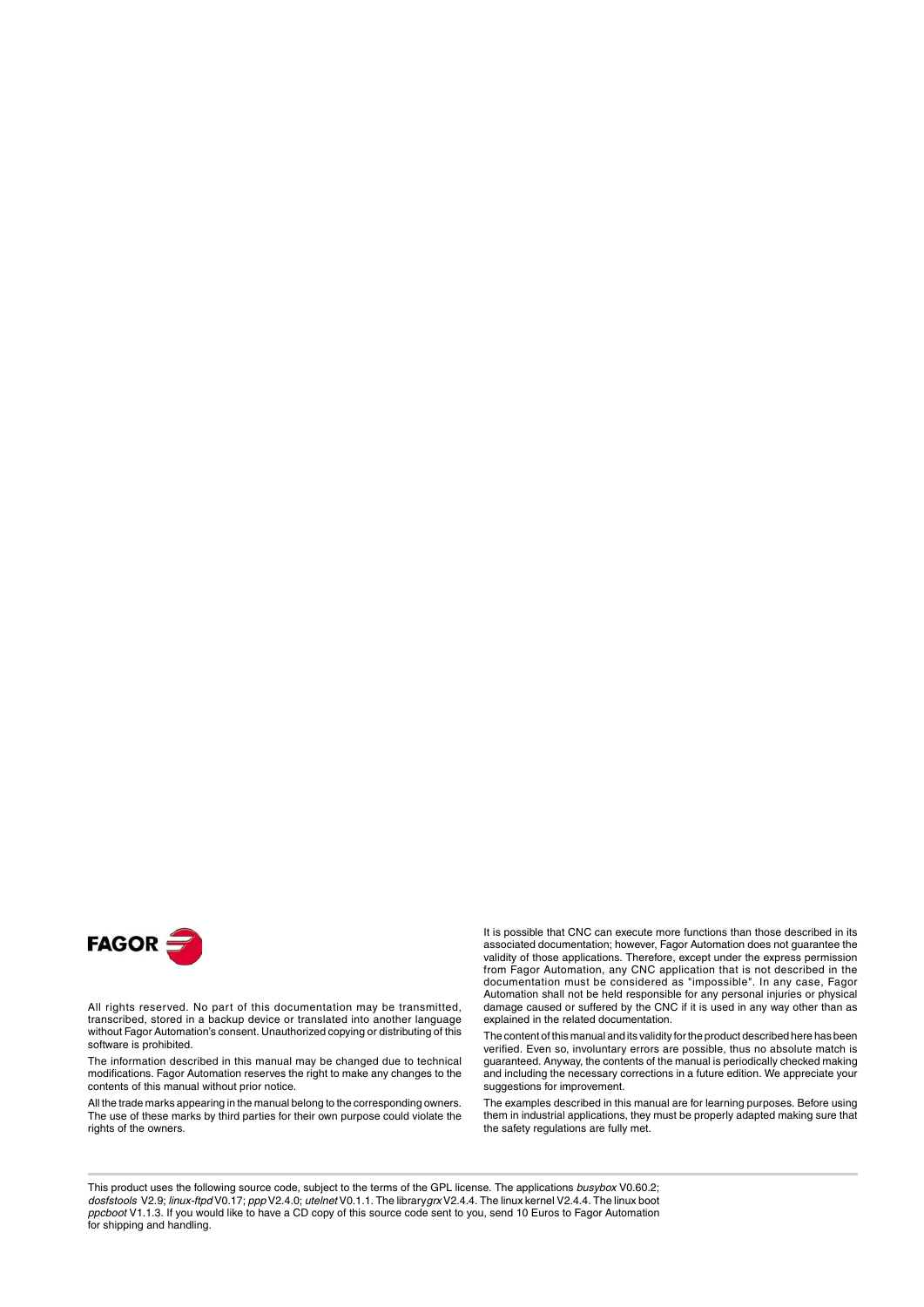FAGOR

All rights reserved. No part of this documentation may be transmitted, transcribed, stored in a backup device or translated into another language without Fagor Automation's consent. Unauthorized copying or distributing of this software is prohibited.

The information described in this manual may be changed due to technical modifications. Fagor Automation reserves the right to make any changes to the contents of this manual without prior notice.

All the trade marks appearing in the manual belong to the corresponding owners. The use of these marks by third parties for their own purpose could violate the rights of the owners.

It is possible that CNC can execute more functions than those described in its associated documentation; however, Fagor Automation does not guarantee the validity of those applications. Therefore, except under the express permission from Fagor Automation, any CNC application that is not described in the documentation must be considered as "impossible". In any case, Fagor Automation shall not be held responsible for any personal injuries or physical damage caused or suffered by the CNC if it is used in any way other than as explained in the related documentation.

The content of this manual and its validity for the product described here has been verified. Even so, involuntary errors are possible, thus no absolute match is guaranteed. Anyway, the contents of the manual is periodically checked making and including the necessary corrections in a future edition. We appreciate your suggestions for improvement.

The examples described in this manual are for learning purposes. Before using them in industrial applications, they must be properly adapted making sure that the safety regulations are fully met.

---

This product uses the following source code, subject to the terms of the GPL license. The applications *busybox* V0.60.2; *dosfstools* V2.9; *linux-ftpd* V0.17; *ppp* V2.4.0; *utelnet* V0.1.1. The library *grx* V2.4.4. The linux kernel V2.4.4. The linux boot *ppcboot* V1.1.3. If you would like to have a CD copy of this source code sent to you, send 10 Euros to Fagor Automation for shipping and handling.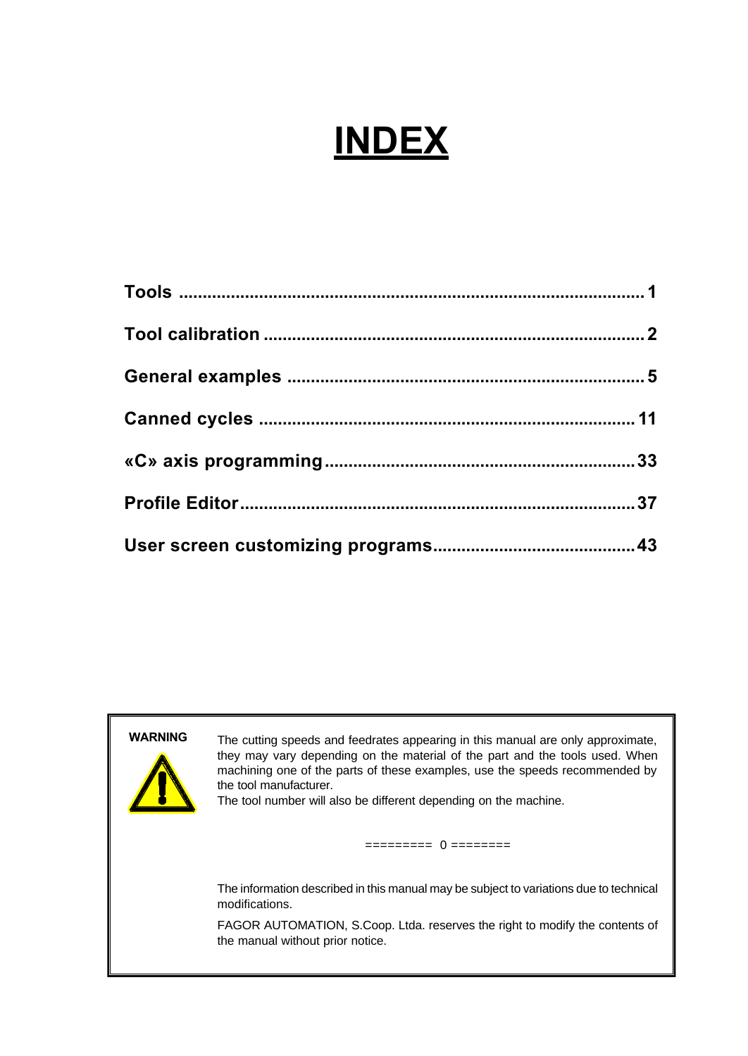# INDEX

| | |
|---|---|
| **Tools** | **1** |
| **Tool calibration** | **2** |
| **General examples** | **5** |
| **Canned cycles** | **11** |
| **«C» axis programming** | **33** |
| **Profile Editor** | **37** |
| **User screen customizing programs** | **43** |

**WARNING**

The cutting speeds and feedrates appearing in this manual are only approximate, they may vary depending on the material of the part and the tools used. When machining one of the parts of these examples, use the speeds recommended by the tool manufacturer.
The tool number will also be different depending on the machine.

========= 0 ========

The information described in this manual may be subject to variations due to technical modifications.

FAGOR AUTOMATION, S.Coop. Ltda. reserves the right to modify the contents of the manual without prior notice.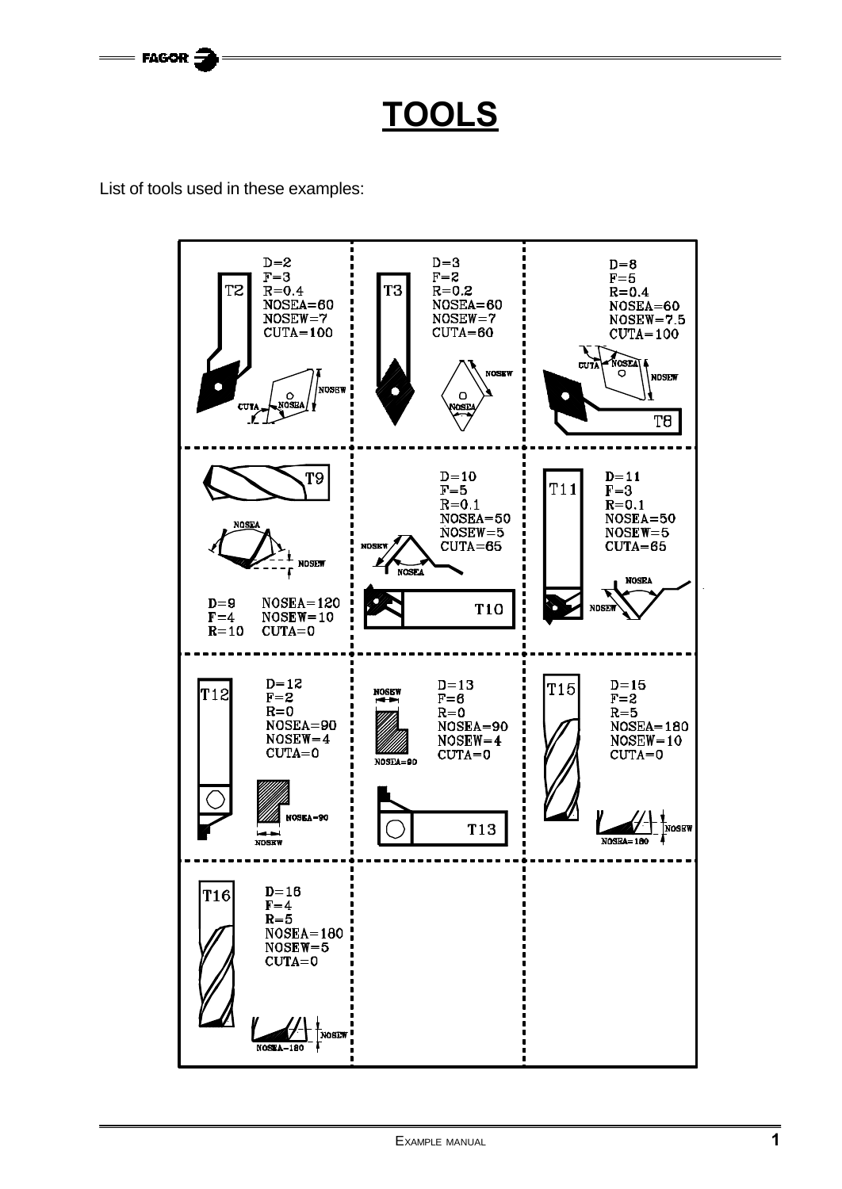# TOOLS

List of tools used in these examples:

| | | |
|---|---|---|
| T2<br>D=2<br>F=3<br>R=0.4<br>NOSEA=60<br>NOSEW=7<br>CUTA=100 | T3<br>D=3<br>F=2<br>R=0.2<br>NOSEA=60<br>NOSEW=7<br>CUTA=60 | T8<br>D=8<br>F=5<br>R=0.4<br>NOSEA=60<br>NOSEW=7.5<br>CUTA=100 |
| T9<br>D=9<br>F=4<br>R=10<br>NOSEA=120<br>NOSEW=10<br>CUTA=0 | T10<br>D=10<br>F=5<br>R=0.1<br>NOSEA=50<br>NOSEW=5<br>CUTA=65 | T11<br>D=11<br>F=3<br>R=0.1<br>NOSEA=50<br>NOSEW=5<br>CUTA=65 |
| T12<br>D=12<br>F=2<br>R=0<br>NOSEA=90<br>NOSEW=4<br>CUTA=0 | T13<br>D=13<br>F=6<br>R=0<br>NOSEA=90<br>NOSEW=4<br>CUTA=0 | T15<br>D=15<br>F=2<br>R=5<br>NOSEA=180<br>NOSEW=10<br>CUTA=0 |
| T16<br>D=16<br>F=4<br>R=5<br>NOSEA=180<br>NOSEW=5<br>CUTA=0 | | |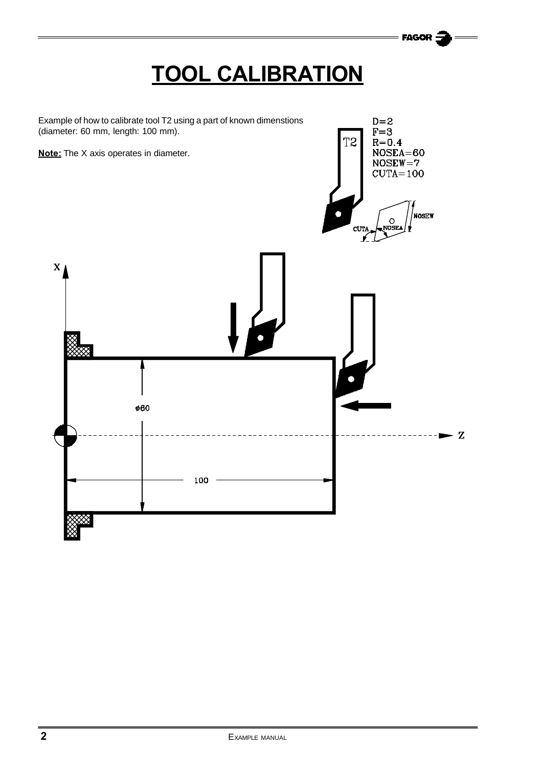# TOOL CALIBRATION

Example of how to calibrate tool T2 using a part of known dimenstions (diameter: 60 mm, length: 100 mm).

**Note:** The X axis operates in diameter.

T2

D=2
F=3
R=0.4
NOSEA=60
NOSEW=7
CUTA=100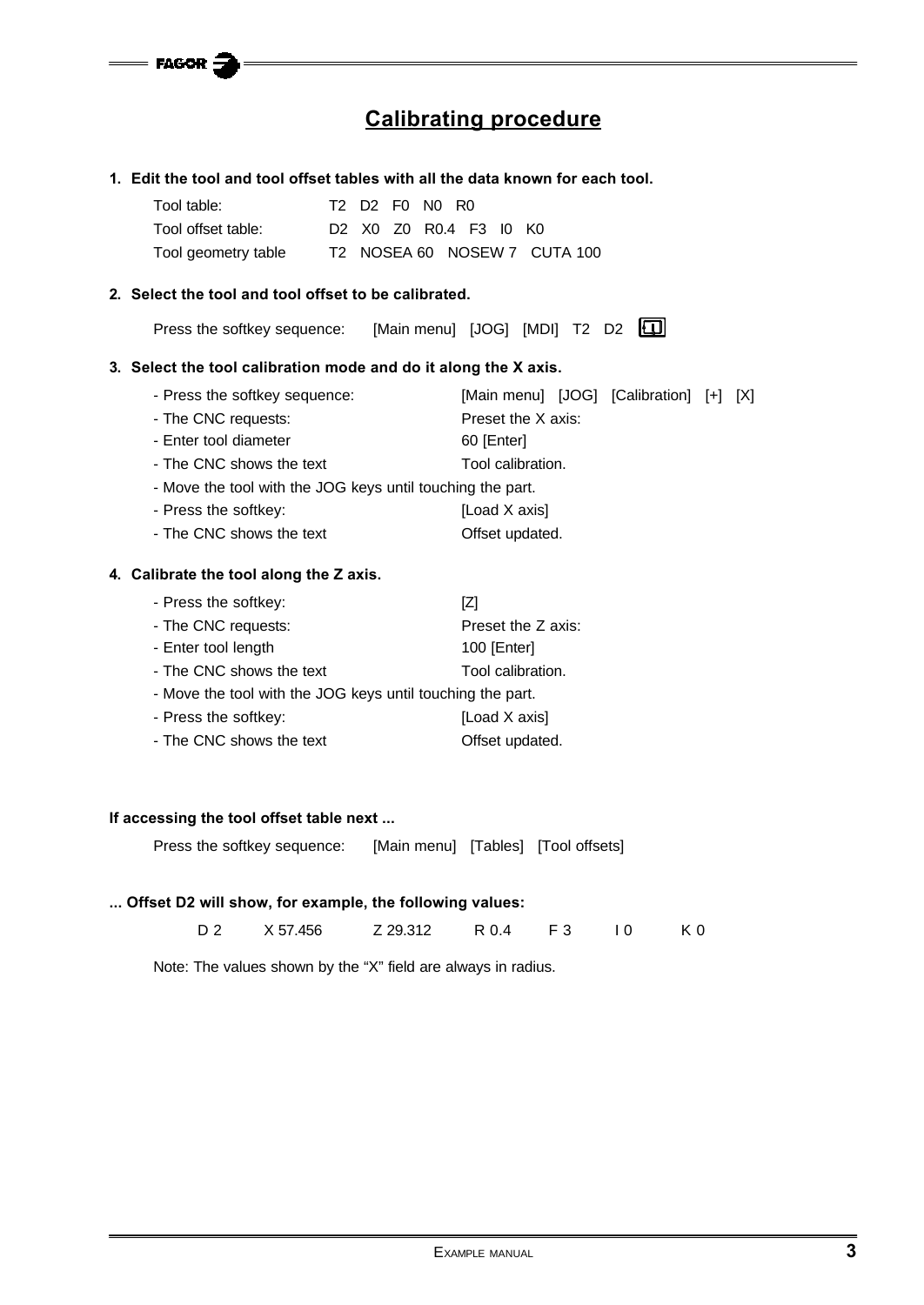# Calibrating procedure

**1. Edit the tool and tool offset tables with all the data known for each tool.**

| | |
|---|---|
| Tool table: | T2 D2 F0 N0 R0 |
| Tool offset table: | D2 X0 Z0 R0.4 F3 I0 K0 |
| Tool geometry table | T2 NOSEA 60 NOSEW 7 CUTA 100 |

**2. Select the tool and tool offset to be calibrated.**

Press the softkey sequence: [Main menu] [JOG] [MDI] T2 D2 [⏎]

**3. Select the tool calibration mode and do it along the X axis.**

| | |
|---|---|
| - Press the softkey sequence: | [Main menu] [JOG] [Calibration] [+] [X] |
| - The CNC requests: | Preset the X axis: |
| - Enter tool diameter | 60 [Enter] |
| - The CNC shows the text | Tool calibration. |
| - Move the tool with the JOG keys until touching the part. | |
| - Press the softkey: | [Load X axis] |
| - The CNC shows the text | Offset updated. |

**4. Calibrate the tool along the Z axis.**

| | |
|---|---|
| - Press the softkey: | [Z] |
| - The CNC requests: | Preset the Z axis: |
| - Enter tool length | 100 [Enter] |
| - The CNC shows the text | Tool calibration. |
| - Move the tool with the JOG keys until touching the part. | |
| - Press the softkey: | [Load X axis] |
| - The CNC shows the text | Offset updated. |

**If accessing the tool offset table next ...**

Press the softkey sequence: [Main menu] [Tables] [Tool offsets]

**... Offset D2 will show, for example, the following values:**

| D 2 | X 57.456 | Z 29.312 | R 0.4 | F 3 | I 0 | K 0 |
|---|---|---|---|---|---|---|

Note: The values shown by the "X" field are always in radius.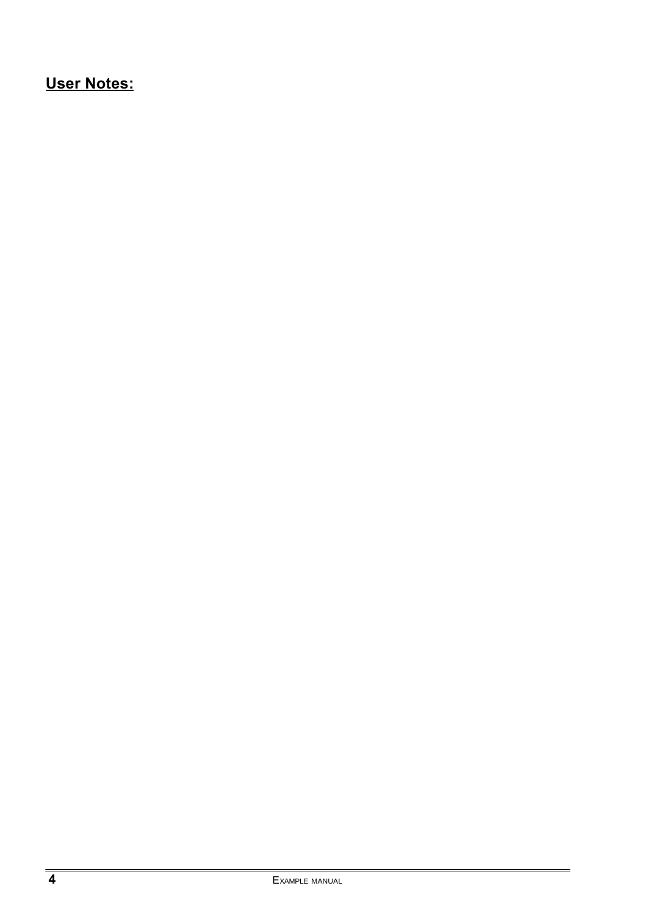**User Notes:**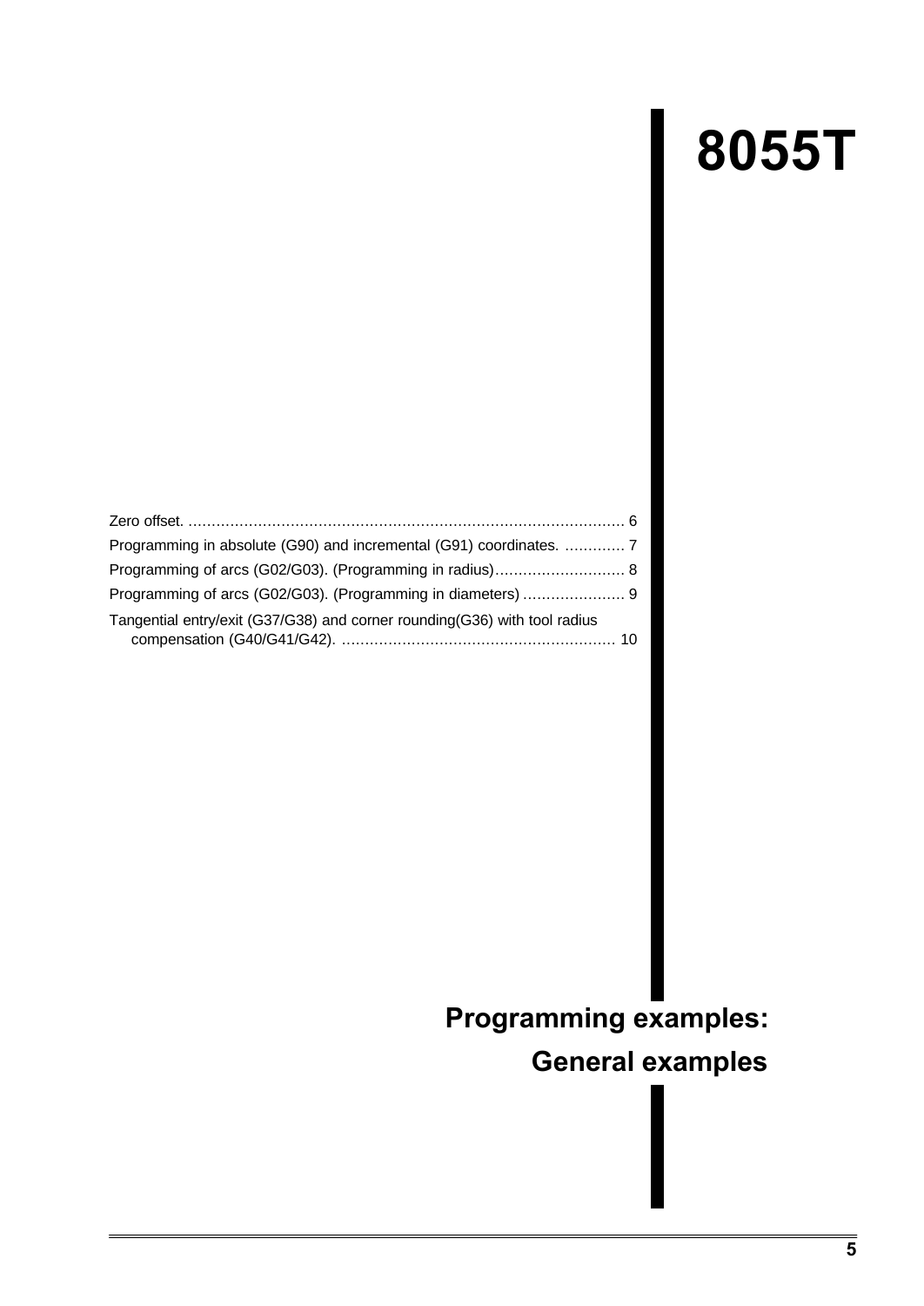# 8055T

Zero offset. ............................................................................................ 6
Programming in absolute (G90) and incremental (G91) coordinates. ............. 7
Programming of arcs (G02/G03). (Programming in radius)............................ 8
Programming of arcs (G02/G03). (Programming in diameters) ...................... 9
Tangential entry/exit (G37/G38) and corner rounding(G36) with tool radius compensation (G40/G41/G42). .......................................................... 10

## Programming examples:

## General examples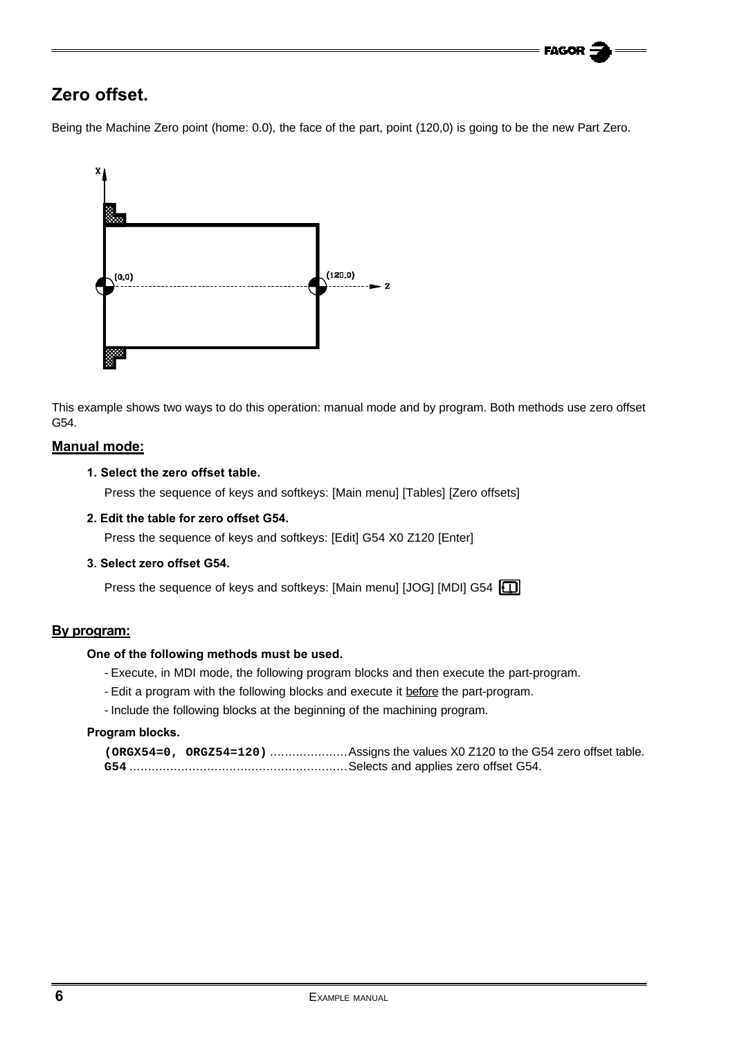## Zero offset.

Being the Machine Zero point (home: 0.0), the face of the part, point (120,0) is going to be the new Part Zero.

This example shows two ways to do this operation: manual mode and by program. Both methods use zero offset G54.

### Manual mode:

**1. Select the zero offset table.**

Press the sequence of keys and softkeys: [Main menu] [Tables] [Zero offsets]

**2. Edit the table for zero offset G54.**

Press the sequence of keys and softkeys: [Edit] G54 X0 Z120 [Enter]

**3. Select zero offset G54.**

Press the sequence of keys and softkeys: [Main menu] [JOG] [MDI] G54 [Start]

### By program:

**One of the following methods must be used.**

- Execute, in MDI mode, the following program blocks and then execute the part-program.
- Edit a program with the following blocks and execute it before the part-program.
- Include the following blocks at the beginning of the machining program.

**Program blocks.**

`(ORGX54=0, ORGZ54=120)` ..................... Assigns the values X0 Z120 to the G54 zero offset table.
`G54` ........................................................... Selects and applies zero offset G54.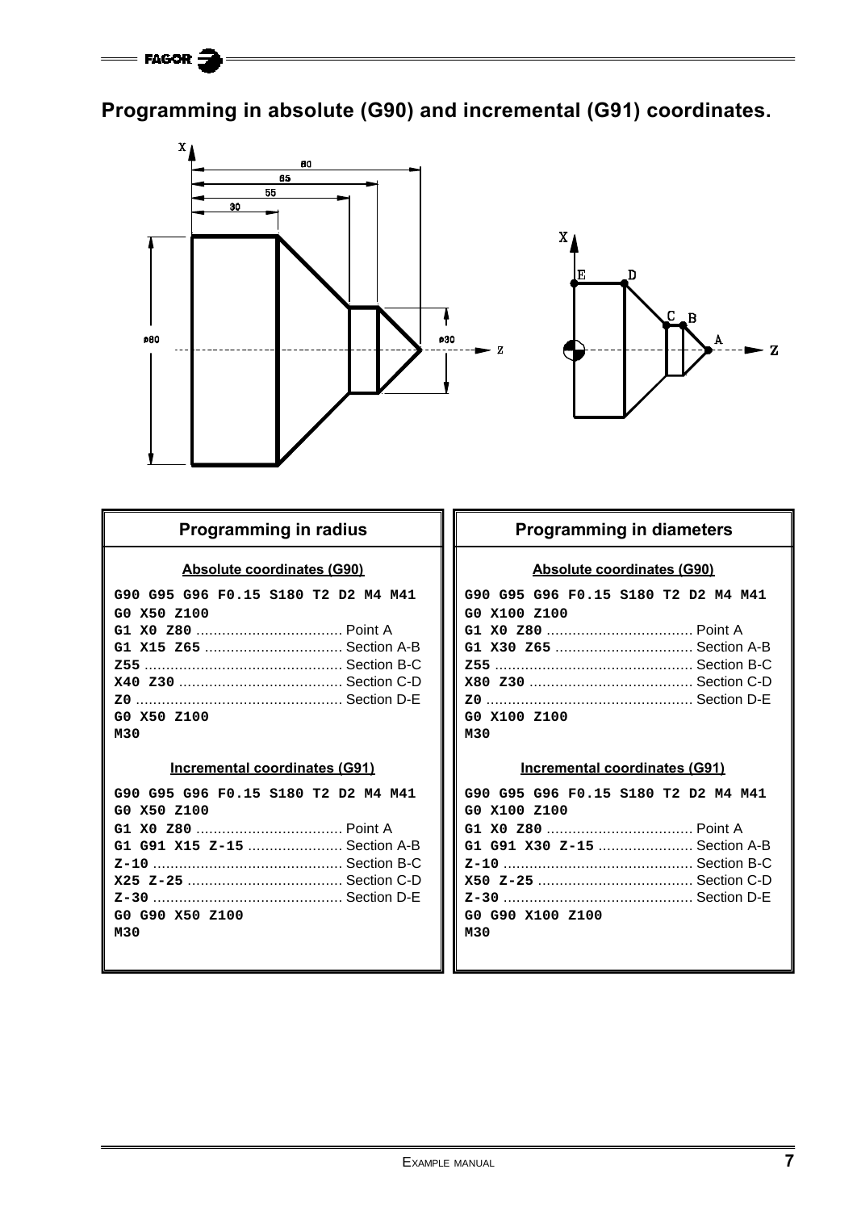## Programming in absolute (G90) and incremental (G91) coordinates.

### Programming in radius

**Absolute coordinates (G90)**

```
G90 G95 G96 F0.15 S180 T2 D2 M4 M41
G0 X50 Z100
G1 X0 Z80 .................................. Point A
G1 X15 Z65 ................................ Section A-B
Z55 ............................................. Section B-C
X40 Z30 ...................................... Section C-D
Z0 ............................................... Section D-E
G0 X50 Z100
M30
```

**Incremental coordinates (G91)**

```
G90 G95 G96 F0.15 S180 T2 D2 M4 M41
G0 X50 Z100
G1 X0 Z80 .................................. Point A
G1 G91 X15 Z-15 ...................... Section A-B
Z-10 ............................................ Section B-C
X25 Z-25 .................................... Section C-D
Z-30 ............................................ Section D-E
G0 G90 X50 Z100
M30
```

### Programming in diameters

**Absolute coordinates (G90)**

```
G90 G95 G96 F0.15 S180 T2 D2 M4 M41
G0 X100 Z100
G1 X0 Z80 .................................. Point A
G1 X30 Z65 ................................ Section A-B
Z55 ............................................. Section B-C
X80 Z30 ...................................... Section C-D
Z0 ............................................... Section D-E
G0 X100 Z100
M30
```

**Incremental coordinates (G91)**

```
G90 G95 G96 F0.15 S180 T2 D2 M4 M41
G0 X100 Z100
G1 X0 Z80 .................................. Point A
G1 G91 X30 Z-15 ...................... Section A-B
Z-10 ............................................ Section B-C
X50 Z-25 .................................... Section C-D
Z-30 ............................................ Section D-E
G0 G90 X100 Z100
M30
```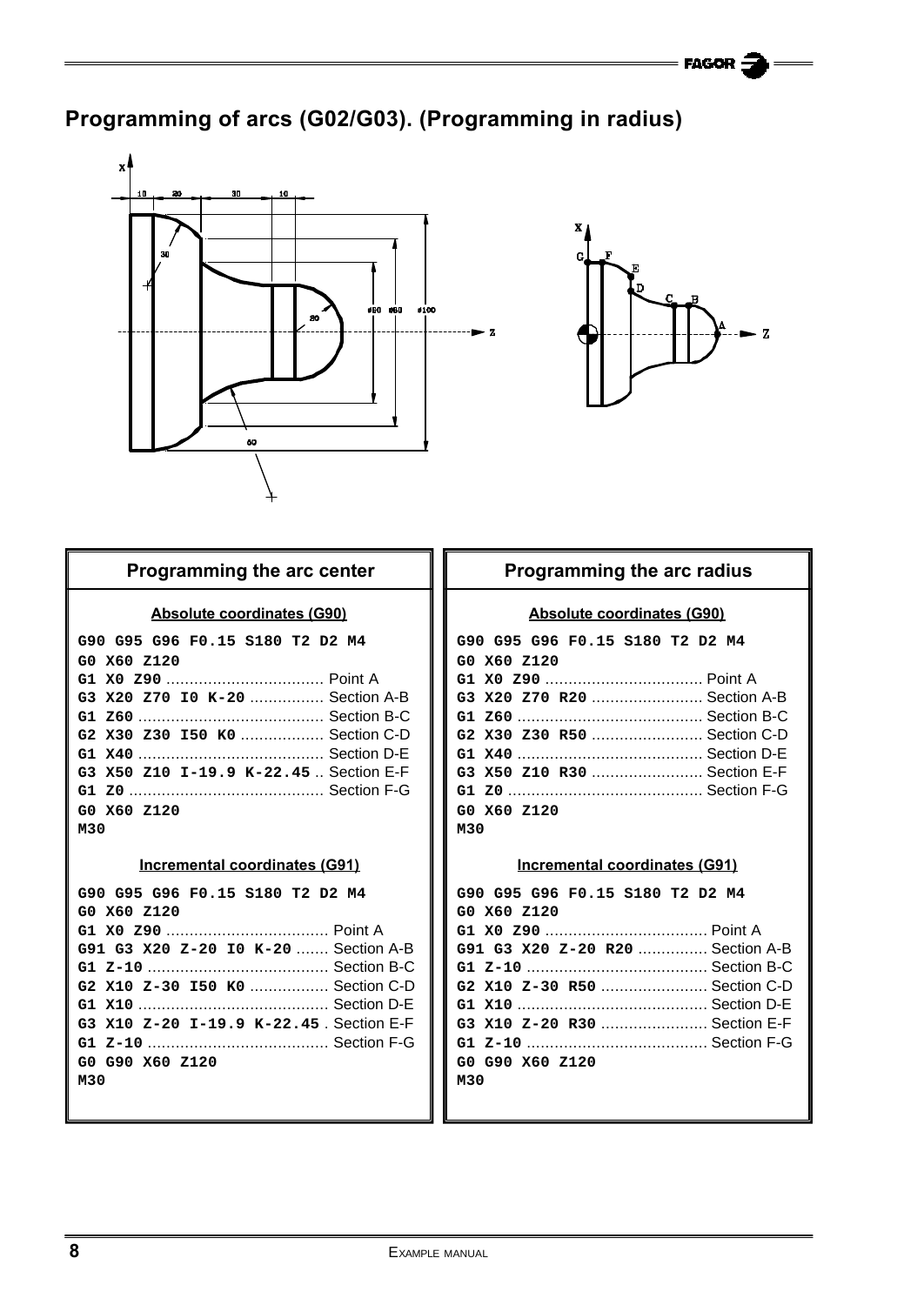# Programming of arcs (G02/G03). (Programming in radius)

## Programming the arc center

### Absolute coordinates (G90)

```
G90 G95 G96 F0.15 S180 T2 D2 M4
G0 X60 Z120
G1 X0 Z90 .................................. Point A
G3 X20 Z70 I0 K-20 ................ Section A-B
G1 Z60 ........................................ Section B-C
G2 X30 Z30 I50 K0 .................. Section C-D
G1 X40 ........................................ Section D-E
G3 X50 Z10 I-19.9 K-22.45 .. Section E-F
G1 Z0 .......................................... Section F-G
G0 X60 Z120
M30
```

### Incremental coordinates (G91)

```
G90 G95 G96 F0.15 S180 T2 D2 M4
G0 X60 Z120
G1 X0 Z90 ................................... Point A
G91 G3 X20 Z-20 I0 K-20 ....... Section A-B
G1 Z-10 ....................................... Section B-C
G2 X10 Z-30 I50 K0 ................. Section C-D
G1 X10 ......................................... Section D-E
G3 X10 Z-20 I-19.9 K-22.45 . Section E-F
G1 Z-10 ....................................... Section F-G
G0 G90 X60 Z120
M30
```

## Programming the arc radius

### Absolute coordinates (G90)

```
G90 G95 G96 F0.15 S180 T2 D2 M4
G0 X60 Z120
G1 X0 Z90 .................................. Point A
G3 X20 Z70 R20 ........................ Section A-B
G1 Z60 ........................................ Section B-C
G2 X30 Z30 R50 ........................ Section C-D
G1 X40 ........................................ Section D-E
G3 X50 Z10 R30 ........................ Section E-F
G1 Z0 .......................................... Section F-G
G0 X60 Z120
M30
```

### Incremental coordinates (G91)

```
G90 G95 G96 F0.15 S180 T2 D2 M4
G0 X60 Z120
G1 X0 Z90 ................................... Point A
G91 G3 X20 Z-20 R20 ............... Section A-B
G1 Z-10 ....................................... Section B-C
G2 X10 Z-30 R50 ....................... Section C-D
G1 X10 ......................................... Section D-E
G3 X10 Z-20 R30 ....................... Section E-F
G1 Z-10 ....................................... Section F-G
G0 G90 X60 Z120
M30
```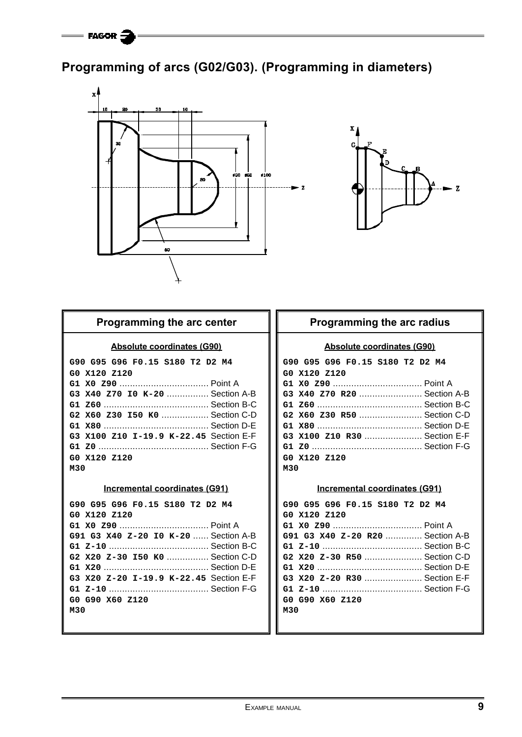## Programming of arcs (G02/G03). (Programming in diameters)

### Programming the arc center

**Absolute coordinates (G90)**

```
G90 G95 G96 F0.15 S180 T2 D2 M4
G0 X120 Z120
G1 X0 Z90 ................................. Point A
G3 X40 Z70 I0 K-20 ................ Section A-B
G1 Z60 ....................................... Section B-C
G2 X60 Z30 I50 K0 .................. Section C-D
G1 X80 ....................................... Section D-E
G3 X100 Z10 I-19.9 K-22.45 Section E-F
G1 Z0 ......................................... Section F-G
G0 X120 Z120
M30
```

**Incremental coordinates (G91)**

```
G90 G95 G96 F0.15 S180 T2 D2 M4
G0 X120 Z120
G1 X0 Z90 ................................. Point A
G91 G3 X40 Z-20 I0 K-20 ...... Section A-B
G1 Z-10 ..................................... Section B-C
G2 X20 Z-30 I50 K0 ................ Section C-D
G1 X20 ....................................... Section D-E
G3 X20 Z-20 I-19.9 K-22.45 Section E-F
G1 Z-10 ..................................... Section F-G
G0 G90 X60 Z120
M30
```

### Programming the arc radius

**Absolute coordinates (G90)**

```
G90 G95 G96 F0.15 S180 T2 D2 M4
G0 X120 Z120
G1 X0 Z90 ................................. Point A
G3 X40 Z70 R20 ....................... Section A-B
G1 Z60 ....................................... Section B-C
G2 X60 Z30 R50 ....................... Section C-D
G1 X80 ....................................... Section D-E
G3 X100 Z10 R30 ..................... Section E-F
G1 Z0 ......................................... Section F-G
G0 X120 Z120
M30
```

**Incremental coordinates (G91)**

```
G90 G95 G96 F0.15 S180 T2 D2 M4
G0 X120 Z120
G1 X0 Z90 ................................. Point A
G91 G3 X40 Z-20 R20 ............. Section A-B
G1 Z-10 ..................................... Section B-C
G2 X20 Z-30 R50 ..................... Section C-D
G1 X20 ....................................... Section D-E
G3 X20 Z-20 R30 ..................... Section E-F
G1 Z-10 ..................................... Section F-G
G0 G90 X60 Z120
M30
```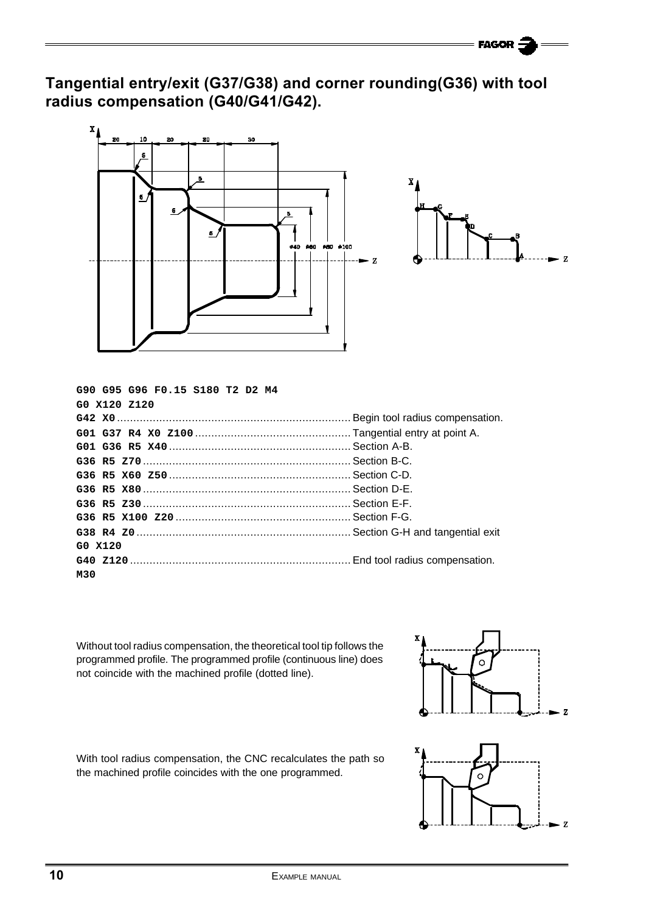## Tangential entry/exit (G37/G38) and corner rounding(G36) with tool radius compensation (G40/G41/G42).

```
G90 G95 G96 F0.15 S180 T2 D2 M4
G0 X120 Z120
G42 X0 ............................ Begin tool radius compensation.
G01 G37 R4 X0 Z100 ................ Tangential entry at point A.
G01 G36 R5 X40 .................... Section A-B.
G36 R5 Z70 ........................ Section B-C.
G36 R5 X60 Z50 .................... Section C-D.
G36 R5 X80 ........................ Section D-E.
G36 R5 Z30 ........................ Section E-F.
G36 R5 X100 Z20 ................... Section F-G.
G38 R4 Z0 ......................... Section G-H and tangential exit
G0 X120
G40 Z120 .......................... End tool radius compensation.
M30
```

Without tool radius compensation, the theoretical tool tip follows the programmed profile. The programmed profile (continuous line) does not coincide with the machined profile (dotted line).

With tool radius compensation, the CNC recalculates the path so the machined profile coincides with the one programmed.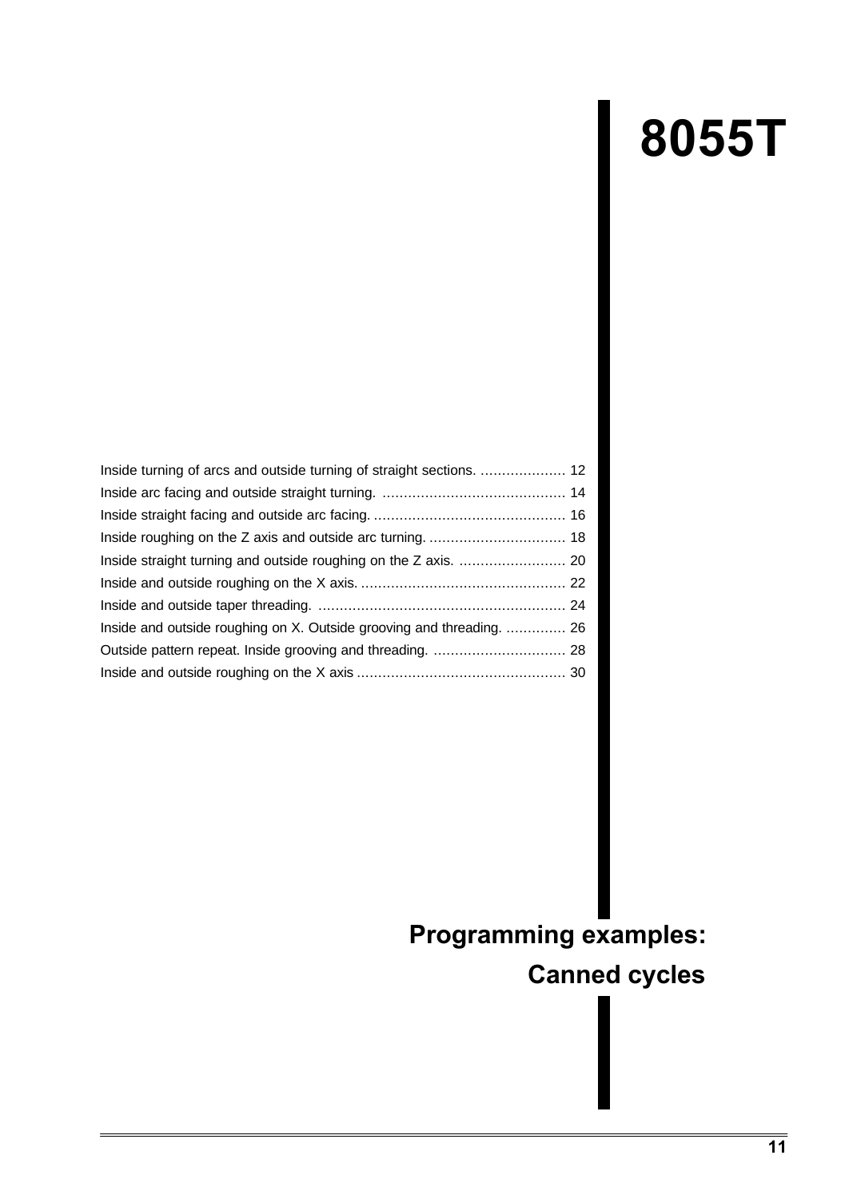# 8055T

Inside turning of arcs and outside turning of straight sections. .................... 12
Inside arc facing and outside straight turning. ........................................... 14
Inside straight facing and outside arc facing. ............................................. 16
Inside roughing on the Z axis and outside arc turning. ................................ 18
Inside straight turning and outside roughing on the Z axis. ......................... 20
Inside and outside roughing on the X axis. ................................................ 22
Inside and outside taper threading. .......................................................... 24
Inside and outside roughing on X. Outside grooving and threading. .............. 26
Outside pattern repeat. Inside grooving and threading. ............................... 28
Inside and outside roughing on the X axis ................................................. 30

## Programming examples: Canned cycles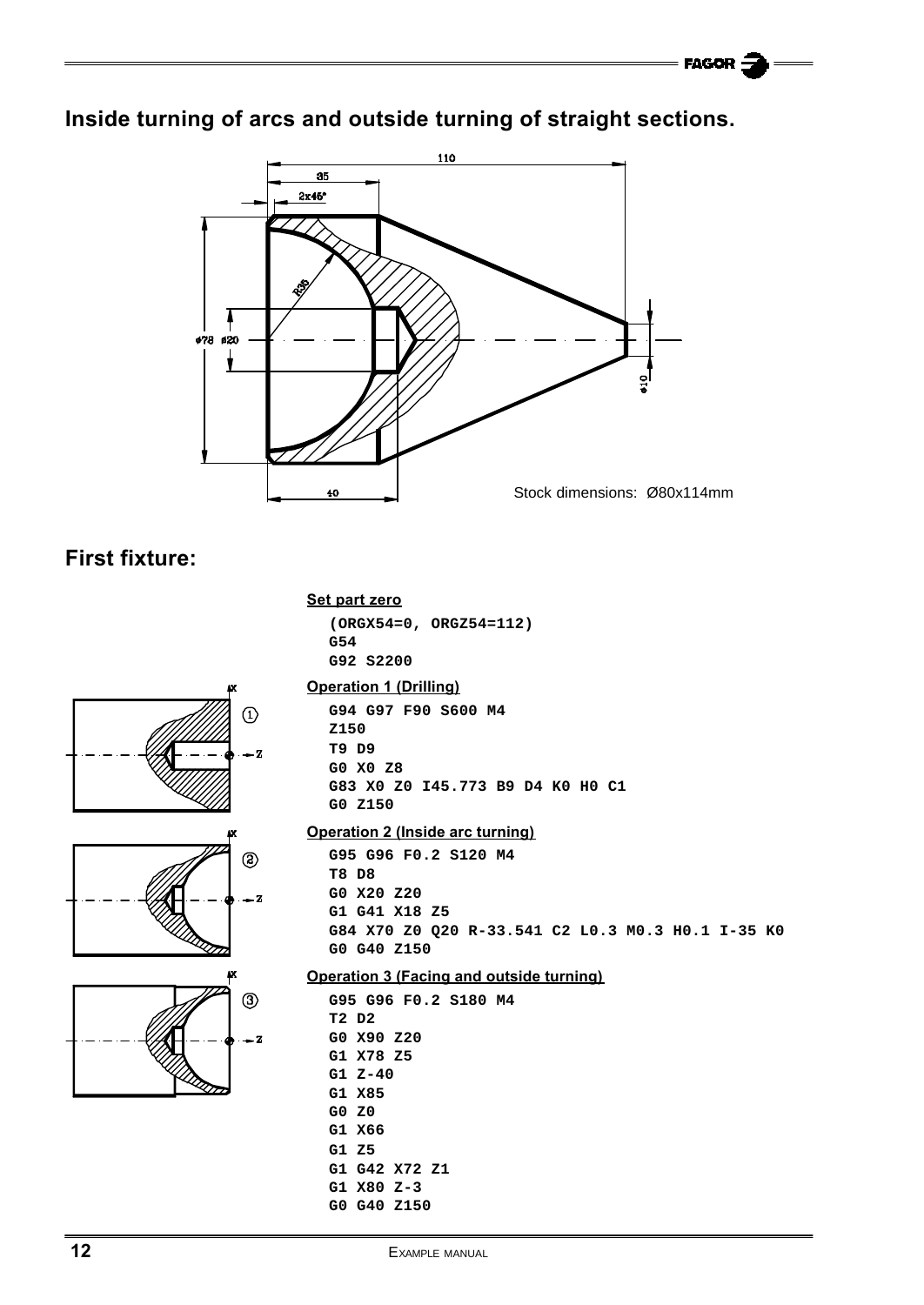## Inside turning of arcs and outside turning of straight sections.

Stock dimensions: Ø80x114mm

## First fixture:

**Set part zero**

```
(ORGX54=0, ORGZ54=112)
G54
G92 S2200
```

**Operation 1 (Drilling)**

```
G94 G97 F90 S600 M4
Z150
T9 D9
G0 X0 Z8
G83 X0 Z0 I45.773 B9 D4 K0 H0 C1
G0 Z150
```

**Operation 2 (Inside arc turning)**

```
G95 G96 F0.2 S120 M4
T8 D8
G0 X20 Z20
G1 G41 X18 Z5
G84 X70 Z0 Q20 R-33.541 C2 L0.3 M0.3 H0.1 I-35 K0
G0 G40 Z150
```

**Operation 3 (Facing and outside turning)**

```
G95 G96 F0.2 S180 M4
T2 D2
G0 X90 Z20
G1 X78 Z5
G1 Z-40
G1 X85
G0 Z0
G1 X66
G1 Z5
G1 G42 X72 Z1
G1 X80 Z-3
G0 G40 Z150
```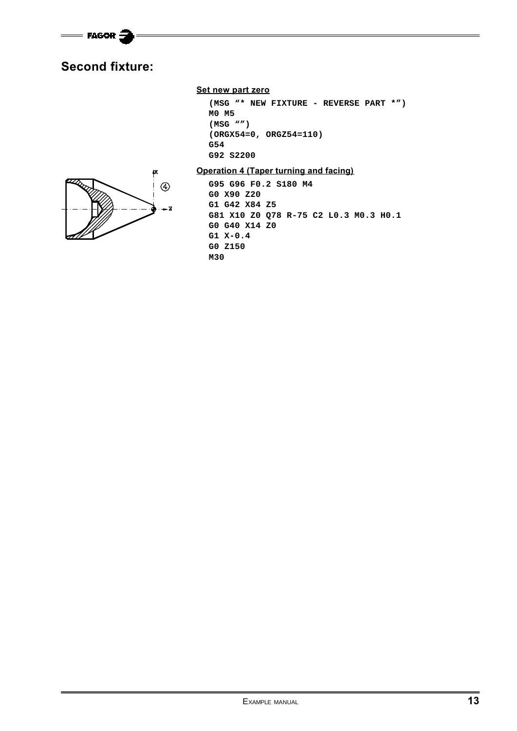## Second fixture:

**Set new part zero**

```
(MSG "* NEW FIXTURE - REVERSE PART *")
M0 M5
(MSG "")
(ORGX54=0, ORGZ54=110)
G54
G92 S2200
```

**Operation 4 (Taper turning and facing)**

```
G95 G96 F0.2 S180 M4
G0 X90 Z20
G1 G42 X84 Z5
G81 X10 Z0 Q78 R-75 C2 L0.3 M0.3 H0.1
G0 G40 X14 Z0
G1 X-0.4
G0 Z150
M30
```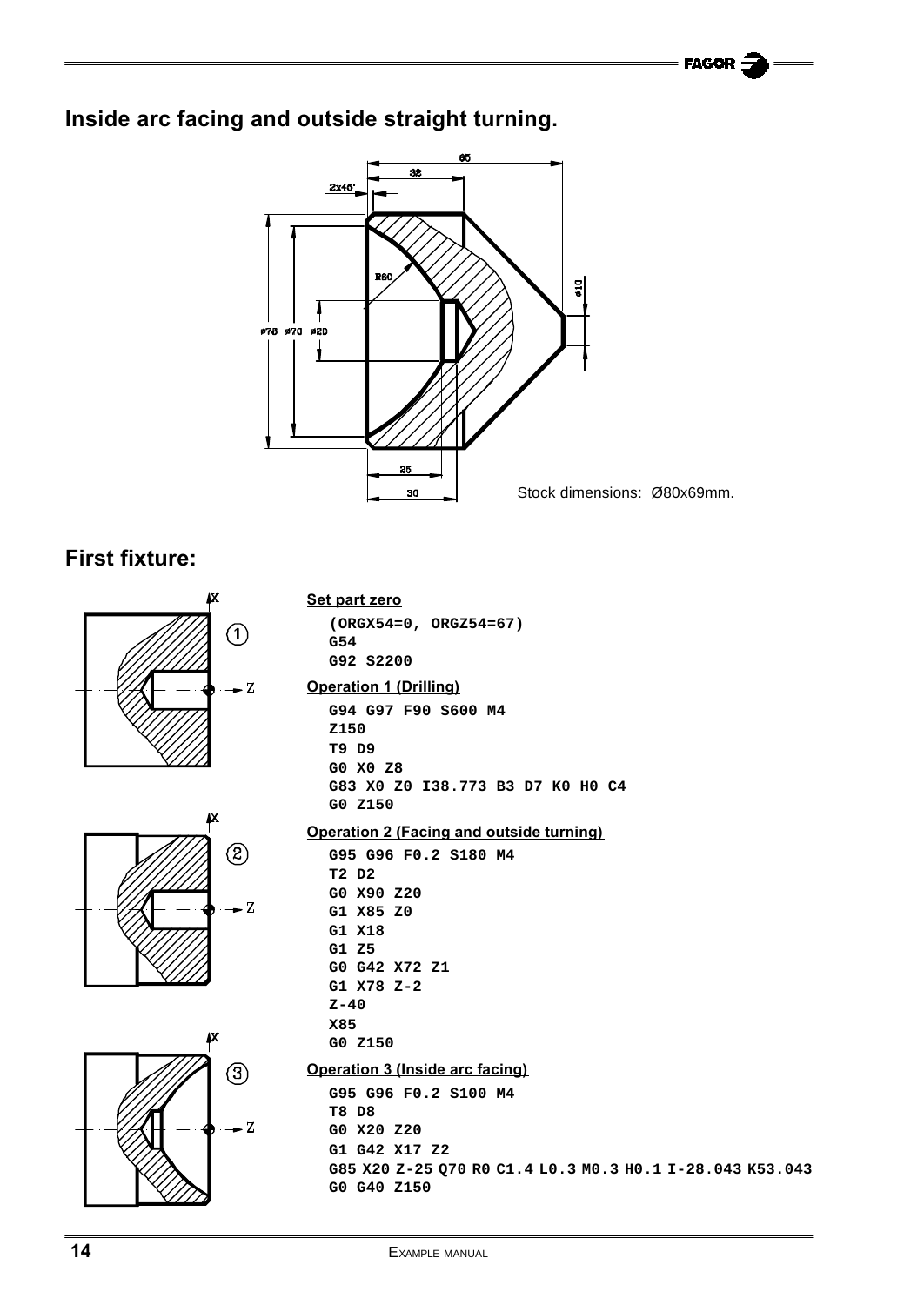## Inside arc facing and outside straight turning.

Stock dimensions: Ø80x69mm.

## First fixture:

**Set part zero**

```
(ORGX54=0, ORGZ54=67)
G54
G92 S2200
```

**Operation 1 (Drilling)**

```
G94 G97 F90 S600 M4
Z150
T9 D9
G0 X0 Z8
G83 X0 Z0 I38.773 B3 D7 K0 H0 C4
G0 Z150
```

**Operation 2 (Facing and outside turning)**

```
G95 G96 F0.2 S180 M4
T2 D2
G0 X90 Z20
G1 X85 Z0
G1 X18
G1 Z5
G0 G42 X72 Z1
G1 X78 Z-2
Z-40
X85
G0 Z150
```

**Operation 3 (Inside arc facing)**

```
G95 G96 F0.2 S100 M4
T8 D8
G0 X20 Z20
G1 G42 X17 Z2
G85 X20 Z-25 Q70 R0 C1.4 L0.3 M0.3 H0.1 I-28.043 K53.043
G0 G40 Z150
```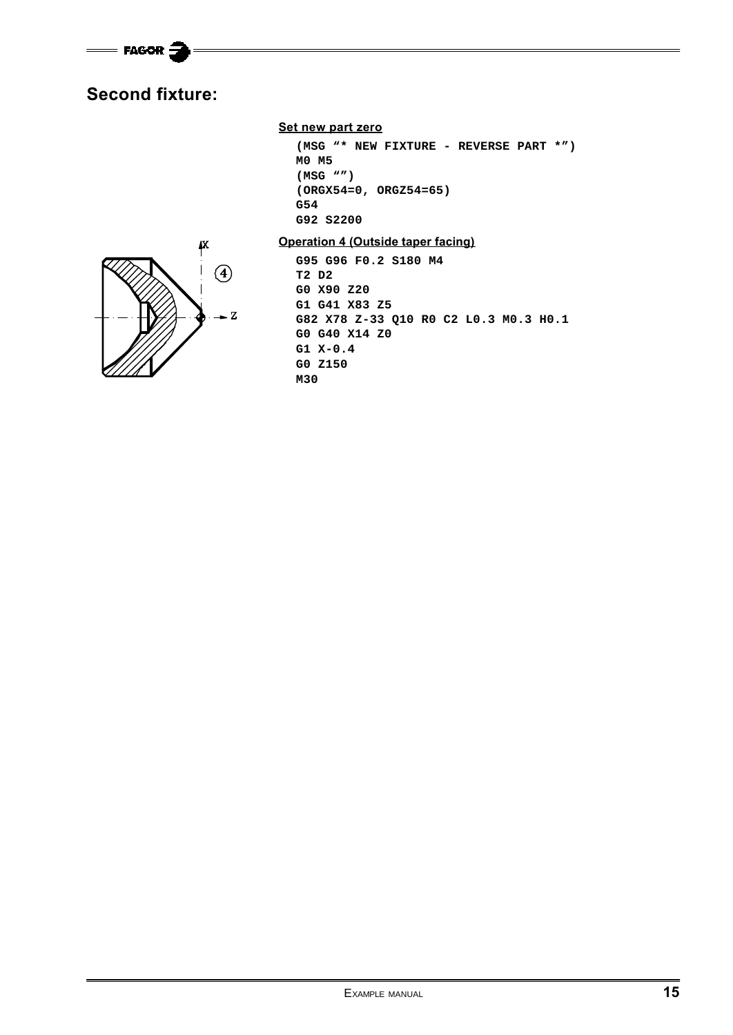## Second fixture:

**Set new part zero**

```
(MSG "* NEW FIXTURE - REVERSE PART *")
M0 M5
(MSG "")
(ORGX54=0, ORGZ54=65)
G54
G92 S2200
```

**Operation 4 (Outside taper facing)**

```
G95 G96 F0.2 S180 M4
T2 D2
G0 X90 Z20
G1 G41 X83 Z5
G82 X78 Z-33 Q10 R0 C2 L0.3 M0.3 H0.1
G0 G40 X14 Z0
G1 X-0.4
G0 Z150
M30
```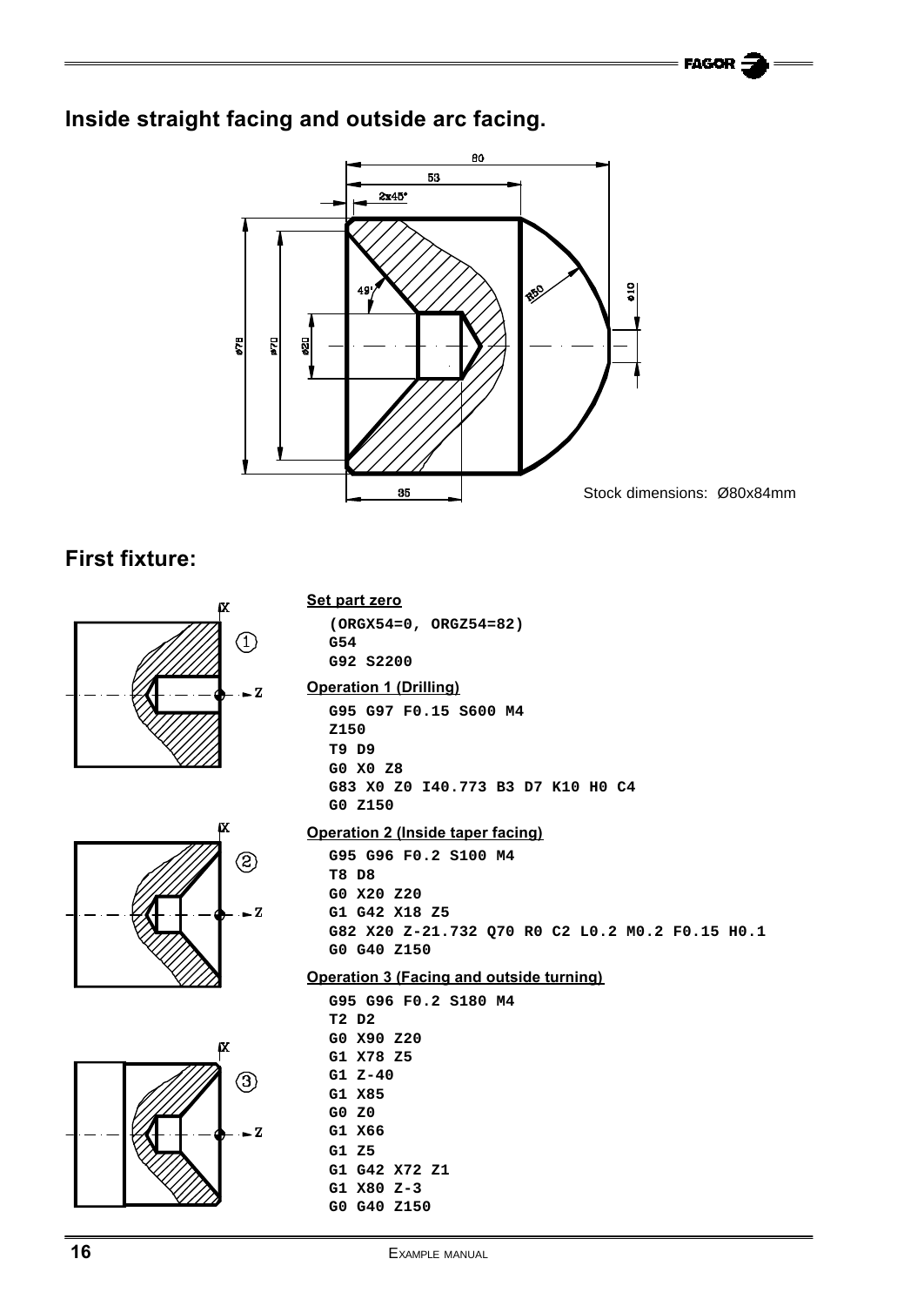## Inside straight facing and outside arc facing.

Stock dimensions: Ø80x84mm

## First fixture:

**Set part zero**

```
(ORGX54=0, ORGZ54=82)
G54
G92 S2200
```

**Operation 1 (Drilling)**

```
G95 G97 F0.15 S600 M4
Z150
T9 D9
G0 X0 Z8
G83 X0 Z0 I40.773 B3 D7 K10 H0 C4
G0 Z150
```

**Operation 2 (Inside taper facing)**

```
G95 G96 F0.2 S100 M4
T8 D8
G0 X20 Z20
G1 G42 X18 Z5
G82 X20 Z-21.732 Q70 R0 C2 L0.2 M0.2 F0.15 H0.1
G0 G40 Z150
```

**Operation 3 (Facing and outside turning)**

```
G95 G96 F0.2 S180 M4
T2 D2
G0 X90 Z20
G1 X78 Z5
G1 Z-40
G1 X85
G0 Z0
G1 X66
G1 Z5
G1 G42 X72 Z1
G1 X80 Z-3
G0 G40 Z150
```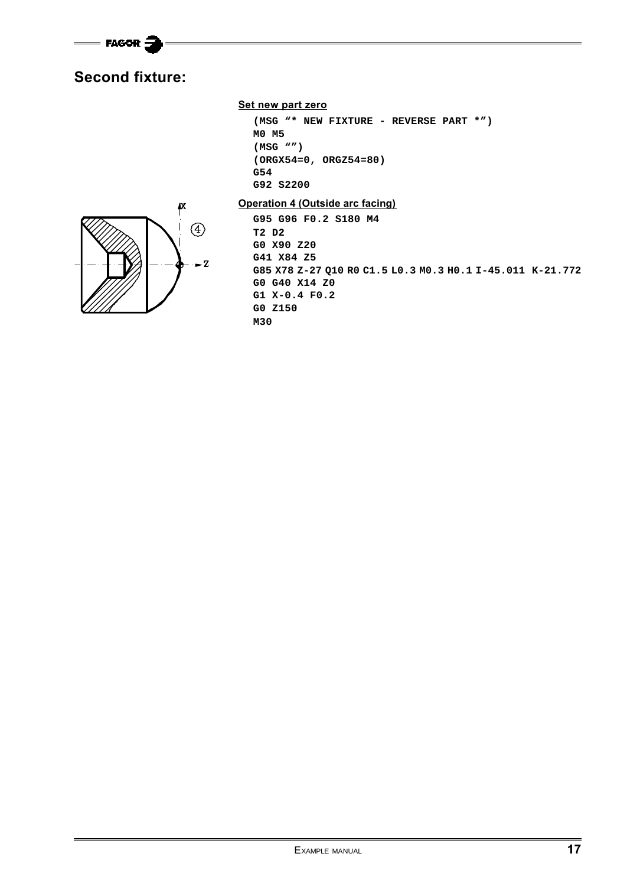## Second fixture:

**Set new part zero**

```
(MSG "* NEW FIXTURE - REVERSE PART *")
M0 M5
(MSG "")
(ORGX54=0, ORGZ54=80)
G54
G92 S2200
```

**Operation 4 (Outside arc facing)**

```
G95 G96 F0.2 S180 M4
T2 D2
G0 X90 Z20
G41 X84 Z5
G85 X78 Z-27 Q10 R0 C1.5 L0.3 M0.3 H0.1 I-45.011 K-21.772
G0 G40 X14 Z0
G1 X-0.4 F0.2
G0 Z150
M30
```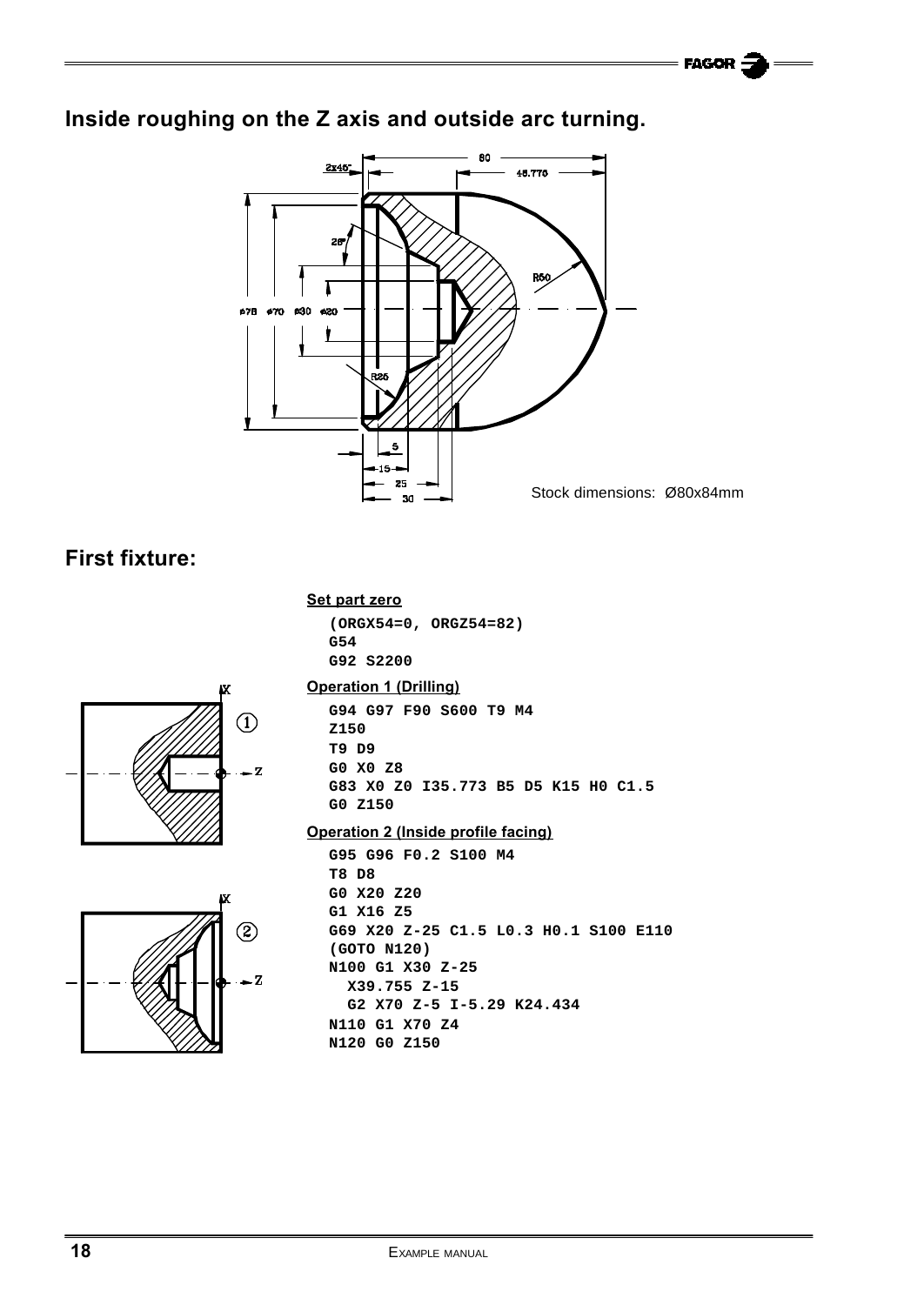## Inside roughing on the Z axis and outside arc turning.

Stock dimensions: Ø80x84mm

## First fixture:

**Set part zero**

```
(ORGX54=0, ORGZ54=82)
G54
G92 S2200
```

**Operation 1 (Drilling)**

```
G94 G97 F90 S600 T9 M4
Z150
T9 D9
G0 X0 Z8
G83 X0 Z0 I35.773 B5 D5 K15 H0 C1.5
G0 Z150
```

**Operation 2 (Inside profile facing)**

```
G95 G96 F0.2 S100 M4
T8 D8
G0 X20 Z20
G1 X16 Z5
G69 X20 Z-25 C1.5 L0.3 H0.1 S100 E110
(GOTO N120)
N100 G1 X30 Z-25
  X39.755 Z-15
  G2 X70 Z-5 I-5.29 K24.434
N110 G1 X70 Z4
N120 G0 Z150
```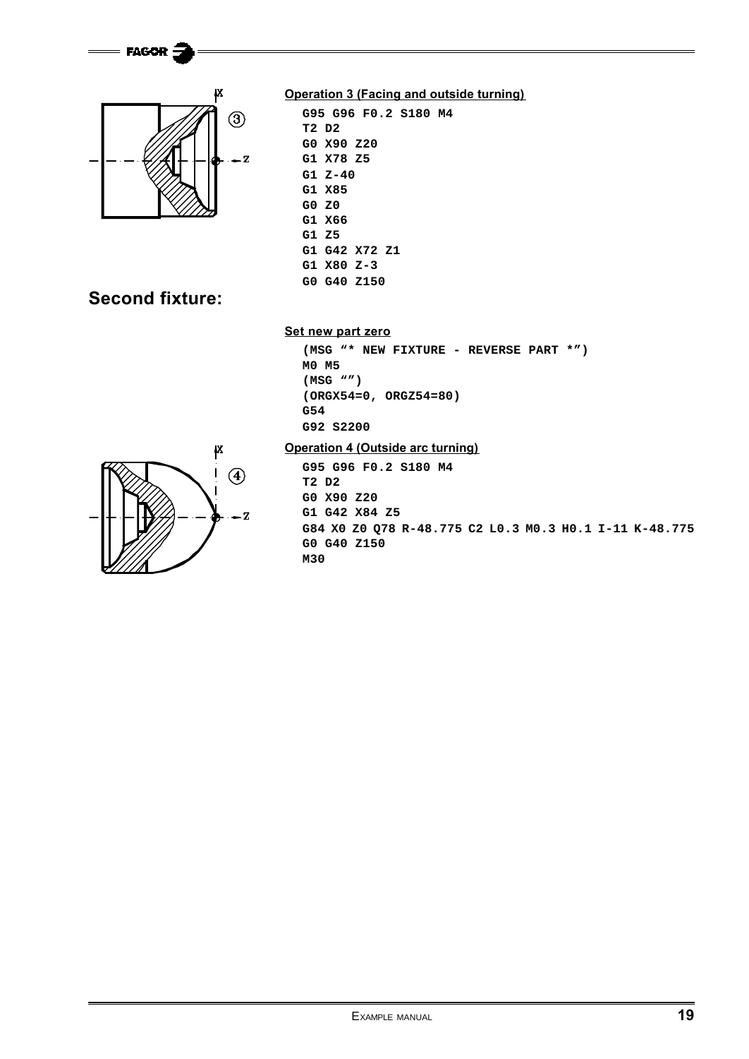**Operation 3 (Facing and outside turning)**

```
G95 G96 F0.2 S180 M4
T2 D2
G0 X90 Z20
G1 X78 Z5
G1 Z-40
G1 X85
G0 Z0
G1 X66
G1 Z5
G1 G42 X72 Z1
G1 X80 Z-3
G0 G40 Z150
```

## Second fixture:

**Set new part zero**

```
(MSG "* NEW FIXTURE - REVERSE PART *")
M0 M5
(MSG "")
(ORGX54=0, ORGZ54=80)
G54
G92 S2200
```

**Operation 4 (Outside arc turning)**

```
G95 G96 F0.2 S180 M4
T2 D2
G0 X90 Z20
G1 G42 X84 Z5
G84 X0 Z0 Q78 R-48.775 C2 L0.3 M0.3 H0.1 I-11 K-48.775
G0 G40 Z150
M30
```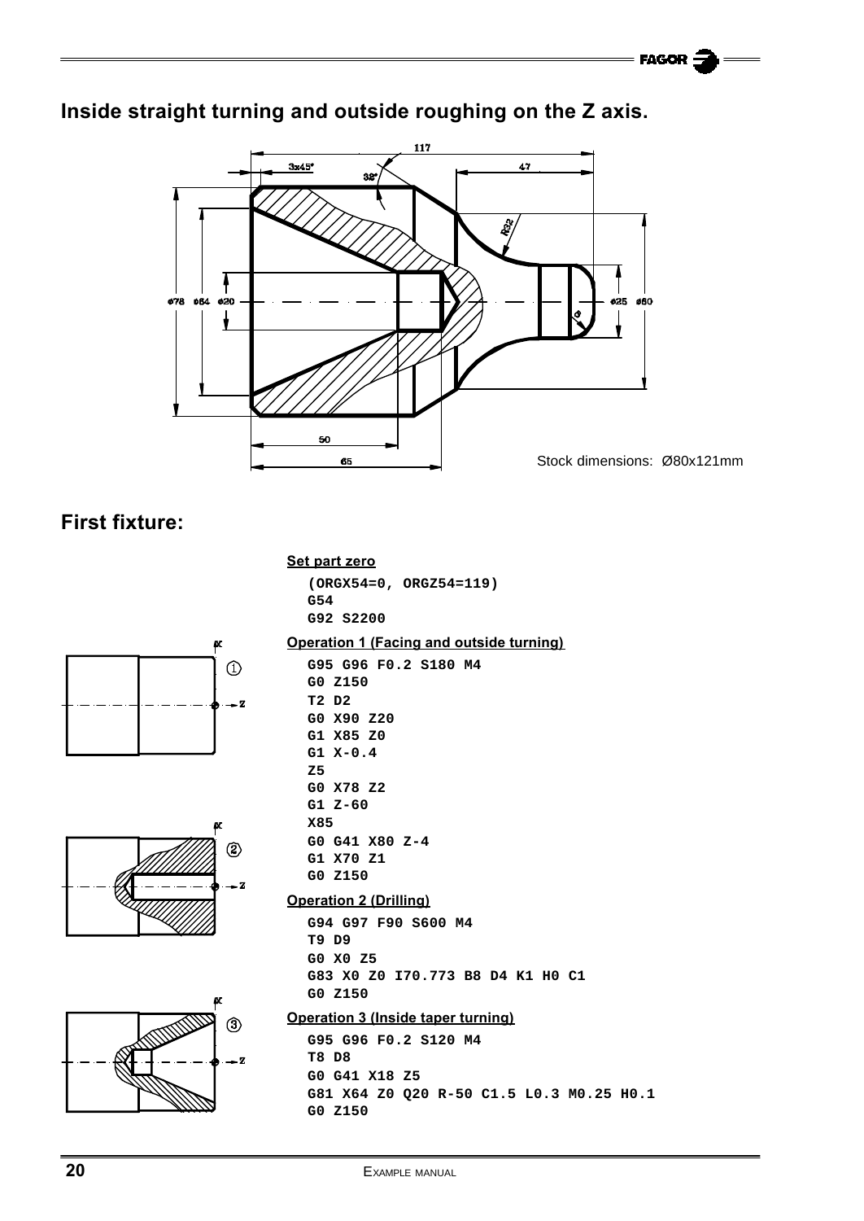## Inside straight turning and outside roughing on the Z axis.

Stock dimensions: Ø80x121mm

## First fixture:

**Set part zero**

```
(ORGX54=0, ORGZ54=119)
G54
G92 S2200
```

**Operation 1 (Facing and outside turning)**

```
G95 G96 F0.2 S180 M4
G0 Z150
T2 D2
G0 X90 Z20
G1 X85 Z0
G1 X-0.4
Z5
G0 X78 Z2
G1 Z-60
X85
G0 G41 X80 Z-4
G1 X70 Z1
G0 Z150
```

**Operation 2 (Drilling)**

```
G94 G97 F90 S600 M4
T9 D9
G0 X0 Z5
G83 X0 Z0 I70.773 B8 D4 K1 H0 C1
G0 Z150
```

**Operation 3 (Inside taper turning)**

```
G95 G96 F0.2 S120 M4
T8 D8
G0 G41 X18 Z5
G81 X64 Z0 Q20 R-50 C1.5 L0.3 M0.25 H0.1
G0 Z150
```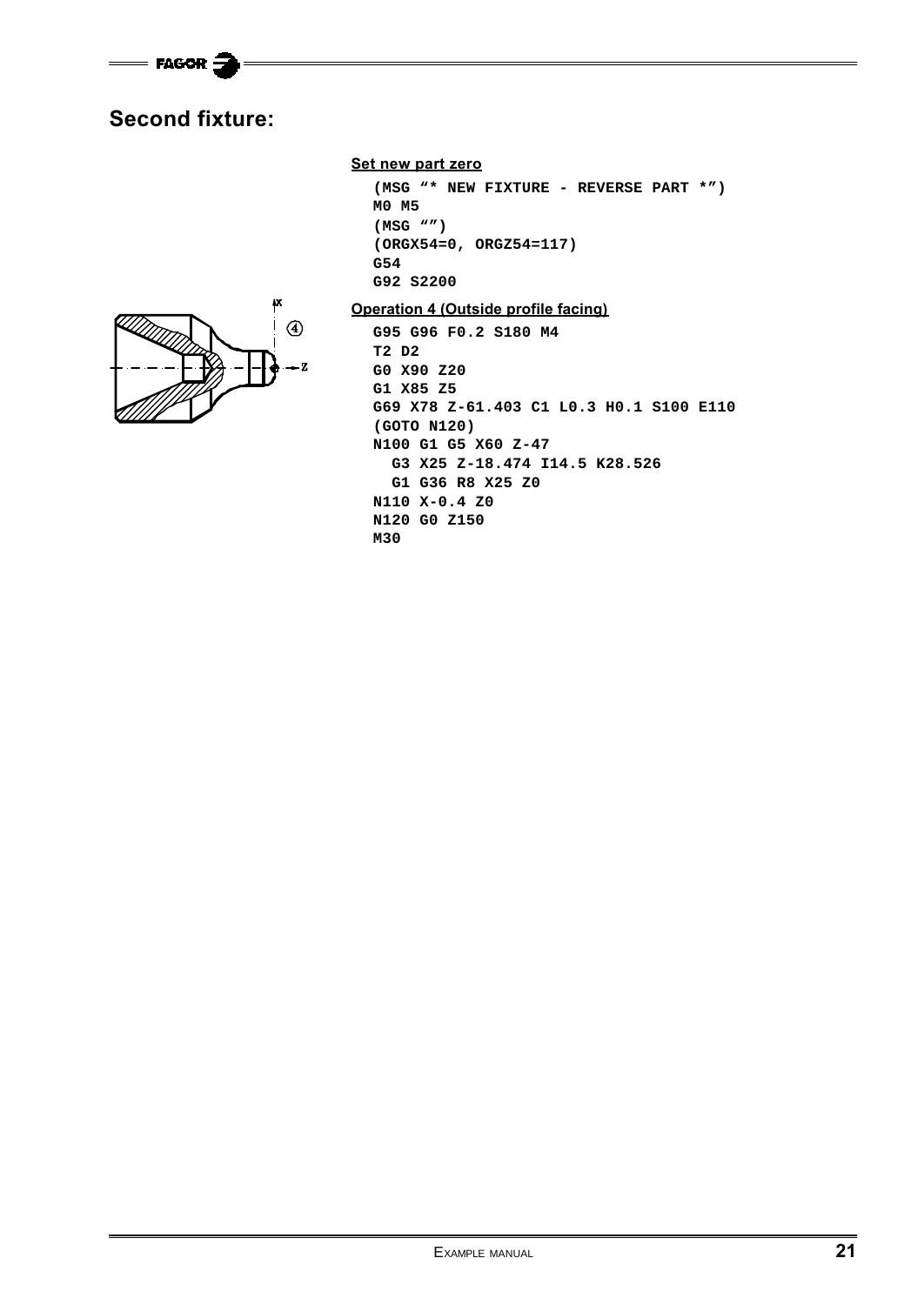## Second fixture:

**Set new part zero**

```
(MSG "* NEW FIXTURE - REVERSE PART *")
M0 M5
(MSG "")
(ORGX54=0, ORGZ54=117)
G54
G92 S2200
```

**Operation 4 (Outside profile facing)**

```
G95 G96 F0.2 S180 M4
T2 D2
G0 X90 Z20
G1 X85 Z5
G69 X78 Z-61.403 C1 L0.3 H0.1 S100 E110
(GOTO N120)
N100 G1 G5 X60 Z-47
  G3 X25 Z-18.474 I14.5 K28.526
  G1 G36 R8 X25 Z0
N110 X-0.4 Z0
N120 G0 Z150
M30
```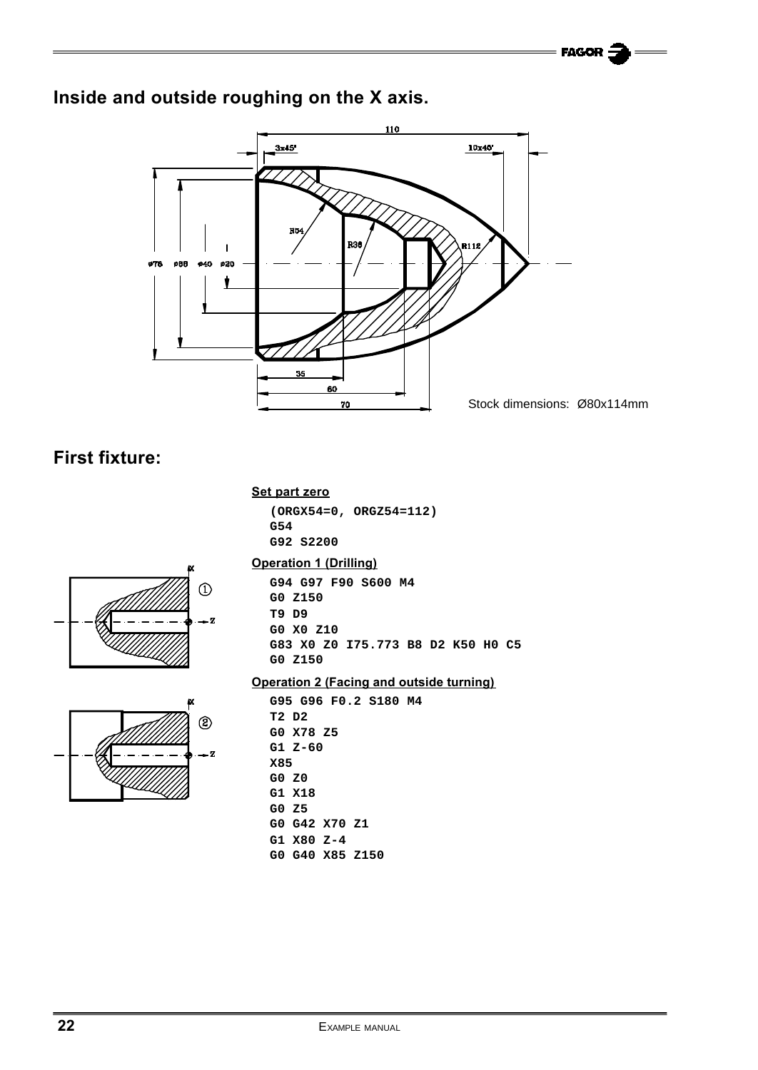## Inside and outside roughing on the X axis.

Stock dimensions: Ø80x114mm

## First fixture:

**Set part zero**

```
(ORGX54=0, ORGZ54=112)
G54
G92 S2200
```

**Operation 1 (Drilling)**

```
G94 G97 F90 S600 M4
G0 Z150
T9 D9
G0 X0 Z10
G83 X0 Z0 I75.773 B8 D2 K50 H0 C5
G0 Z150
```

**Operation 2 (Facing and outside turning)**

```
G95 G96 F0.2 S180 M4
T2 D2
G0 X78 Z5
G1 Z-60
X85
G0 Z0
G1 X18
G0 Z5
G0 G42 X70 Z1
G1 X80 Z-4
G0 G40 X85 Z150
```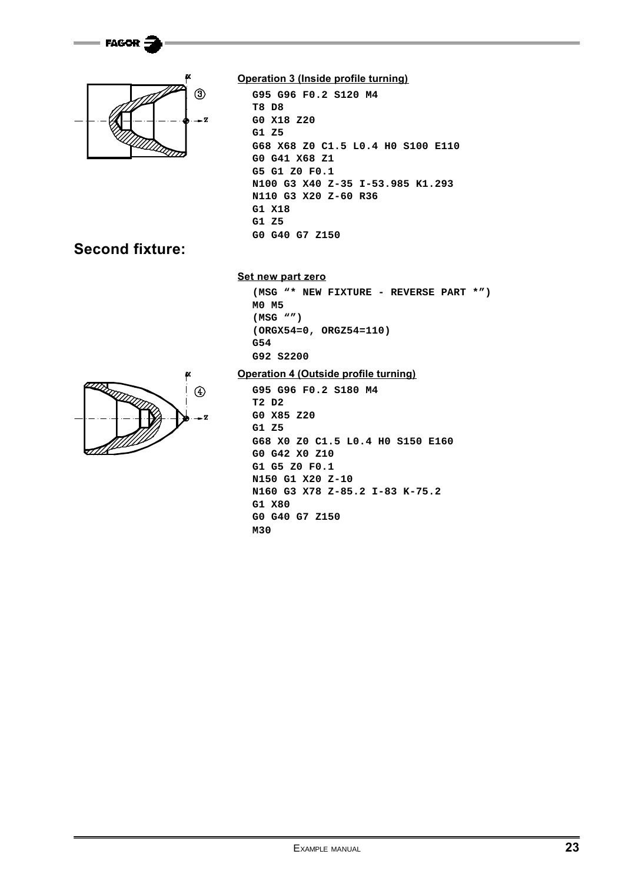**Operation 3 (Inside profile turning)**

```
G95 G96 F0.2 S120 M4
T8 D8
G0 X18 Z20
G1 Z5
G68 X68 Z0 C1.5 L0.4 H0 S100 E110
G0 G41 X68 Z1
G5 G1 Z0 F0.1
N100 G3 X40 Z-35 I-53.985 K1.293
N110 G3 X20 Z-60 R36
G1 X18
G1 Z5
G0 G40 G7 Z150
```

## Second fixture:

**Set new part zero**

```
(MSG "* NEW FIXTURE - REVERSE PART *")
M0 M5
(MSG "")
(ORGX54=0, ORGZ54=110)
G54
G92 S2200
```

**Operation 4 (Outside profile turning)**

```
G95 G96 F0.2 S180 M4
T2 D2
G0 X85 Z20
G1 Z5
G68 X0 Z0 C1.5 L0.4 H0 S150 E160
G0 G42 X0 Z10
G1 G5 Z0 F0.1
N150 G1 X20 Z-10
N160 G3 X78 Z-85.2 I-83 K-75.2
G1 X80
G0 G40 G7 Z150
M30
```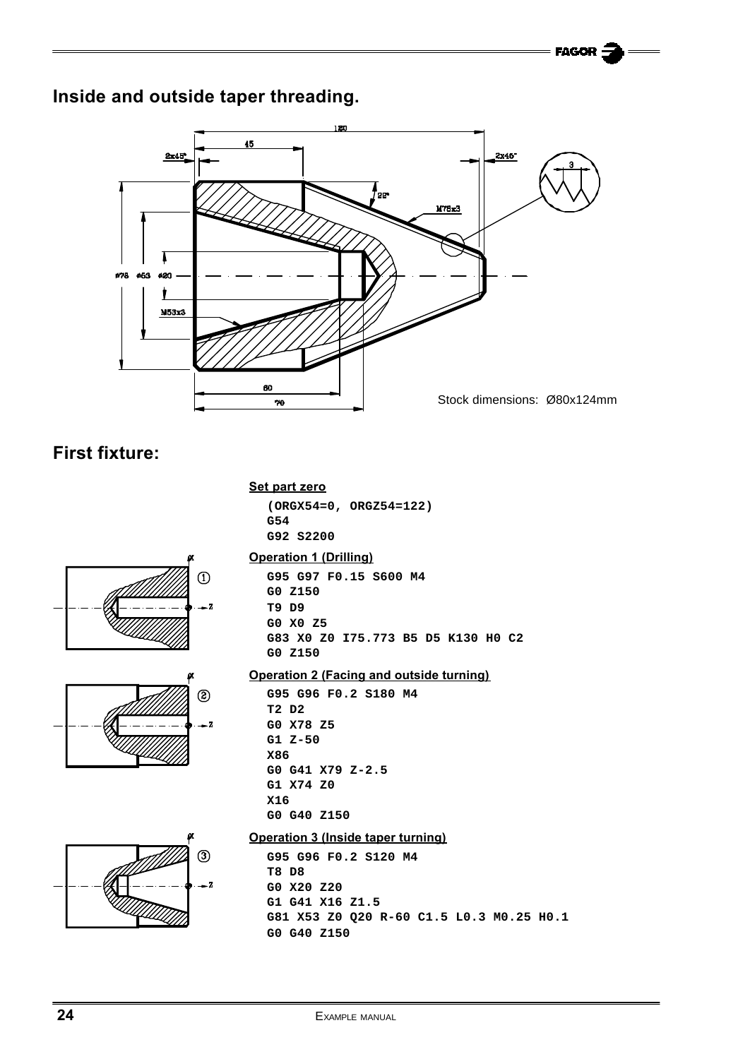## Inside and outside taper threading.

Stock dimensions: Ø80x124mm

## First fixture:

**Set part zero**

```
(ORGX54=0, ORGZ54=122)
G54
G92 S2200
```

**Operation 1 (Drilling)**

```
G95 G97 F0.15 S600 M4
G0 Z150
T9 D9
G0 X0 Z5
G83 X0 Z0 I75.773 B5 D5 K130 H0 C2
G0 Z150
```

**Operation 2 (Facing and outside turning)**

```
G95 G96 F0.2 S180 M4
T2 D2
G0 X78 Z5
G1 Z-50
X86
G0 G41 X79 Z-2.5
G1 X74 Z0
X16
G0 G40 Z150
```

**Operation 3 (Inside taper turning)**

```
G95 G96 F0.2 S120 M4
T8 D8
G0 X20 Z20
G1 G41 X16 Z1.5
G81 X53 Z0 Q20 R-60 C1.5 L0.3 M0.25 H0.1
G0 G40 Z150
```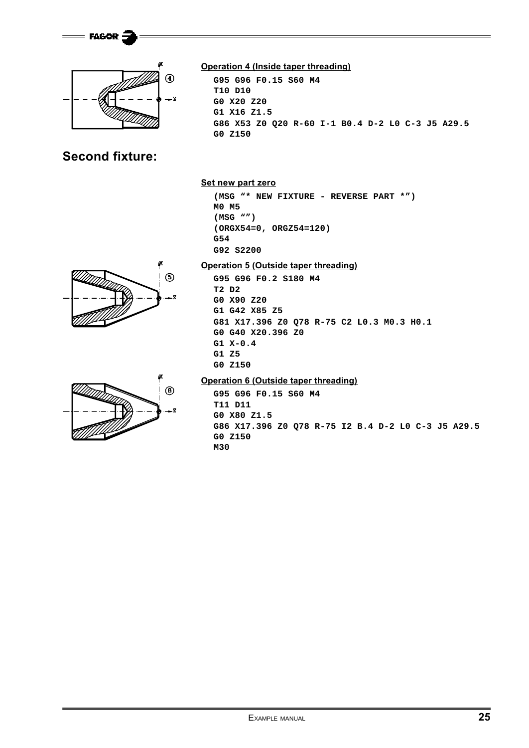**Operation 4 (Inside taper threading)**

```
G95 G96 F0.15 S60 M4
T10 D10
G0 X20 Z20
G1 X16 Z1.5
G86 X53 Z0 Q20 R-60 I-1 B0.4 D-2 L0 C-3 J5 A29.5
G0 Z150
```

## Second fixture:

**Set new part zero**

```
(MSG "* NEW FIXTURE - REVERSE PART *")
M0 M5
(MSG "")
(ORGX54=0, ORGZ54=120)
G54
G92 S2200
```

**Operation 5 (Outside taper threading)**

```
G95 G96 F0.2 S180 M4
T2 D2
G0 X90 Z20
G1 G42 X85 Z5
G81 X17.396 Z0 Q78 R-75 C2 L0.3 M0.3 H0.1
G0 G40 X20.396 Z0
G1 X-0.4
G1 Z5
G0 Z150
```

**Operation 6 (Outside taper threading)**

```
G95 G96 F0.15 S60 M4
T11 D11
G0 X80 Z1.5
G86 X17.396 Z0 Q78 R-75 I2 B.4 D-2 L0 C-3 J5 A29.5
G0 Z150
M30
```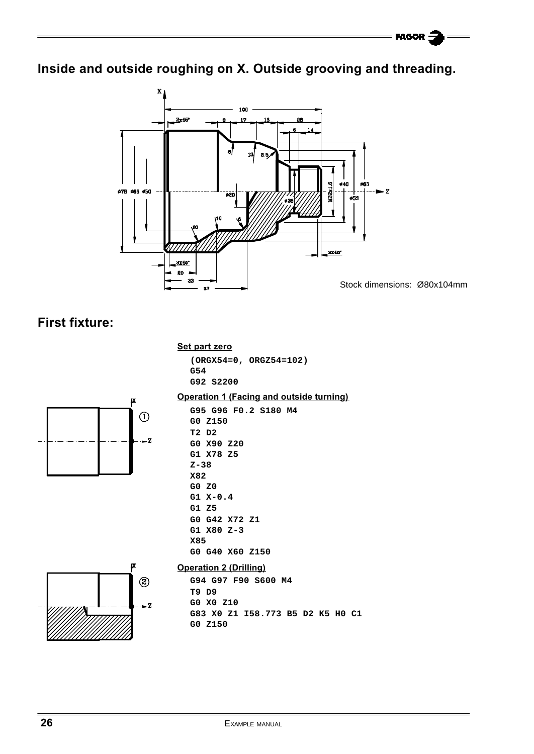## Inside and outside roughing on X. Outside grooving and threading.

Stock dimensions: Ø80x104mm

## First fixture:

**Set part zero**

```
(ORGX54=0, ORGZ54=102)
G54
G92 S2200
```

**Operation 1 (Facing and outside turning)**

```
G95 G96 F0.2 S180 M4
G0 Z150
T2 D2
G0 X90 Z20
G1 X78 Z5
Z-38
X82
G0 Z0
G1 X-0.4
G1 Z5
G0 G42 X72 Z1
G1 X80 Z-3
X85
G0 G40 X60 Z150
```

**Operation 2 (Drilling)**

```
G94 G97 F90 S600 M4
T9 D9
G0 X0 Z10
G83 X0 Z1 I58.773 B5 D2 K5 H0 C1
G0 Z150
```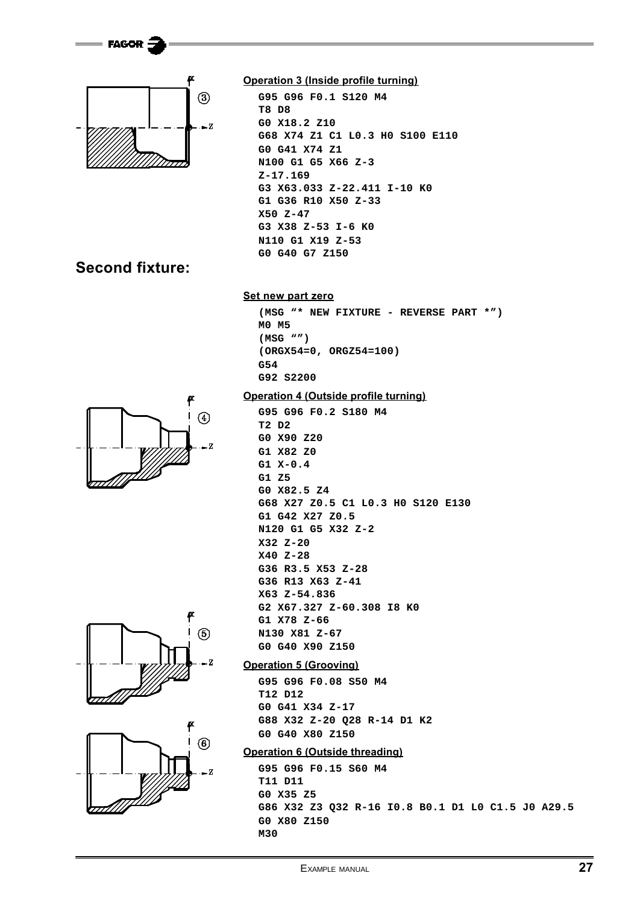**Operation 3 (Inside profile turning)**

```
G95 G96 F0.1 S120 M4
T8 D8
G0 X18.2 Z10
G68 X74 Z1 C1 L0.3 H0 S100 E110
G0 G41 X74 Z1
N100 G1 G5 X66 Z-3
Z-17.169
G3 X63.033 Z-22.411 I-10 K0
G1 G36 R10 X50 Z-33
X50 Z-47
G3 X38 Z-53 I-6 K0
N110 G1 X19 Z-53
G0 G40 G7 Z150
```

## Second fixture:

**Set new part zero**

```
(MSG "* NEW FIXTURE - REVERSE PART *")
M0 M5
(MSG "")
(ORGX54=0, ORGZ54=100)
G54
G92 S2200
```

**Operation 4 (Outside profile turning)**

```
G95 G96 F0.2 S180 M4
T2 D2
G0 X90 Z20
G1 X82 Z0
G1 X-0.4
G1 Z5
G0 X82.5 Z4
G68 X27 Z0.5 C1 L0.3 H0 S120 E130
G1 G42 X27 Z0.5
N120 G1 G5 X32 Z-2
X32 Z-20
X40 Z-28
G36 R3.5 X53 Z-28
G36 R13 X63 Z-41
X63 Z-54.836
G2 X67.327 Z-60.308 I8 K0
G1 X78 Z-66
N130 X81 Z-67
G0 G40 X90 Z150
```

**Operation 5 (Grooving)**

```
G95 G96 F0.08 S50 M4
T12 D12
G0 G41 X34 Z-17
G88 X32 Z-20 Q28 R-14 D1 K2
G0 G40 X80 Z150
```

**Operation 6 (Outside threading)**

```
G95 G96 F0.15 S60 M4
T11 D11
G0 X35 Z5
G86 X32 Z3 Q32 R-16 I0.8 B0.1 D1 L0 C1.5 J0 A29.5
G0 X80 Z150
M30
```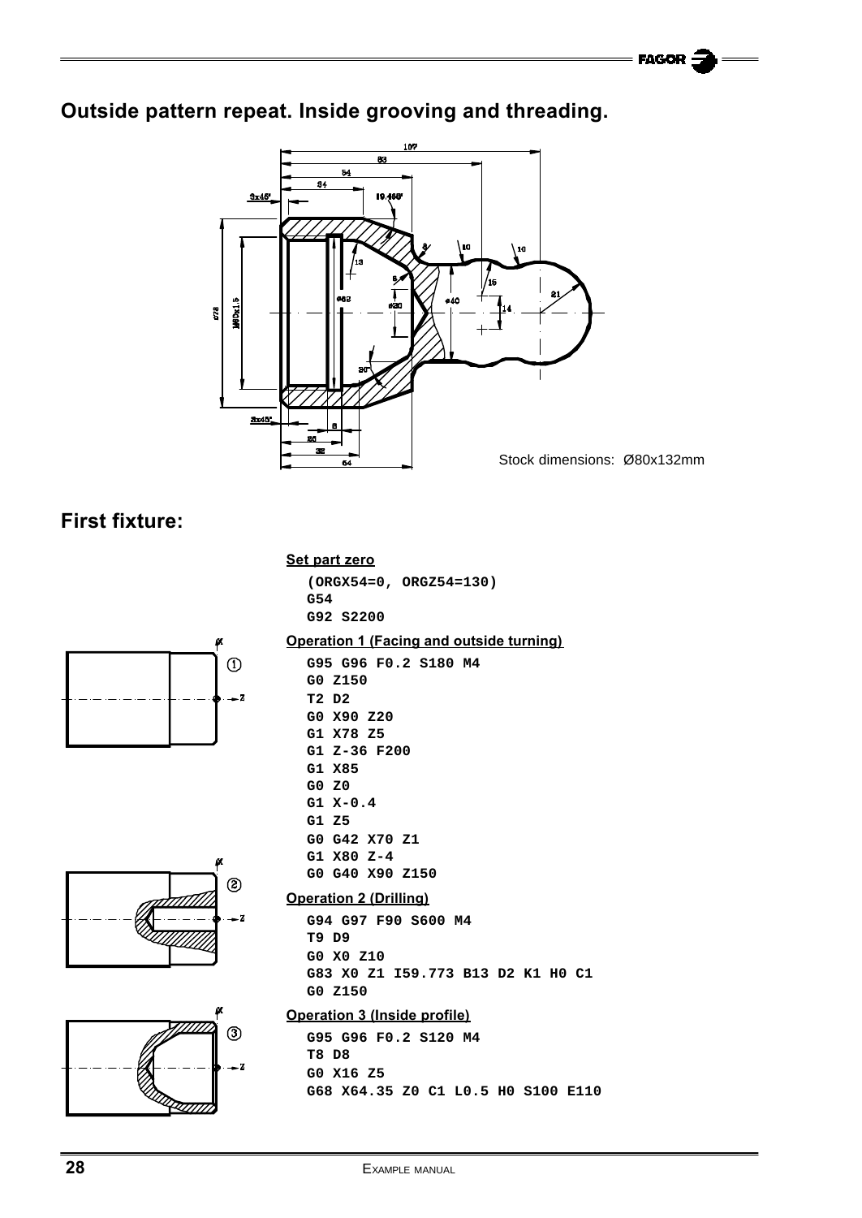## Outside pattern repeat. Inside grooving and threading.

Stock dimensions: Ø80x132mm

## First fixture:

**Set part zero**

```
(ORGX54=0, ORGZ54=130)
G54
G92 S2200
```

**Operation 1 (Facing and outside turning)**

```
G95 G96 F0.2 S180 M4
G0 Z150
T2 D2
G0 X90 Z20
G1 X78 Z5
G1 Z-36 F200
G1 X85
G0 Z0
G1 X-0.4
G1 Z5
G0 G42 X70 Z1
G1 X80 Z-4
G0 G40 X90 Z150
```

**Operation 2 (Drilling)**

```
G94 G97 F90 S600 M4
T9 D9
G0 X0 Z10
G83 X0 Z1 I59.773 B13 D2 K1 H0 C1
G0 Z150
```

**Operation 3 (Inside profile)**

```
G95 G96 F0.2 S120 M4
T8 D8
G0 X16 Z5
G68 X64.35 Z0 C1 L0.5 H0 S100 E110
```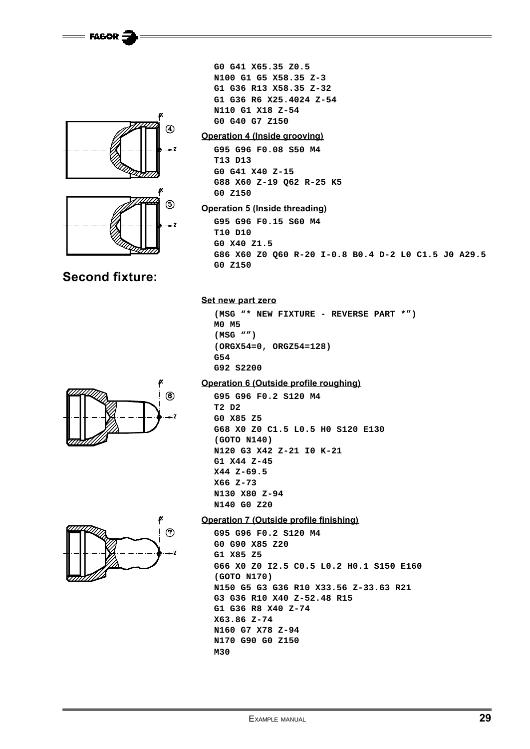```
G0 G41 X65.35 Z0.5
N100 G1 G5 X58.35 Z-3
G1 G36 R13 X58.35 Z-32
G1 G36 R6 X25.4024 Z-54
N110 G1 X18 Z-54
G0 G40 G7 Z150
```

**Operation 4 (Inside grooving)**

```
G95 G96 F0.08 S50 M4
T13 D13
G0 G41 X40 Z-15
G88 X60 Z-19 Q62 R-25 K5
G0 Z150
```

**Operation 5 (Inside threading)**

```
G95 G96 F0.15 S60 M4
T10 D10
G0 X40 Z1.5
G86 X60 Z0 Q60 R-20 I-0.8 B0.4 D-2 L0 C1.5 J0 A29.5
G0 Z150
```

## Second fixture:

**Set new part zero**

```
(MSG "* NEW FIXTURE - REVERSE PART *")
M0 M5
(MSG "")
(ORGX54=0, ORGZ54=128)
G54
G92 S2200
```

**Operation 6 (Outside profile roughing)**

```
G95 G96 F0.2 S120 M4
T2 D2
G0 X85 Z5
G68 X0 Z0 C1.5 L0.5 H0 S120 E130
(GOTO N140)
N120 G3 X42 Z-21 I0 K-21
G1 X44 Z-45
X44 Z-69.5
X66 Z-73
N130 X80 Z-94
N140 G0 Z20
```

**Operation 7 (Outside profile finishing)**

```
G95 G96 F0.2 S120 M4
G0 G90 X85 Z20
G1 X85 Z5
G66 X0 Z0 I2.5 C0.5 L0.2 H0.1 S150 E160
(GOTO N170)
N150 G5 G3 G36 R10 X33.56 Z-33.63 R21
G3 G36 R10 X40 Z-52.48 R15
G1 G36 R8 X40 Z-74
X63.86 Z-74
N160 G7 X78 Z-94
N170 G90 G0 Z150
M30
```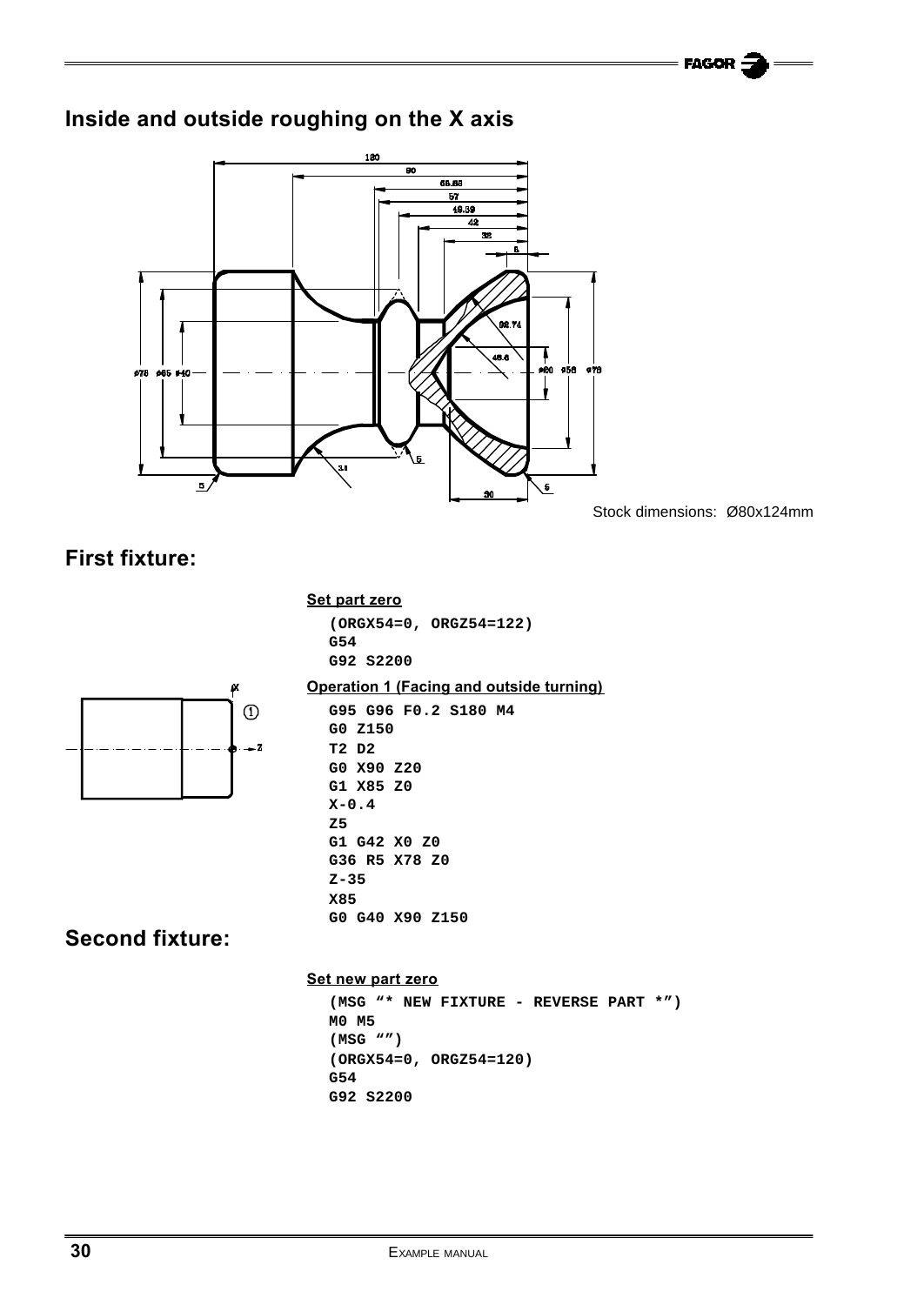## Inside and outside roughing on the X axis

Stock dimensions: Ø80x124mm

## First fixture:

**Set part zero**

```
(ORGX54=0, ORGZ54=122)
G54
G92 S2200
```

**Operation 1 (Facing and outside turning)**

```
G95 G96 F0.2 S180 M4
G0 Z150
T2 D2
G0 X90 Z20
G1 X85 Z0
X-0.4
Z5
G1 G42 X0 Z0
G36 R5 X78 Z0
Z-35
X85
G0 G40 X90 Z150
```

## Second fixture:

**Set new part zero**

```
(MSG "* NEW FIXTURE - REVERSE PART *")
M0 M5
(MSG "")
(ORGX54=0, ORGZ54=120)
G54
G92 S2200
```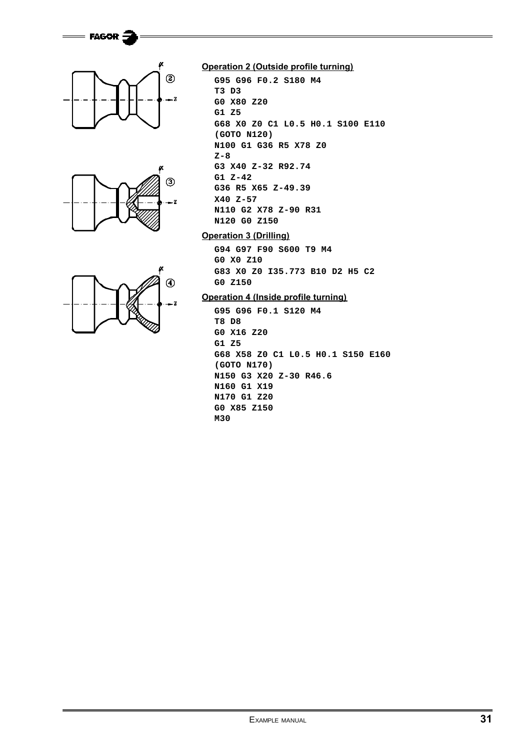**Operation 2 (Outside profile turning)**

```
G95 G96 F0.2 S180 M4
T3 D3
G0 X80 Z20
G1 Z5
G68 X0 Z0 C1 L0.5 H0.1 S100 E110
(GOTO N120)
N100 G1 G36 R5 X78 Z0
Z-8
G3 X40 Z-32 R92.74
G1 Z-42
G36 R5 X65 Z-49.39
X40 Z-57
N110 G2 X78 Z-90 R31
N120 G0 Z150
```

**Operation 3 (Drilling)**

```
G94 G97 F90 S600 T9 M4
G0 X0 Z10
G83 X0 Z0 I35.773 B10 D2 H5 C2
G0 Z150
```

**Operation 4 (Inside profile turning)**

```
G95 G96 F0.1 S120 M4
T8 D8
G0 X16 Z20
G1 Z5
G68 X58 Z0 C1 L0.5 H0.1 S150 E160
(GOTO N170)
N150 G3 X20 Z-30 R46.6
N160 G1 X19
N170 G1 Z20
G0 X85 Z150
M30
```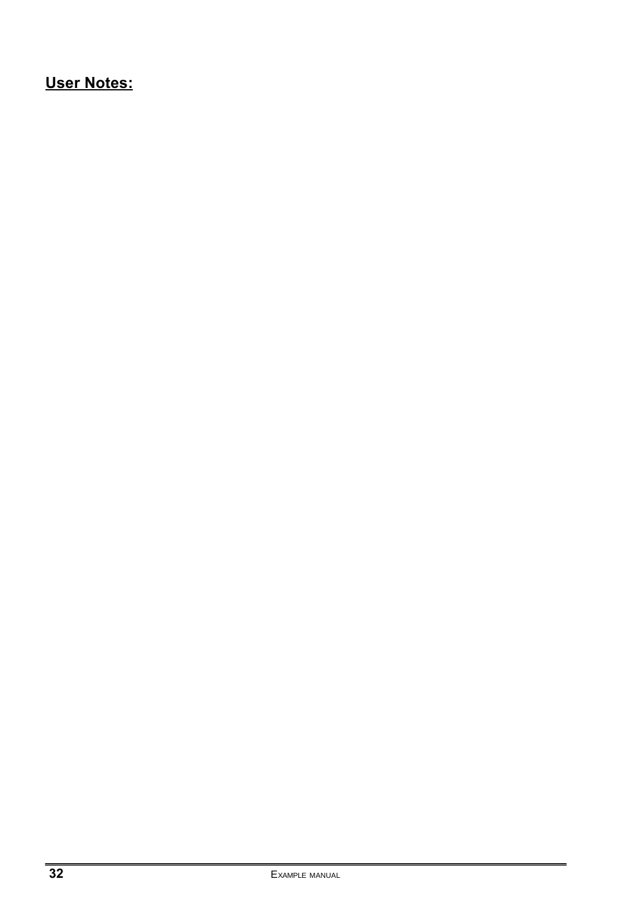**User Notes:**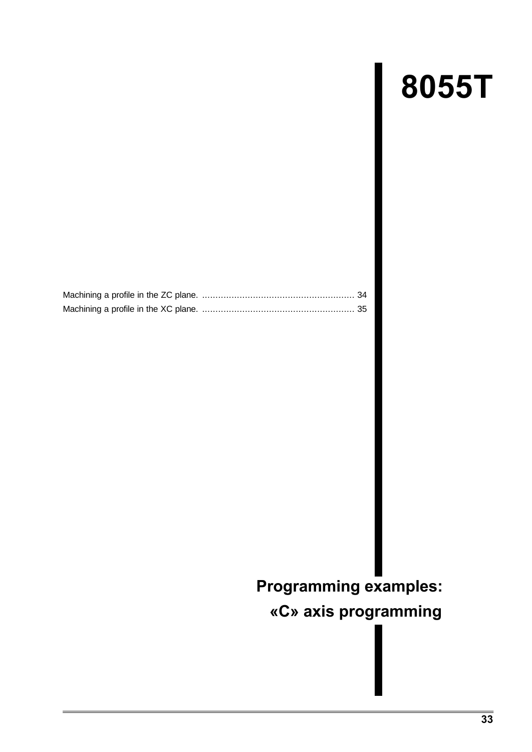# 8055T

Machining a profile in the ZC plane. ......................................................... 34
Machining a profile in the XC plane. ......................................................... 35

## Programming examples: «C» axis programming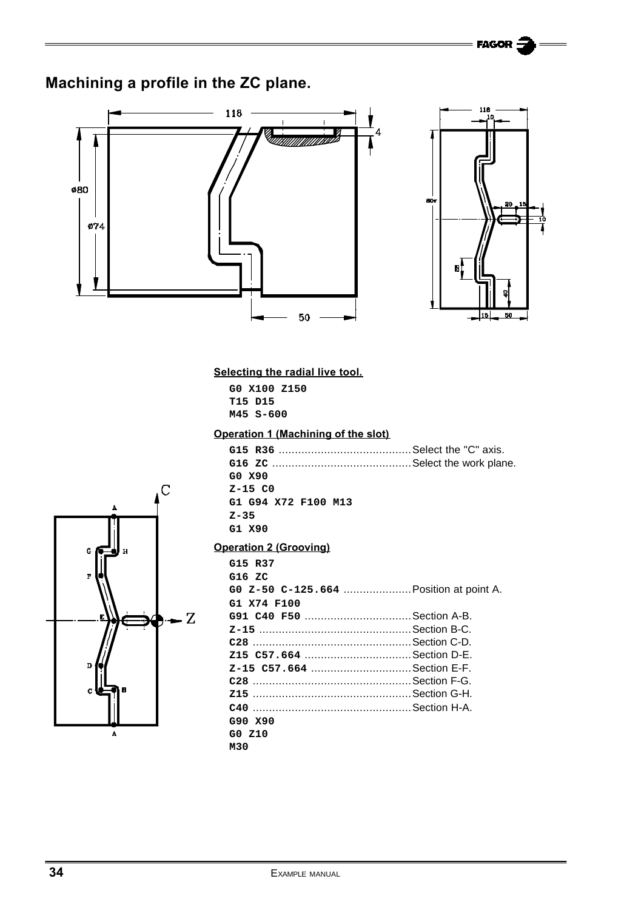## Machining a profile in the ZC plane.

#### Selecting the radial live tool.

```
G0 X100 Z150
T15 D15
M45 S-600
```

#### Operation 1 (Machining of the slot)

```
G15 R36 ........................................Select the "C" axis.
G16 ZC .........................................Select the work plane.
G0 X90
Z-15 C0
G1 G94 X72 F100 M13
Z-35
G1 X90
```

#### Operation 2 (Grooving)

```
G15 R37
G16 ZC
G0 Z-50 C-125.664 ....................Position at point A.
G1 X74 F100
G91 C40 F50 ...............................Section A-B.
Z-15 ..............................................Section B-C.
C28 ................................................Section C-D.
Z15 C57.664 ................................Section D-E.
Z-15 C57.664 ..............................Section E-F.
C28 ................................................Section F-G.
Z15 ................................................Section G-H.
C40 ................................................Section H-A.
G90 X90
G0 Z10
M30
```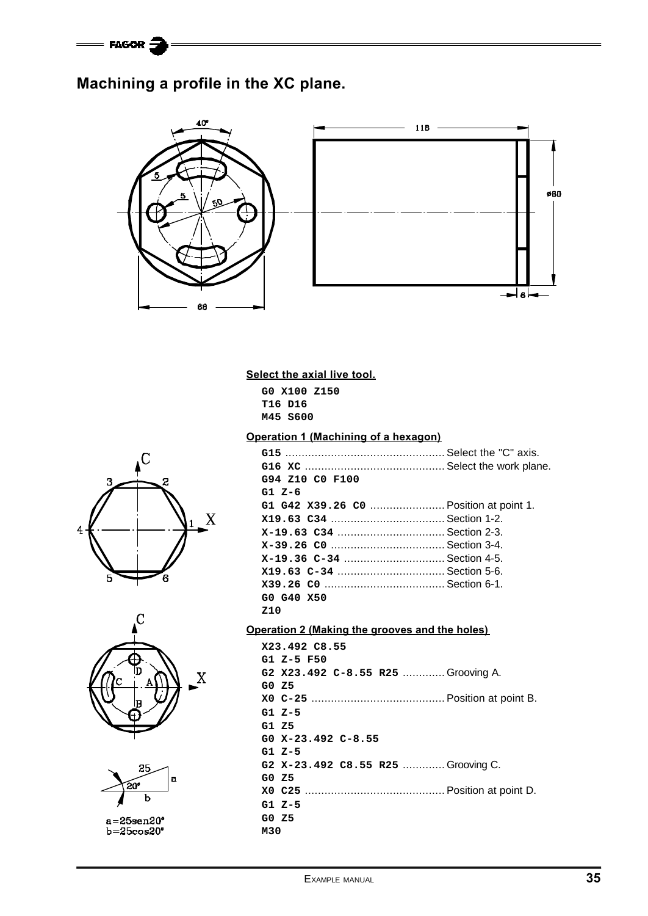# Machining a profile in the XC plane.

**Select the axial live tool.**

```
G0 X100 Z150
T16 D16
M45 S600
```

**Operation 1 (Machining of a hexagon)**

```
G15 ................................................ Select the "C" axis.
G16 XC ............................................. Select the work plane.
G94 Z10 C0 F100
G1 Z-6
G1 G42 X39.26 C0 ..................... Position at point 1.
X19.63 C34 ............................... Section 1-2.
X-19.63 C34 .............................. Section 2-3.
X-39.26 C0 ............................... Section 3-4.
X-19.36 C-34 ............................. Section 4-5.
X19.63 C-34 .............................. Section 5-6.
X39.26 C0 ................................ Section 6-1.
G0 G40 X50
Z10
```

**Operation 2 (Making the grooves and the holes)**

```
X23.492 C8.55
G1 Z-5 F50
G2 X23.492 C-8.55 R25 ............ Grooving A.
G0 Z5
X0 C-25 .................................. Position at point B.
G1 Z-5
G1 Z5
G0 X-23.492 C-8.55
G1 Z-5
G2 X-23.492 C8.55 R25 ............ Grooving C.
G0 Z5
X0 C25 ................................... Position at point D.
G1 Z-5
G0 Z5
M30
```

a=25sen20°
b=25cos20°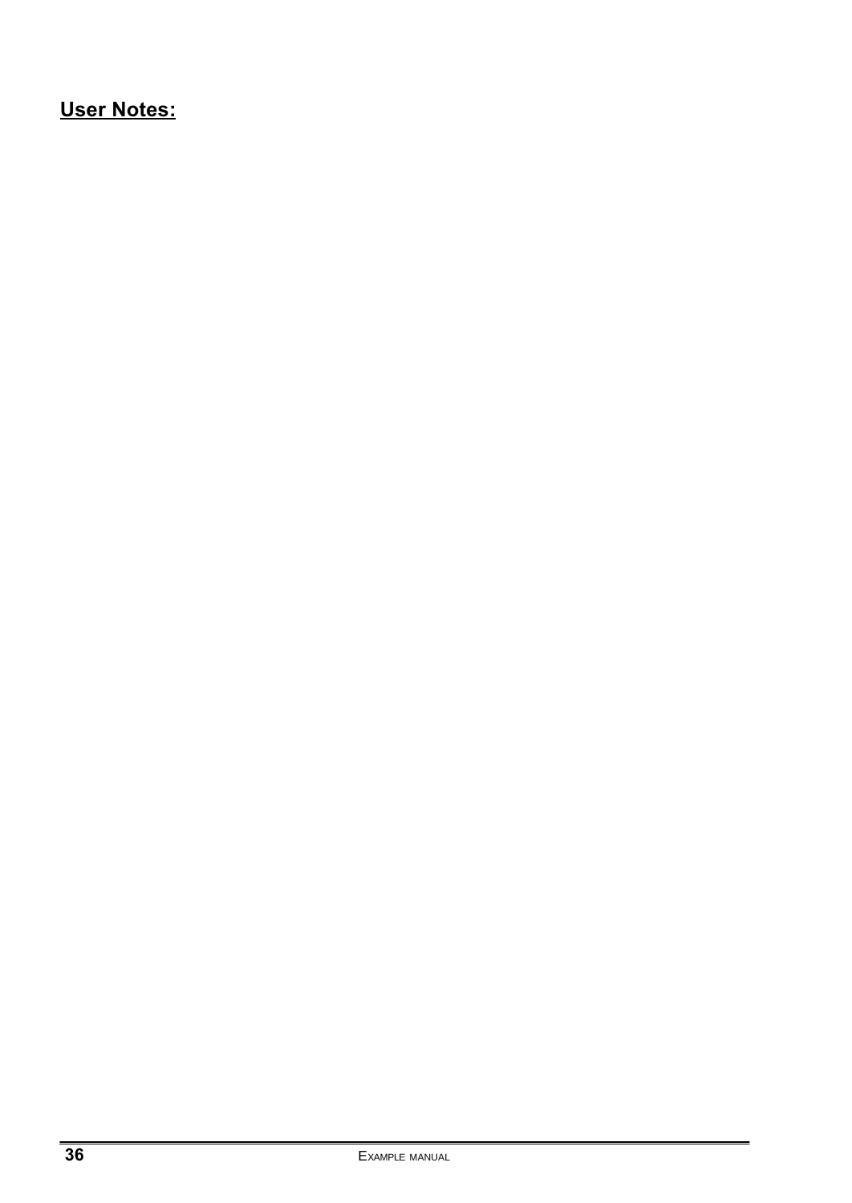**User Notes:**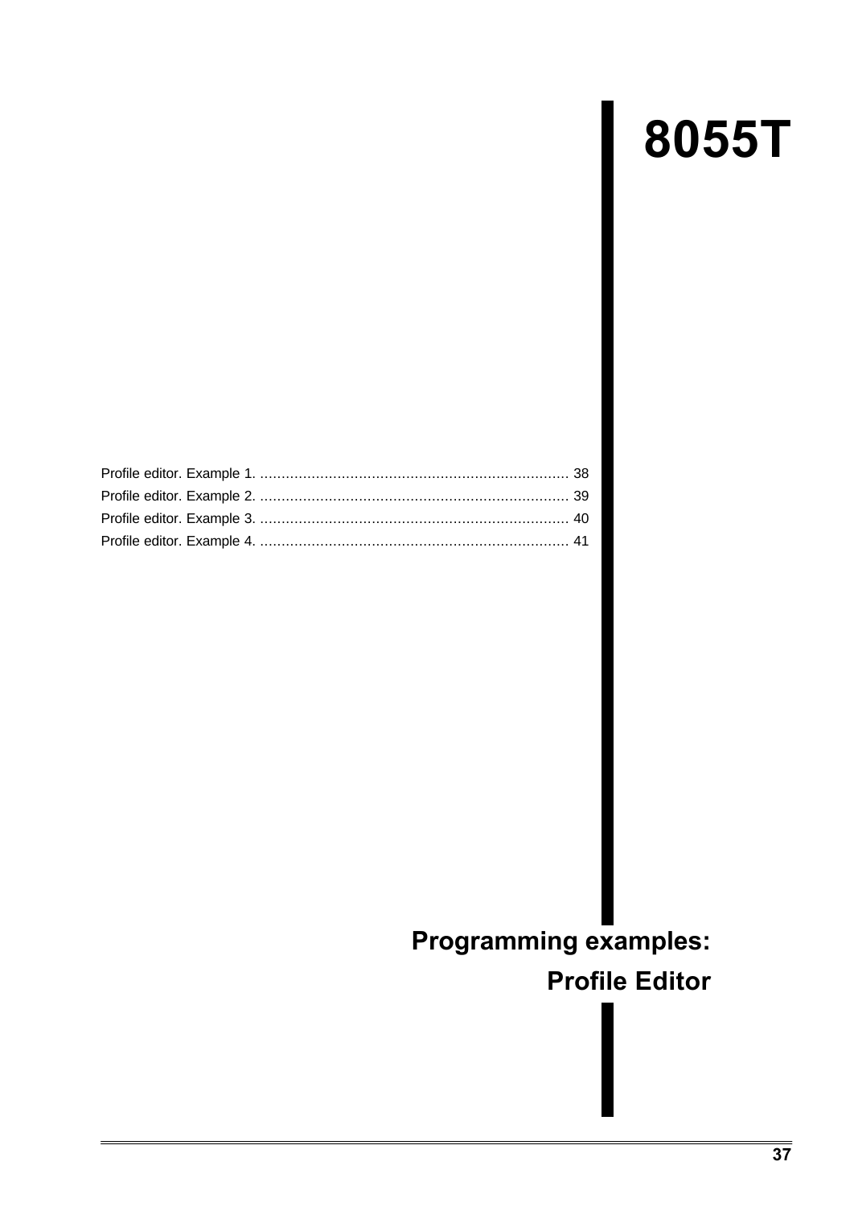# 8055T

Profile editor. Example 1. ........................................................................ 38
Profile editor. Example 2. ........................................................................ 39
Profile editor. Example 3. ........................................................................ 40
Profile editor. Example 4. ........................................................................ 41

## Programming examples:
## Profile Editor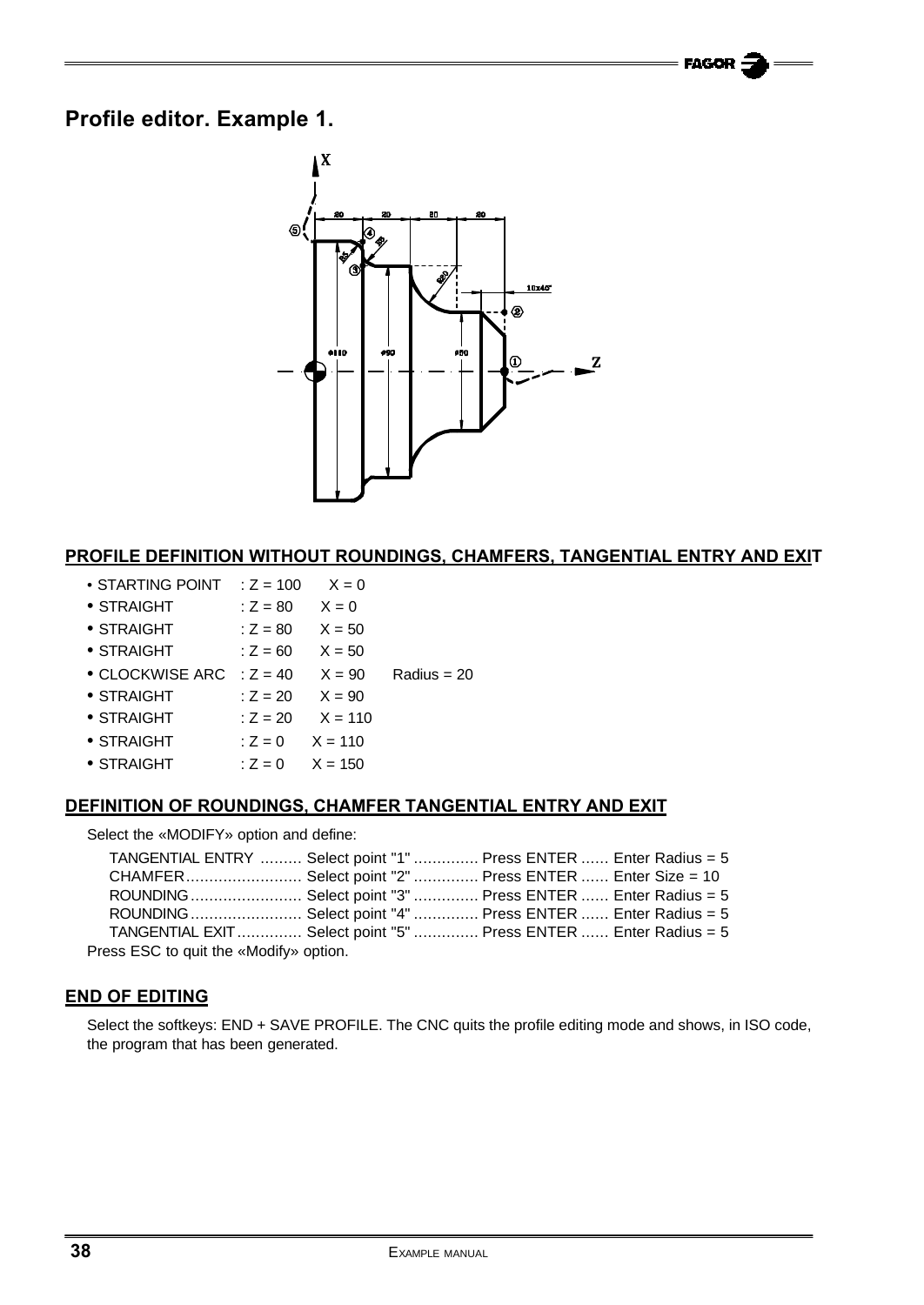## Profile editor. Example 1.

### PROFILE DEFINITION WITHOUT ROUNDINGS, CHAMFERS, TANGENTIAL ENTRY AND EXIT

- STARTING POINT : Z = 100 X = 0
- STRAIGHT : Z = 80 X = 0
- STRAIGHT : Z = 80 X = 50
- STRAIGHT : Z = 60 X = 50
- CLOCKWISE ARC : Z = 40 X = 90 Radius = 20
- STRAIGHT : Z = 20 X = 90
- STRAIGHT : Z = 20 X = 110
- STRAIGHT : Z = 0 X = 110
- STRAIGHT : Z = 0 X = 150

### DEFINITION OF ROUNDINGS, CHAMFER TANGENTIAL ENTRY AND EXIT

Select the «MODIFY» option and define:

TANGENTIAL ENTRY ......... Select point "1" ............. Press ENTER ...... Enter Radius = 5
CHAMFER......................... Select point "2" ............. Press ENTER ...... Enter Size = 10
ROUNDING........................ Select point "3" ............. Press ENTER ...... Enter Radius = 5
ROUNDING........................ Select point "4" ............. Press ENTER ...... Enter Radius = 5
TANGENTIAL EXIT............. Select point "5" ............. Press ENTER ...... Enter Radius = 5

Press ESC to quit the «Modify» option.

### END OF EDITING

Select the softkeys: END + SAVE PROFILE. The CNC quits the profile editing mode and shows, in ISO code, the program that has been generated.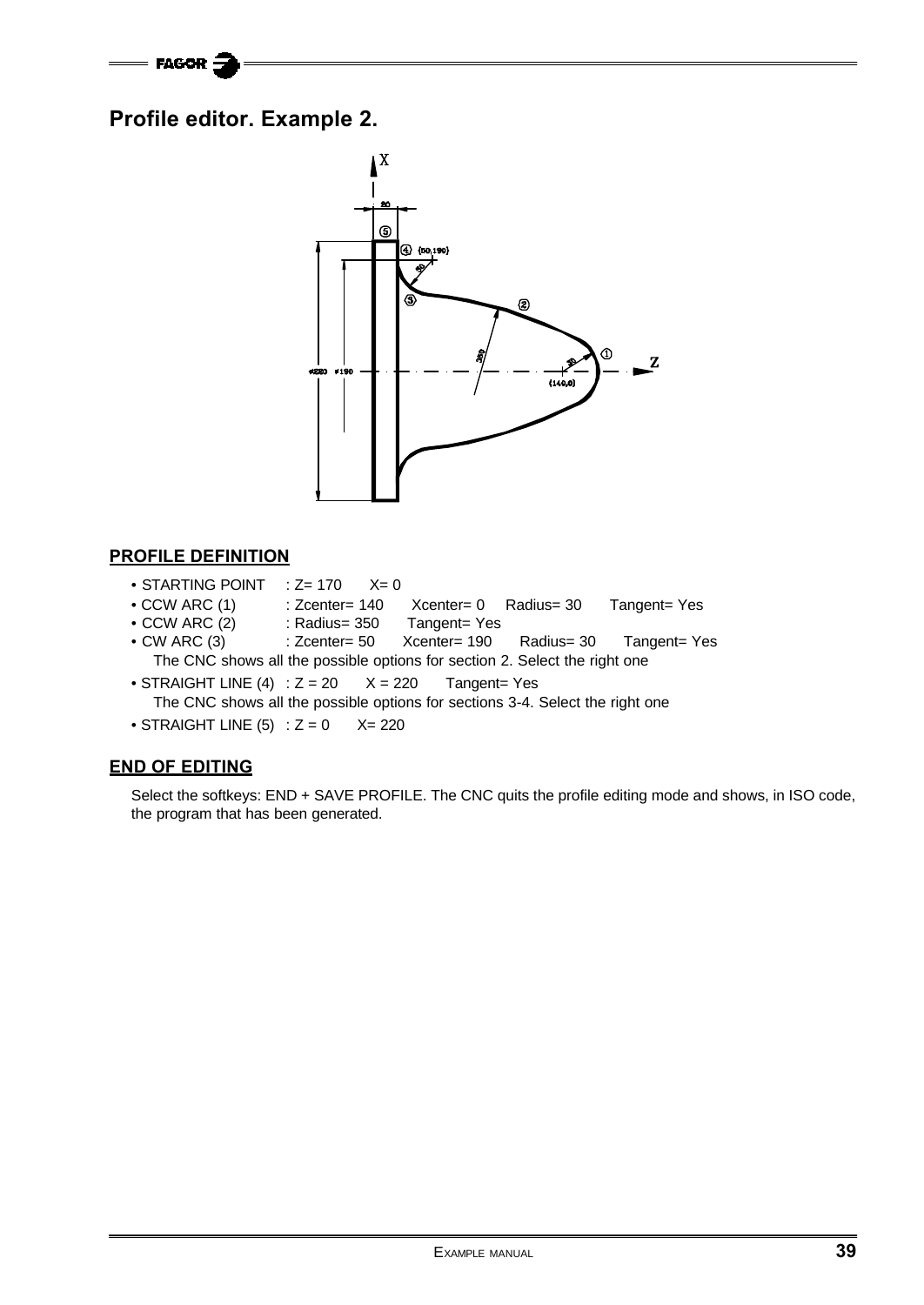## Profile editor. Example 2.

### PROFILE DEFINITION

- STARTING POINT : Z= 170 X= 0
- CCW ARC (1) : Zcenter= 140 Xcenter= 0 Radius= 30 Tangent= Yes
- CCW ARC (2) : Radius= 350 Tangent= Yes
- CW ARC (3) : Zcenter= 50 Xcenter= 190 Radius= 30 Tangent= Yes
  The CNC shows all the possible options for section 2. Select the right one
- STRAIGHT LINE (4) : Z = 20 X = 220 Tangent= Yes
  The CNC shows all the possible options for sections 3-4. Select the right one
- STRAIGHT LINE (5) : Z = 0 X= 220

### END OF EDITING

Select the softkeys: END + SAVE PROFILE. The CNC quits the profile editing mode and shows, in ISO code, the program that has been generated.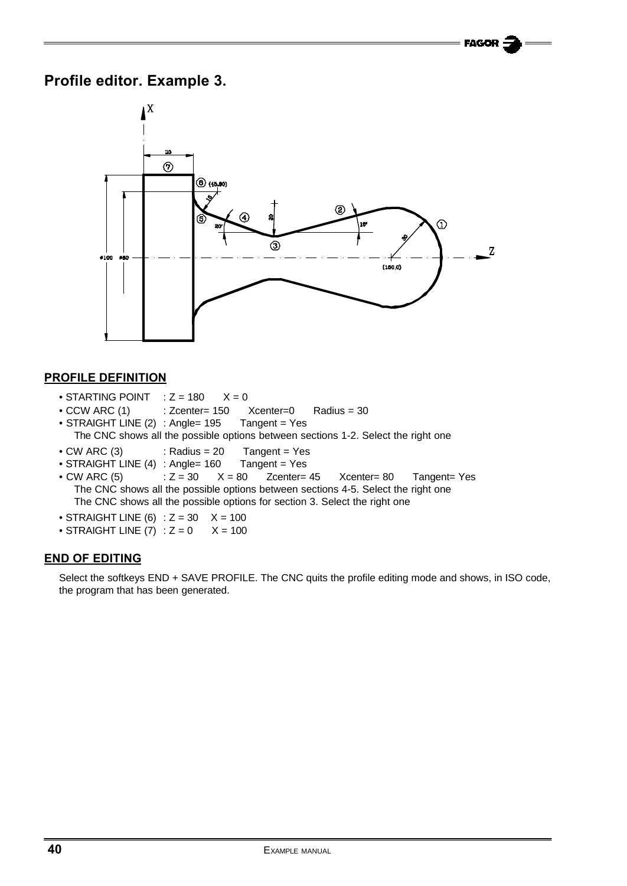## Profile editor. Example 3.

### PROFILE DEFINITION

- STARTING POINT : Z = 180 X = 0
- CCW ARC (1) : Zcenter= 150 Xcenter=0 Radius = 30
- STRAIGHT LINE (2) : Angle= 195 Tangent = Yes
  The CNC shows all the possible options between sections 1-2. Select the right one
- CW ARC (3) : Radius = 20 Tangent = Yes
- STRAIGHT LINE (4) : Angle= 160 Tangent = Yes
- CW ARC (5) : Z = 30 X = 80 Zcenter= 45 Xcenter= 80 Tangent= Yes
  The CNC shows all the possible options between sections 4-5. Select the right one
  The CNC shows all the possible options for section 3. Select the right one
- STRAIGHT LINE (6) : Z = 30 X = 100
- STRAIGHT LINE (7) : Z = 0 X = 100

### END OF EDITING

Select the softkeys END + SAVE PROFILE. The CNC quits the profile editing mode and shows, in ISO code, the program that has been generated.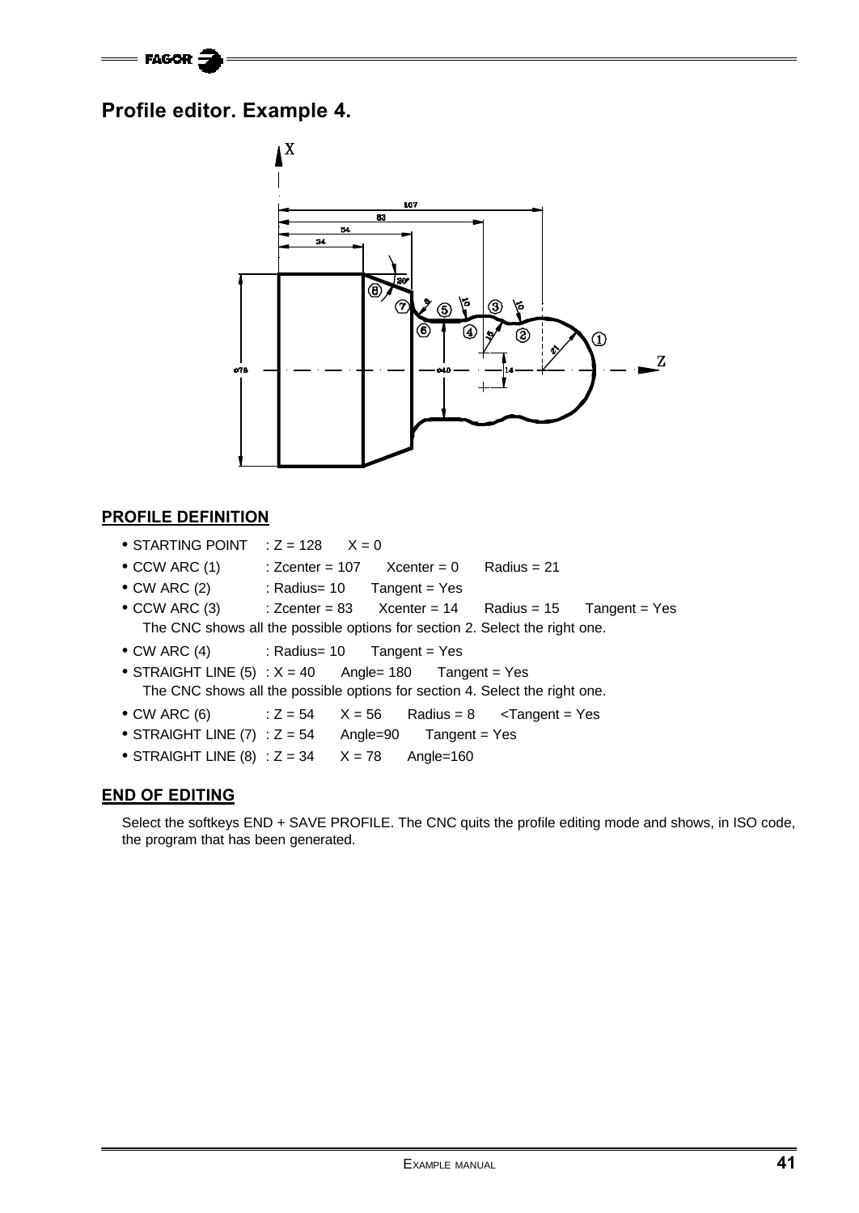# Profile editor. Example 4.

## PROFILE DEFINITION

- STARTING POINT : Z = 128 X = 0
- CCW ARC (1) : Zcenter = 107 Xcenter = 0 Radius = 21
- CW ARC (2) : Radius= 10 Tangent = Yes
- CCW ARC (3) : Zcenter = 83 Xcenter = 14 Radius = 15 Tangent = Yes
  The CNC shows all the possible options for section 2. Select the right one.
- CW ARC (4) : Radius= 10 Tangent = Yes
- STRAIGHT LINE (5) : X = 40 Angle= 180 Tangent = Yes
  The CNC shows all the possible options for section 4. Select the right one.
- CW ARC (6) : Z = 54 X = 56 Radius = 8 <Tangent = Yes
- STRAIGHT LINE (7) : Z = 54 Angle=90 Tangent = Yes
- STRAIGHT LINE (8) : Z = 34 X = 78 Angle=160

## END OF EDITING

Select the softkeys END + SAVE PROFILE. The CNC quits the profile editing mode and shows, in ISO code, the program that has been generated.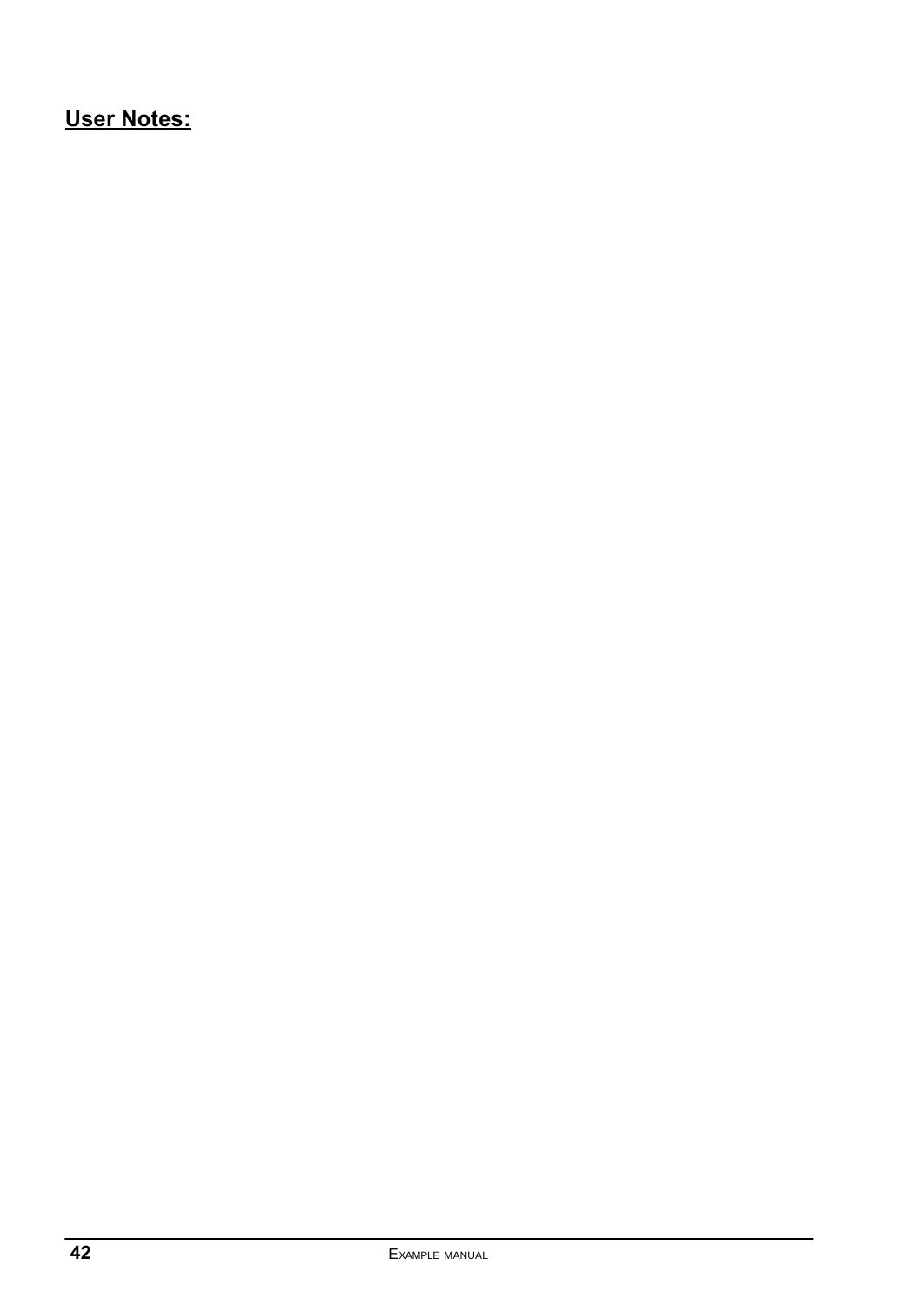**User Notes:**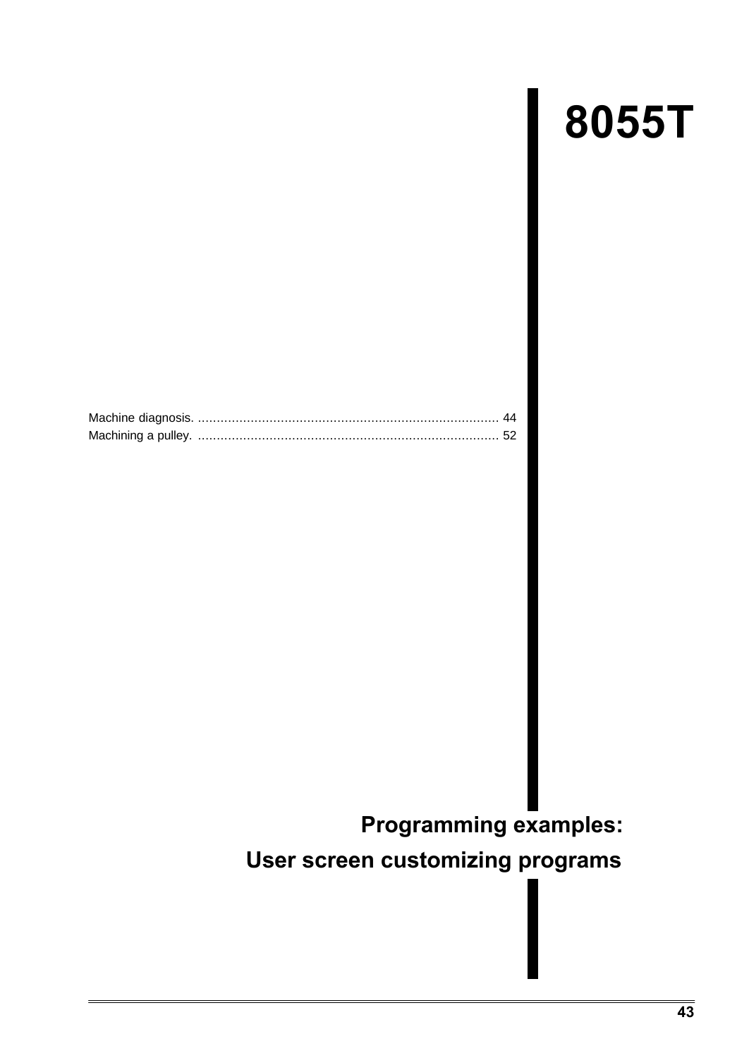# 8055T

Machine diagnosis. ................................................................................. 44
Machining a pulley. ................................................................................ 52

# Programming examples:

# User screen customizing programs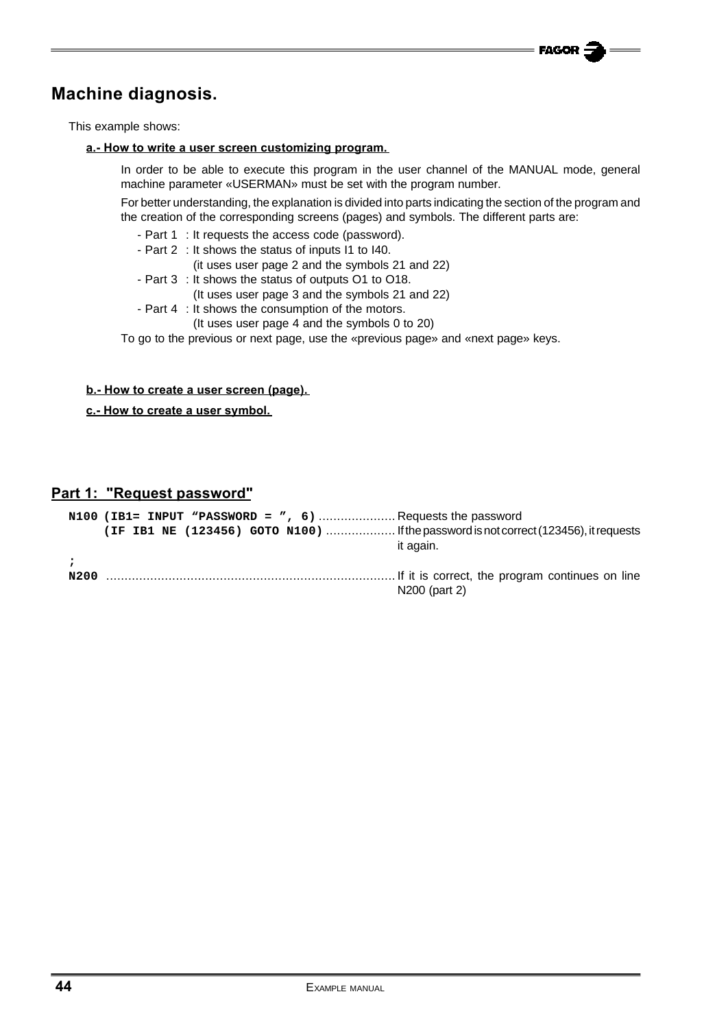## Machine diagnosis.

This example shows:

**a.- How to write a user screen customizing program.**

In order to be able to execute this program in the user channel of the MANUAL mode, general machine parameter «USERMAN» must be set with the program number.

For better understanding, the explanation is divided into parts indicating the section of the program and the creation of the corresponding screens (pages) and symbols. The different parts are:

- Part 1 : It requests the access code (password).
- Part 2 : It shows the status of inputs I1 to I40.
  (it uses user page 2 and the symbols 21 and 22)
- Part 3 : It shows the status of outputs O1 to O18.
  (It uses user page 3 and the symbols 21 and 22)
- Part 4 : It shows the consumption of the motors.
  (It uses user page 4 and the symbols 0 to 20)

To go to the previous or next page, use the «previous page» and «next page» keys.

**b.- How to create a user screen (page).**

**c.- How to create a user symbol.**

### Part 1: "Request password"

| Program | Comment |
|---|---|
| `N100 (IB1= INPUT "PASSWORD = ", 6)` | Requests the password |
| `(IF IB1 NE (123456) GOTO N100)` | If the password is not correct (123456), it requests it again. |
| `;` | |
| `N200` | If it is correct, the program continues on line N200 (part 2) |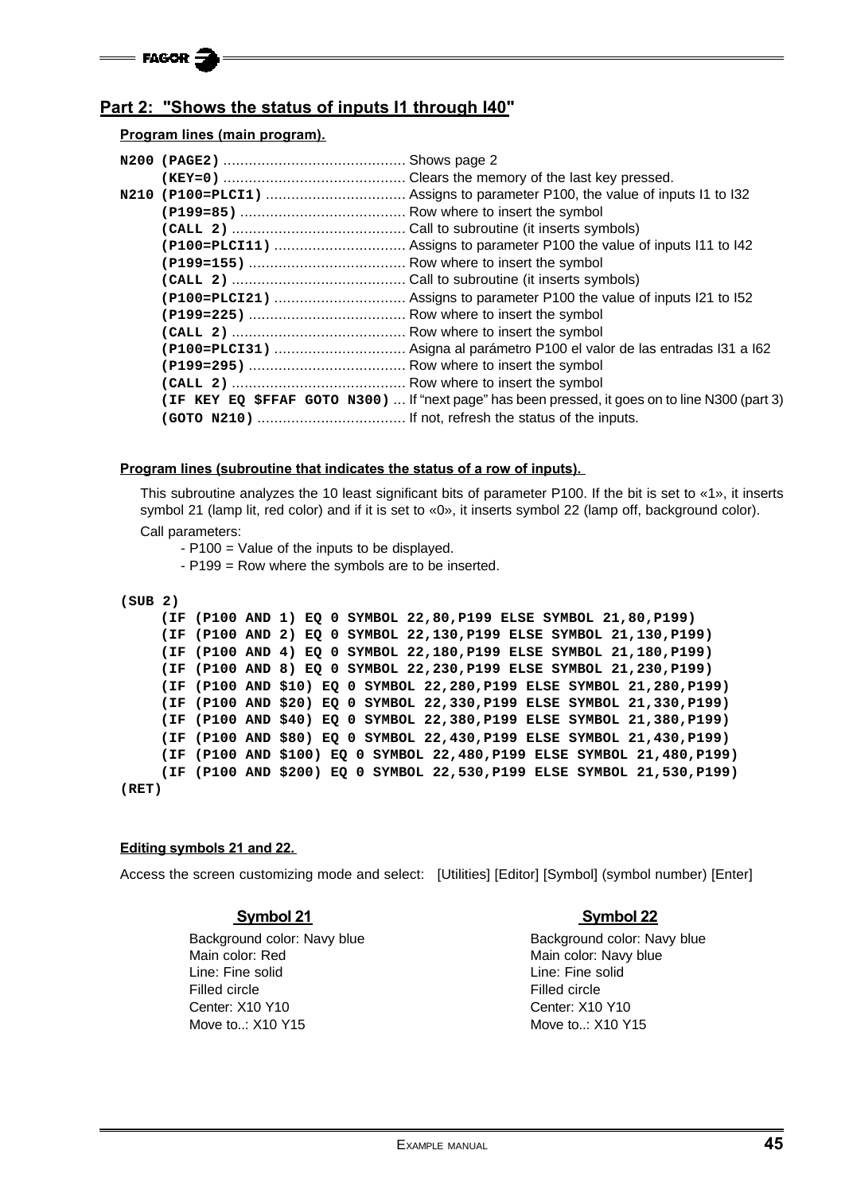## Part 2: "Shows the status of inputs I1 through I40"

**Program lines (main program).**

```
N200 (PAGE2) ........................................... Shows page 2
     (KEY=0) ........................................... Clears the memory of the last key pressed.
N210 (P100=PLCI1) ...................................... Assigns to parameter P100, the value of inputs I1 to I32
     (P199=85) ......................................... Row where to insert the symbol
     (CALL 2) .......................................... Call to subroutine (it inserts symbols)
     (P100=PLCI11) ..................................... Assigns to parameter P100 the value of inputs I11 to I42
     (P199=155) ........................................ Row where to insert the symbol
     (CALL 2) .......................................... Call to subroutine (it inserts symbols)
     (P100=PLCI21) ..................................... Assigns to parameter P100 the value of inputs I21 to I52
     (P199=225) ........................................ Row where to insert the symbol
     (CALL 2) .......................................... Row where to insert the symbol
     (P100=PLCI31) ..................................... Asigna al parámetro P100 el valor de las entradas I31 a I62
     (P199=295) ........................................ Row where to insert the symbol
     (CALL 2) .......................................... Row where to insert the symbol
     (IF KEY EQ $FFAF GOTO N300) ... If "next page" has been pressed, it goes on to line N300 (part 3)
     (GOTO N210) ....................................... If not, refresh the status of the inputs.
```

**Program lines (subroutine that indicates the status of a row of inputs).**

This subroutine analyzes the 10 least significant bits of parameter P100. If the bit is set to «1», it inserts symbol 21 (lamp lit, red color) and if it is set to «0», it inserts symbol 22 (lamp off, background color).

Call parameters:

- P100 = Value of the inputs to be displayed.
- P199 = Row where the symbols are to be inserted.

```
(SUB 2)
     (IF (P100 AND 1) EQ 0 SYMBOL 22,80,P199 ELSE SYMBOL 21,80,P199)
     (IF (P100 AND 2) EQ 0 SYMBOL 22,130,P199 ELSE SYMBOL 21,130,P199)
     (IF (P100 AND 4) EQ 0 SYMBOL 22,180,P199 ELSE SYMBOL 21,180,P199)
     (IF (P100 AND 8) EQ 0 SYMBOL 22,230,P199 ELSE SYMBOL 21,230,P199)
     (IF (P100 AND $10) EQ 0 SYMBOL 22,280,P199 ELSE SYMBOL 21,280,P199)
     (IF (P100 AND $20) EQ 0 SYMBOL 22,330,P199 ELSE SYMBOL 21,330,P199)
     (IF (P100 AND $40) EQ 0 SYMBOL 22,380,P199 ELSE SYMBOL 21,380,P199)
     (IF (P100 AND $80) EQ 0 SYMBOL 22,430,P199 ELSE SYMBOL 21,430,P199)
     (IF (P100 AND $100) EQ 0 SYMBOL 22,480,P199 ELSE SYMBOL 21,480,P199)
     (IF (P100 AND $200) EQ 0 SYMBOL 22,530,P199 ELSE SYMBOL 21,530,P199)
(RET)
```

**Editing symbols 21 and 22.**

Access the screen customizing mode and select: [Utilities] [Editor] [Symbol] (symbol number) [Enter]

**Symbol 21**

Background color: Navy blue
Main color: Red
Line: Fine solid
Filled circle
Center: X10 Y10
Move to..: X10 Y15

**Symbol 22**

Background color: Navy blue
Main color: Navy blue
Line: Fine solid
Filled circle
Center: X10 Y10
Move to..: X10 Y15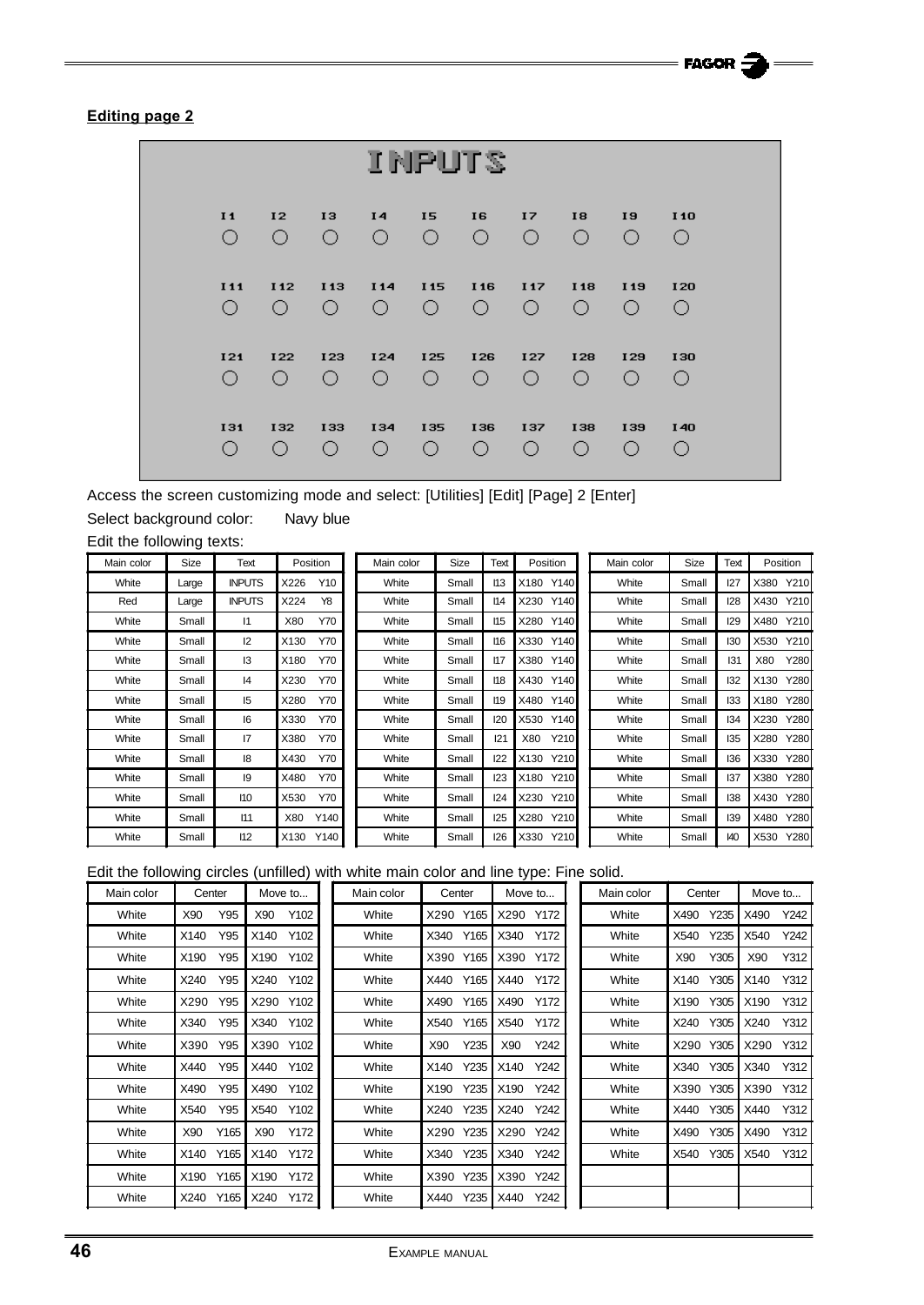**Editing page 2**

INPUTS

I1 I2 I3 I4 I5 I6 I7 I8 I9 I10

I11 I12 I13 I14 I15 I16 I17 I18 I19 I20

I21 I22 I23 I24 I25 I26 I27 I28 I29 I30

I31 I32 I33 I34 I35 I36 I37 I38 I39 I40

Access the screen customizing mode and select: [Utilities] [Edit] [Page] 2 [Enter]

Select background color: Navy blue

Edit the following texts:

| Main color | Size | Text | Position | Main color | Size | Text | Position | Main color | Size | Text | Position |
|---|---|---|---|---|---|---|---|---|---|---|---|
| White | Large | INPUTS | X226 Y10 | White | Small | I13 | X180 Y140 | White | Small | I27 | X380 Y210 |
| Red | Large | INPUTS | X224 Y8 | White | Small | I14 | X230 Y140 | White | Small | I28 | X430 Y210 |
| White | Small | I1 | X80 Y70 | White | Small | I15 | X280 Y140 | White | Small | I29 | X480 Y210 |
| White | Small | I2 | X130 Y70 | White | Small | I16 | X330 Y140 | White | Small | I30 | X530 Y210 |
| White | Small | I3 | X180 Y70 | White | Small | I17 | X380 Y140 | White | Small | I31 | X80 Y280 |
| White | Small | I4 | X230 Y70 | White | Small | I18 | X430 Y140 | White | Small | I32 | X130 Y280 |
| White | Small | I5 | X280 Y70 | White | Small | I19 | X480 Y140 | White | Small | I33 | X180 Y280 |
| White | Small | I6 | X330 Y70 | White | Small | I20 | X530 Y140 | White | Small | I34 | X230 Y280 |
| White | Small | I7 | X380 Y70 | White | Small | I21 | X80 Y210 | White | Small | I35 | X280 Y280 |
| White | Small | I8 | X430 Y70 | White | Small | I22 | X130 Y210 | White | Small | I36 | X330 Y280 |
| White | Small | I9 | X480 Y70 | White | Small | I23 | X180 Y210 | White | Small | I37 | X380 Y280 |
| White | Small | I10 | X530 Y70 | White | Small | I24 | X230 Y210 | White | Small | I38 | X430 Y280 |
| White | Small | I11 | X80 Y140 | White | Small | I25 | X280 Y210 | White | Small | I39 | X480 Y280 |
| White | Small | I12 | X130 Y140 | White | Small | I26 | X330 Y210 | White | Small | I40 | X530 Y280 |

Edit the following circles (unfilled) with white main color and line type: Fine solid.

| Main color | Center | Move to... | Main color | Center | Move to... | Main color | Center | Move to... |
|---|---|---|---|---|---|---|---|---|
| White | X90 Y95 | X90 Y102 | White | X290 Y165 | X290 Y172 | White | X490 Y235 | X490 Y242 |
| White | X140 Y95 | X140 Y102 | White | X340 Y165 | X340 Y172 | White | X540 Y235 | X540 Y242 |
| White | X190 Y95 | X190 Y102 | White | X390 Y165 | X390 Y172 | White | X90 Y305 | X90 Y312 |
| White | X240 Y95 | X240 Y102 | White | X440 Y165 | X440 Y172 | White | X140 Y305 | X140 Y312 |
| White | X290 Y95 | X290 Y102 | White | X490 Y165 | X490 Y172 | White | X190 Y305 | X190 Y312 |
| White | X340 Y95 | X340 Y102 | White | X540 Y165 | X540 Y172 | White | X240 Y305 | X240 Y312 |
| White | X390 Y95 | X390 Y102 | White | X90 Y235 | X90 Y242 | White | X290 Y305 | X290 Y312 |
| White | X440 Y95 | X440 Y102 | White | X140 Y235 | X140 Y242 | White | X340 Y305 | X340 Y312 |
| White | X490 Y95 | X490 Y102 | White | X190 Y235 | X190 Y242 | White | X390 Y305 | X390 Y312 |
| White | X540 Y95 | X540 Y102 | White | X240 Y235 | X240 Y242 | White | X440 Y305 | X440 Y312 |
| White | X90 Y165 | X90 Y172 | White | X290 Y235 | X290 Y242 | White | X490 Y305 | X490 Y312 |
| White | X140 Y165 | X140 Y172 | White | X340 Y235 | X340 Y242 | White | X540 Y305 | X540 Y312 |
| White | X190 Y165 | X190 Y172 | White | X390 Y235 | X390 Y242 | | | |
| White | X240 Y165 | X240 Y172 | White | X440 Y235 | X440 Y242 | | | |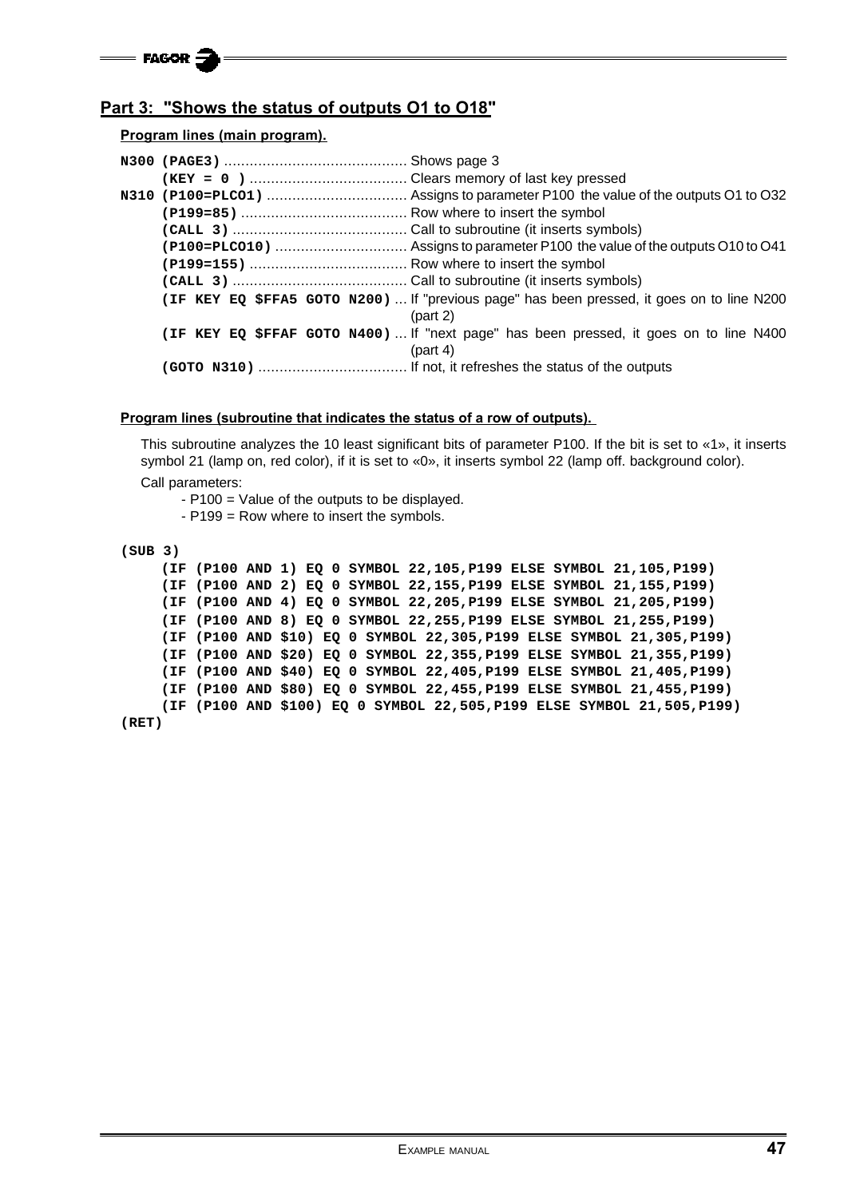## Part 3: "Shows the status of outputs O1 to O18"

**Program lines (main program).**

```
N300 (PAGE3) ........................................... Shows page 3
     (KEY = 0 ) ........................................ Clears memory of last key pressed
N310 (P100=PLCO1) ...................................... Assigns to parameter P100 the value of the outputs O1 to O32
     (P199=85) ......................................... Row where to insert the symbol
     (CALL 3) .......................................... Call to subroutine (it inserts symbols)
     (P100=PLCO10) ..................................... Assigns to parameter P100 the value of the outputs O10 to O41
     (P199=155) ........................................ Row where to insert the symbol
     (CALL 3) .......................................... Call to subroutine (it inserts symbols)
     (IF KEY EQ $FFA5 GOTO N200) ... If "previous page" has been pressed, it goes on to line N200 (part 2)
     (IF KEY EQ $FFAF GOTO N400) ... If "next page" has been pressed, it goes on to line N400 (part 4)
     (GOTO N310) ....................................... If not, it refreshes the status of the outputs
```

**Program lines (subroutine that indicates the status of a row of outputs).**

This subroutine analyzes the 10 least significant bits of parameter P100. If the bit is set to «1», it inserts symbol 21 (lamp on, red color), if it is set to «0», it inserts symbol 22 (lamp off. background color).

Call parameters:

- P100 = Value of the outputs to be displayed.
- P199 = Row where to insert the symbols.

```
(SUB 3)
     (IF (P100 AND 1) EQ 0 SYMBOL 22,105,P199 ELSE SYMBOL 21,105,P199)
     (IF (P100 AND 2) EQ 0 SYMBOL 22,155,P199 ELSE SYMBOL 21,155,P199)
     (IF (P100 AND 4) EQ 0 SYMBOL 22,205,P199 ELSE SYMBOL 21,205,P199)
     (IF (P100 AND 8) EQ 0 SYMBOL 22,255,P199 ELSE SYMBOL 21,255,P199)
     (IF (P100 AND $10) EQ 0 SYMBOL 22,305,P199 ELSE SYMBOL 21,305,P199)
     (IF (P100 AND $20) EQ 0 SYMBOL 22,355,P199 ELSE SYMBOL 21,355,P199)
     (IF (P100 AND $40) EQ 0 SYMBOL 22,405,P199 ELSE SYMBOL 21,405,P199)
     (IF (P100 AND $80) EQ 0 SYMBOL 22,455,P199 ELSE SYMBOL 21,455,P199)
     (IF (P100 AND $100) EQ 0 SYMBOL 22,505,P199 ELSE SYMBOL 21,505,P199)
(RET)
```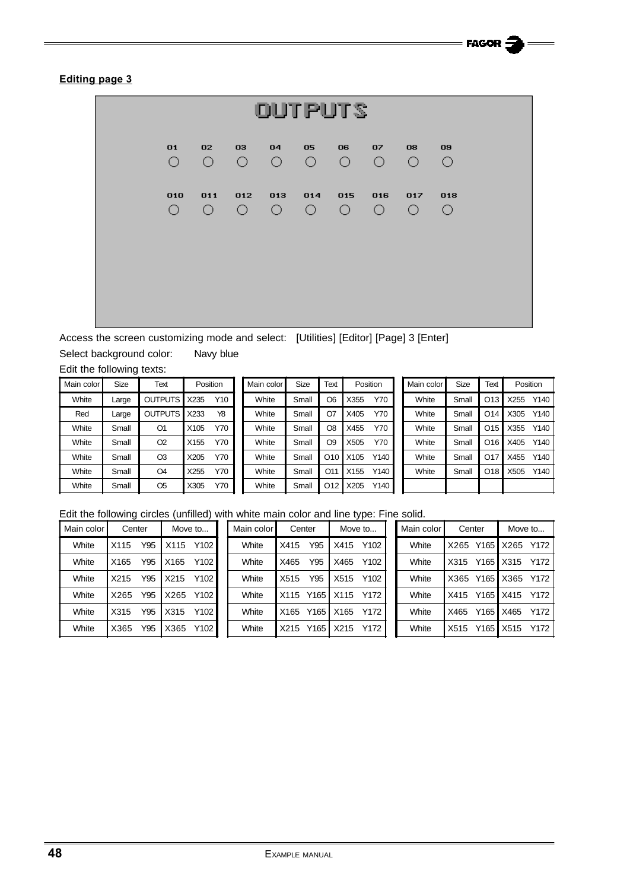**Editing page 3**

OUTPUTS

O1 O2 O3 O4 O5 O6 O7 O8 O9

O10 O11 O12 O13 O14 O15 O16 O17 O18

Access the screen customizing mode and select: [Utilities] [Editor] [Page] 3 [Enter]

Select background color: Navy blue

Edit the following texts:

| Main color | Size | Text | Position | |
|---|---|---|---|---|
| White | Large | OUTPUTS | X235 | Y10 |
| Red | Large | OUTPUTS | X233 | Y8 |
| White | Small | O1 | X105 | Y70 |
| White | Small | O2 | X155 | Y70 |
| White | Small | O3 | X205 | Y70 |
| White | Small | O4 | X255 | Y70 |
| White | Small | O5 | X305 | Y70 |
| White | Small | O6 | X355 | Y70 |
| White | Small | O7 | X405 | Y70 |
| White | Small | O8 | X455 | Y70 |
| White | Small | O9 | X505 | Y70 |
| White | Small | O10 | X105 | Y140 |
| White | Small | O11 | X155 | Y140 |
| White | Small | O12 | X205 | Y140 |
| White | Small | O13 | X255 | Y140 |
| White | Small | O14 | X305 | Y140 |
| White | Small | O15 | X355 | Y140 |
| White | Small | O16 | X405 | Y140 |
| White | Small | O17 | X455 | Y140 |
| White | Small | O18 | X505 | Y140 |

Edit the following circles (unfilled) with white main color and line type: Fine solid.

| Main color | Center | | Move to... | |
|---|---|---|---|---|
| White | X115 | Y95 | X115 | Y102 |
| White | X165 | Y95 | X165 | Y102 |
| White | X215 | Y95 | X215 | Y102 |
| White | X265 | Y95 | X265 | Y102 |
| White | X315 | Y95 | X315 | Y102 |
| White | X365 | Y95 | X365 | Y102 |
| White | X415 | Y95 | X415 | Y102 |
| White | X465 | Y95 | X465 | Y102 |
| White | X515 | Y95 | X515 | Y102 |
| White | X115 | Y165 | X115 | Y172 |
| White | X165 | Y165 | X165 | Y172 |
| White | X215 | Y165 | X215 | Y172 |
| White | X265 | Y165 | X265 | Y172 |
| White | X315 | Y165 | X315 | Y172 |
| White | X365 | Y165 | X365 | Y172 |
| White | X415 | Y165 | X415 | Y172 |
| White | X465 | Y165 | X465 | Y172 |
| White | X515 | Y165 | X515 | Y172 |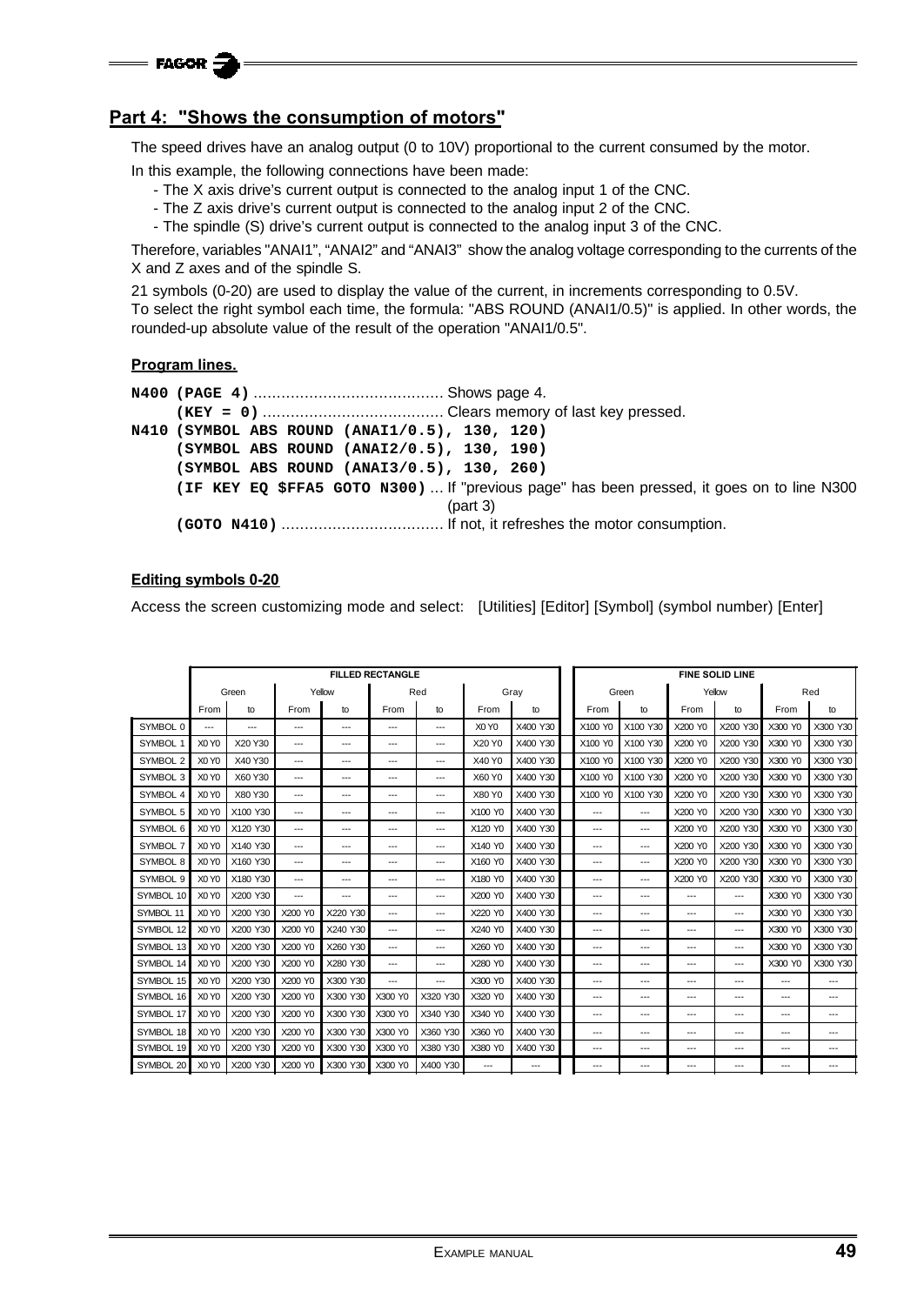## Part 4: "Shows the consumption of motors"

The speed drives have an analog output (0 to 10V) proportional to the current consumed by the motor.

In this example, the following connections have been made:

- The X axis drive's current output is connected to the analog input 1 of the CNC.
- The Z axis drive's current output is connected to the analog input 2 of the CNC.
- The spindle (S) drive's current output is connected to the analog input 3 of the CNC.

Therefore, variables "ANAI1", "ANAI2" and "ANAI3" show the analog voltage corresponding to the currents of the X and Z axes and of the spindle S.

21 symbols (0-20) are used to display the value of the current, in increments corresponding to 0.5V.
To select the right symbol each time, the formula: "ABS ROUND (ANAI1/0.5)" is applied. In other words, the rounded-up absolute value of the result of the operation "ANAI1/0.5".

#### Program lines.

```
N400 (PAGE 4) ......................................... Shows page 4.
     (KEY = 0) ....................................... Clears memory of last key pressed.
N410 (SYMBOL ABS ROUND (ANAI1/0.5), 130, 120)
     (SYMBOL ABS ROUND (ANAI2/0.5), 130, 190)
     (SYMBOL ABS ROUND (ANAI3/0.5), 130, 260)
     (IF KEY EQ $FFA5 GOTO N300) ... If "previous page" has been pressed, it goes on to line N300
                                     (part 3)
     (GOTO N410) ................................... If not, it refreshes the motor consumption.
```

#### Editing symbols 0-20

Access the screen customizing mode and select: [Utilities] [Editor] [Symbol] (symbol number) [Enter]

| | FILLED RECTANGLE | | | | | | | | FINE SOLID LINE | | | | | |
|---|---|---|---|---|---|---|---|---|---|---|---|---|---|---|
| | Green | | Yellow | | Red | | Gray | | Green | | Yellow | | Red | |
| | From | to | From | to | From | to | From | to | From | to | From | to | From | to |
| SYMBOL 0 | --- | --- | --- | --- | --- | --- | X0 Y0 | X400 Y30 | X100 Y0 | X100 Y30 | X200 Y0 | X200 Y30 | X300 Y0 | X300 Y30 |
| SYMBOL 1 | X0 Y0 | X20 Y30 | --- | --- | --- | --- | X20 Y0 | X400 Y30 | X100 Y0 | X100 Y30 | X200 Y0 | X200 Y30 | X300 Y0 | X300 Y30 |
| SYMBOL 2 | X0 Y0 | X40 Y30 | --- | --- | --- | --- | X40 Y0 | X400 Y30 | X100 Y0 | X100 Y30 | X200 Y0 | X200 Y30 | X300 Y0 | X300 Y30 |
| SYMBOL 3 | X0 Y0 | X60 Y30 | --- | --- | --- | --- | X60 Y0 | X400 Y30 | X100 Y0 | X100 Y30 | X200 Y0 | X200 Y30 | X300 Y0 | X300 Y30 |
| SYMBOL 4 | X0 Y0 | X80 Y30 | --- | --- | --- | --- | X80 Y0 | X400 Y30 | X100 Y0 | X100 Y30 | X200 Y0 | X200 Y30 | X300 Y0 | X300 Y30 |
| SYMBOL 5 | X0 Y0 | X100 Y30 | --- | --- | --- | --- | X100 Y0 | X400 Y30 | --- | --- | X200 Y0 | X200 Y30 | X300 Y0 | X300 Y30 |
| SYMBOL 6 | X0 Y0 | X120 Y30 | --- | --- | --- | --- | X120 Y0 | X400 Y30 | --- | --- | X200 Y0 | X200 Y30 | X300 Y0 | X300 Y30 |
| SYMBOL 7 | X0 Y0 | X140 Y30 | --- | --- | --- | --- | X140 Y0 | X400 Y30 | --- | --- | X200 Y0 | X200 Y30 | X300 Y0 | X300 Y30 |
| SYMBOL 8 | X0 Y0 | X160 Y30 | --- | --- | --- | --- | X160 Y0 | X400 Y30 | --- | --- | X200 Y0 | X200 Y30 | X300 Y0 | X300 Y30 |
| SYMBOL 9 | X0 Y0 | X180 Y30 | --- | --- | --- | --- | X180 Y0 | X400 Y30 | --- | --- | X200 Y0 | X200 Y30 | X300 Y0 | X300 Y30 |
| SYMBOL 10 | X0 Y0 | X200 Y30 | --- | --- | --- | --- | X200 Y0 | X400 Y30 | --- | --- | --- | --- | X300 Y0 | X300 Y30 |
| SYMBOL 11 | X0 Y0 | X200 Y30 | X200 Y0 | X220 Y30 | --- | --- | X220 Y0 | X400 Y30 | --- | --- | --- | --- | X300 Y0 | X300 Y30 |
| SYMBOL 12 | X0 Y0 | X200 Y30 | X200 Y0 | X240 Y30 | --- | --- | X240 Y0 | X400 Y30 | --- | --- | --- | --- | X300 Y0 | X300 Y30 |
| SYMBOL 13 | X0 Y0 | X200 Y30 | X200 Y0 | X260 Y30 | --- | --- | X260 Y0 | X400 Y30 | --- | --- | --- | --- | X300 Y0 | X300 Y30 |
| SYMBOL 14 | X0 Y0 | X200 Y30 | X200 Y0 | X280 Y30 | --- | --- | X280 Y0 | X400 Y30 | --- | --- | --- | --- | X300 Y0 | X300 Y30 |
| SYMBOL 15 | X0 Y0 | X200 Y30 | X200 Y0 | X300 Y30 | --- | --- | X300 Y0 | X400 Y30 | --- | --- | --- | --- | --- | --- |
| SYMBOL 16 | X0 Y0 | X200 Y30 | X200 Y0 | X300 Y30 | X300 Y0 | X320 Y30 | X320 Y0 | X400 Y30 | --- | --- | --- | --- | --- | --- |
| SYMBOL 17 | X0 Y0 | X200 Y30 | X200 Y0 | X300 Y30 | X300 Y0 | X340 Y30 | X340 Y0 | X400 Y30 | --- | --- | --- | --- | --- | --- |
| SYMBOL 18 | X0 Y0 | X200 Y30 | X200 Y0 | X300 Y30 | X300 Y0 | X360 Y30 | X360 Y0 | X400 Y30 | --- | --- | --- | --- | --- | --- |
| SYMBOL 19 | X0 Y0 | X200 Y30 | X200 Y0 | X300 Y30 | X300 Y0 | X380 Y30 | X380 Y0 | X400 Y30 | --- | --- | --- | --- | --- | --- |
| SYMBOL 20 | X0 Y0 | X200 Y30 | X200 Y0 | X300 Y30 | X300 Y0 | X400 Y30 | --- | --- | --- | --- | --- | --- | --- | --- |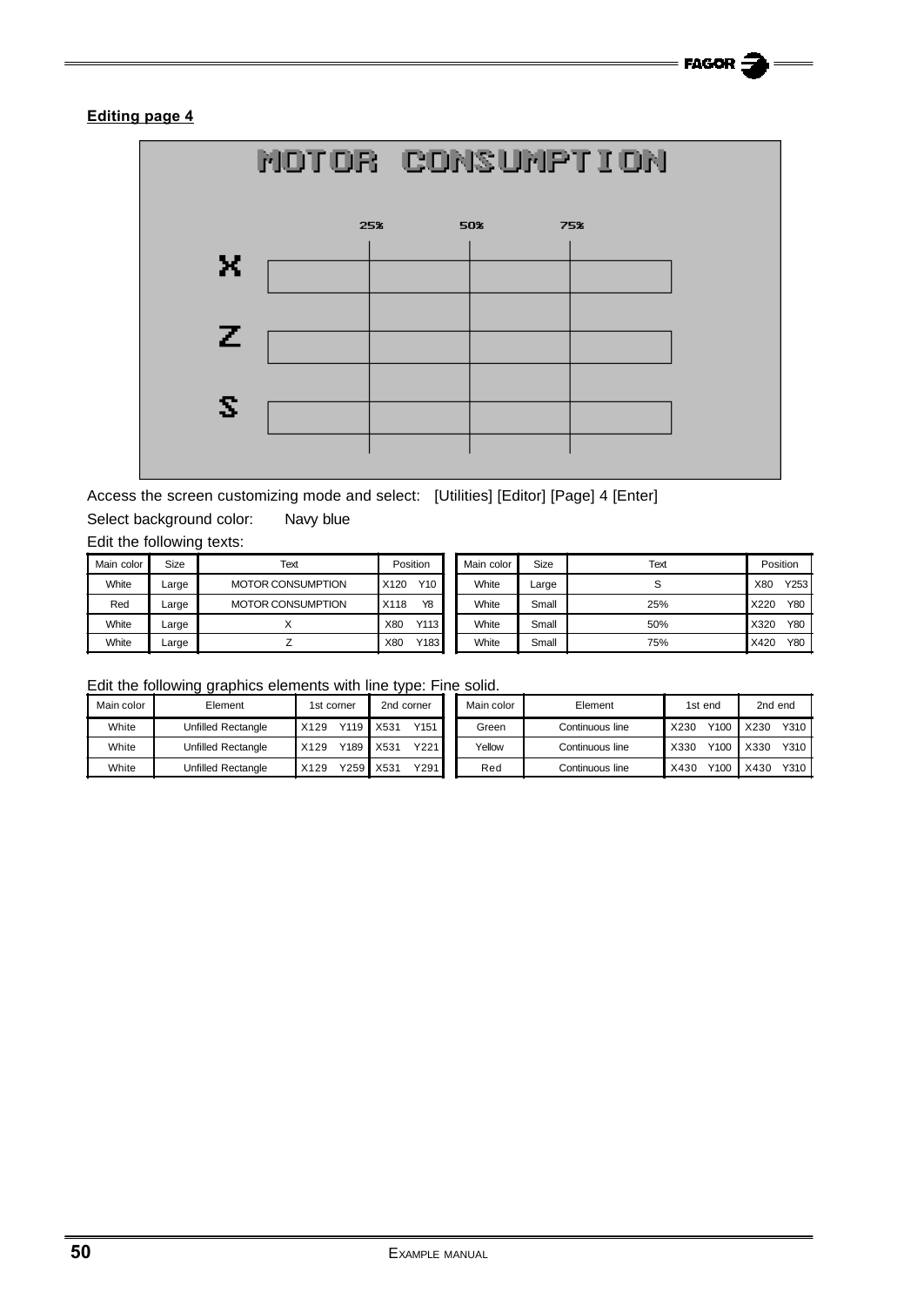**Editing page 4**

Access the screen customizing mode and select: [Utilities] [Editor] [Page] 4 [Enter]

Select background color: Navy blue

Edit the following texts:

| Main color | Size | Text | Position | Main color | Size | Text | Position |
|---|---|---|---|---|---|---|---|
| White | Large | MOTOR CONSUMPTION | X120 Y10 | White | Large | S | X80 Y253 |
| Red | Large | MOTOR CONSUMPTION | X118 Y8 | White | Small | 25% | X220 Y80 |
| White | Large | X | X80 Y113 | White | Small | 50% | X320 Y80 |
| White | Large | Z | X80 Y183 | White | Small | 75% | X420 Y80 |

Edit the following graphics elements with line type: Fine solid.

| Main color | Element | 1st corner | 2nd corner | Main color | Element | 1st end | 2nd end |
|---|---|---|---|---|---|---|---|
| White | Unfilled Rectangle | X129 Y119 | X531 Y151 | Green | Continuous line | X230 Y100 | X230 Y310 |
| White | Unfilled Rectangle | X129 Y189 | X531 Y221 | Yellow | Continuous line | X330 Y100 | X330 Y310 |
| White | Unfilled Rectangle | X129 Y259 | X531 Y291 | Red | Continuous line | X430 Y100 | X430 Y310 |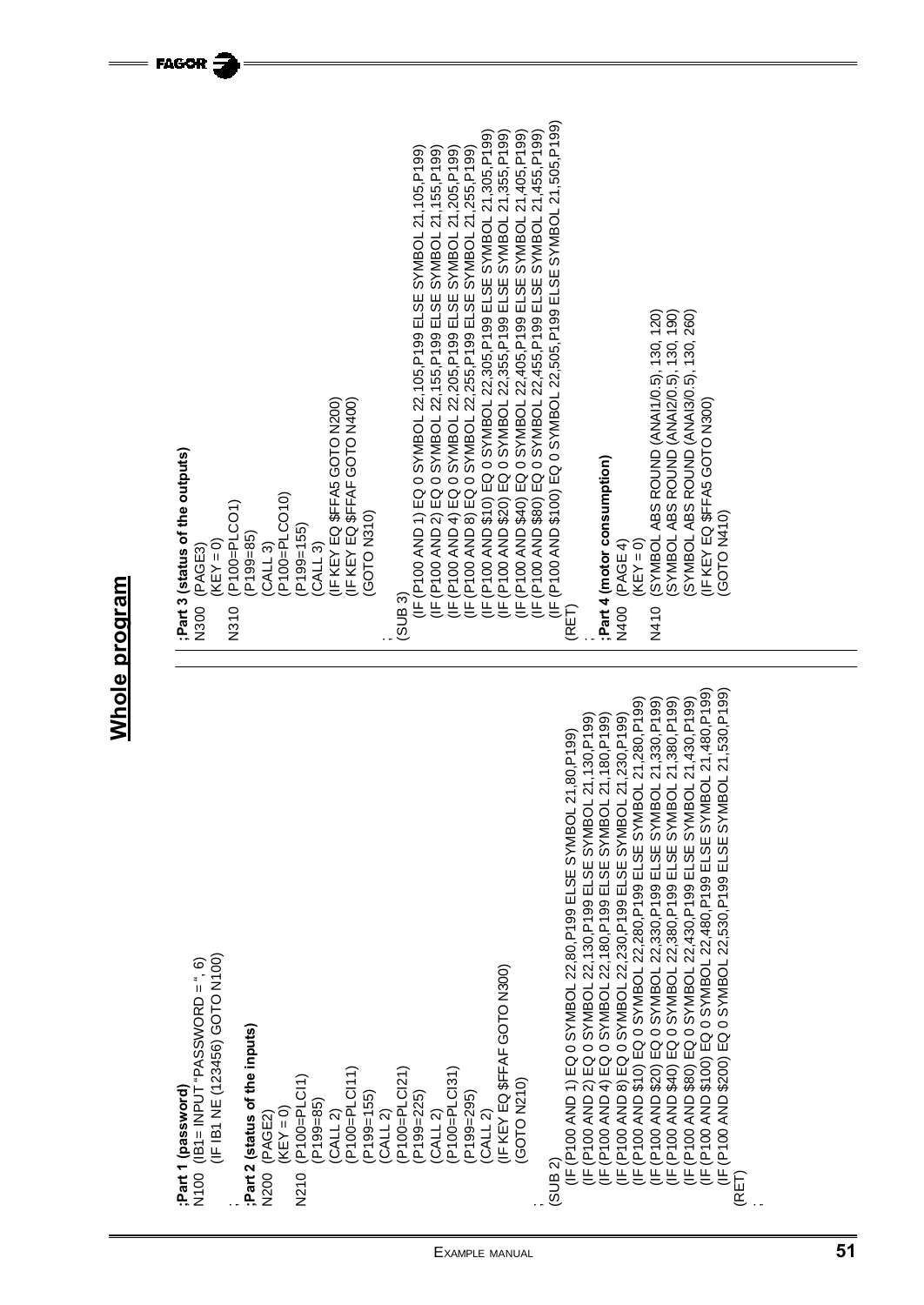# Whole program

```
;Part 1 (password)
N100 (IB1= INPUT "PASSWORD = ", 6)
     (IF IB1 NE (123456) GOTO N100)
. .
;Part 2 (status of the inputs)
N200 (PAGE2)
     (KEY = 0)
N210 (P100=PLCI1)
     (P199=85)
     (CALL 2)
     (P100=PLCI11)
     (P199=155)
     (CALL 2)
     (P100=PLCI21)
     (P199=225)
     (CALL 2)
     (P100=PLCI31)
     (P199=295)
     (CALL 2)
     (IF KEY EQ $FFAF GOTO N300)
     (GOTO N210)
. .
(SUB 2)
     (IF (P100 AND 1) EQ 0 SYMBOL 22,80,P199 ELSE SYMBOL 21,80,P199)
     (IF (P100 AND 2) EQ 0 SYMBOL 22,130,P199 ELSE SYMBOL 21,130,P199)
     (IF (P100 AND 4) EQ 0 SYMBOL 22,180,P199 ELSE SYMBOL 21,180,P199)
     (IF (P100 AND 8) EQ 0 SYMBOL 22,230,P199 ELSE SYMBOL 21,230,P199)
     (IF (P100 AND $10) EQ 0 SYMBOL 22,280,P199 ELSE SYMBOL 21,280,P199)
     (IF (P100 AND $20) EQ 0 SYMBOL 22,330,P199 ELSE SYMBOL 21,330,P199)
     (IF (P100 AND $40) EQ 0 SYMBOL 22,380,P199 ELSE SYMBOL 21,380,P199)
     (IF (P100 AND $80) EQ 0 SYMBOL 22,430,P199 ELSE SYMBOL 21,430,P199)
     (IF (P100 AND $100) EQ 0 SYMBOL 22,480,P199 ELSE SYMBOL 21,480,P199)
     (IF (P100 AND $200) EQ 0 SYMBOL 22,530,P199 ELSE SYMBOL 21,530,P199)
(RET)
. .
```

```
;Part 3 (status of the outputs)
N300 (PAGE3)
     (KEY = 0)
N310 (P100=PLCO1)
     (P199=85)
     (CALL 3)
     (P100=PLCO10)
     (P199=155)
     (CALL 3)
     (IF KEY EQ $FFA5 GOTO N200)
     (IF KEY EQ $FFAF GOTO N400)
     (GOTO N310)
. .
(SUB 3)
     (IF (P100 AND 1) EQ 0 SYMBOL 22,105,P199 ELSE SYMBOL 21,105,P199)
     (IF (P100 AND 2) EQ 0 SYMBOL 22,155,P199 ELSE SYMBOL 21,155,P199)
     (IF (P100 AND 4) EQ 0 SYMBOL 22,205,P199 ELSE SYMBOL 21,205,P199)
     (IF (P100 AND 8) EQ 0 SYMBOL 22,255,P199 ELSE SYMBOL 21,255,P199)
     (IF (P100 AND $10) EQ 0 SYMBOL 22,305,P199 ELSE SYMBOL 21,305,P199)
     (IF (P100 AND $20) EQ 0 SYMBOL 22,355,P199 ELSE SYMBOL 21,355,P199)
     (IF (P100 AND $40) EQ 0 SYMBOL 22,405,P199 ELSE SYMBOL 21,405,P199)
     (IF (P100 AND $80) EQ 0 SYMBOL 22,455,P199 ELSE SYMBOL 21,455,P199)
     (IF (P100 AND $100) EQ 0 SYMBOL 22,505,P199 ELSE SYMBOL 21,505,P199)
(RET)
. .
;Part 4 (motor consumption)
N400 (PAGE 4)
     (KEY = 0)
N410 (SYMBOL ABS ROUND (ANAI1/0.5), 130, 120)
     (SYMBOL ABS ROUND (ANAI2/0.5), 130, 190)
     (SYMBOL ABS ROUND (ANAI3/0.5), 130, 260)
     (IF KEY EQ $FFA5 GOTO N300)
     (GOTO N410)
```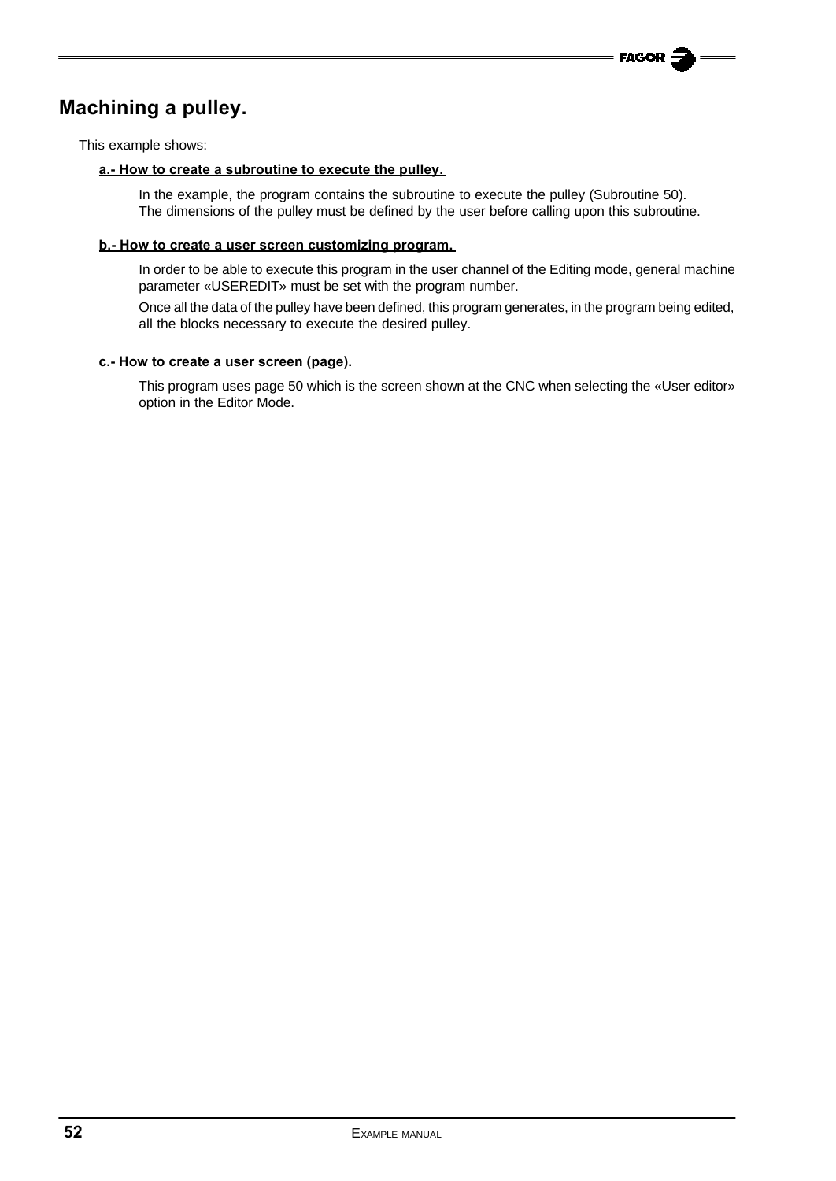## Machining a pulley.

This example shows:

**a.- How to create a subroutine to execute the pulley.**

In the example, the program contains the subroutine to execute the pulley (Subroutine 50).
The dimensions of the pulley must be defined by the user before calling upon this subroutine.

**b.- How to create a user screen customizing program.**

In order to be able to execute this program in the user channel of the Editing mode, general machine parameter «USEREDIT» must be set with the program number.

Once all the data of the pulley have been defined, this program generates, in the program being edited, all the blocks necessary to execute the desired pulley.

**c.- How to create a user screen (page).**

This program uses page 50 which is the screen shown at the CNC when selecting the «User editor» option in the Editor Mode.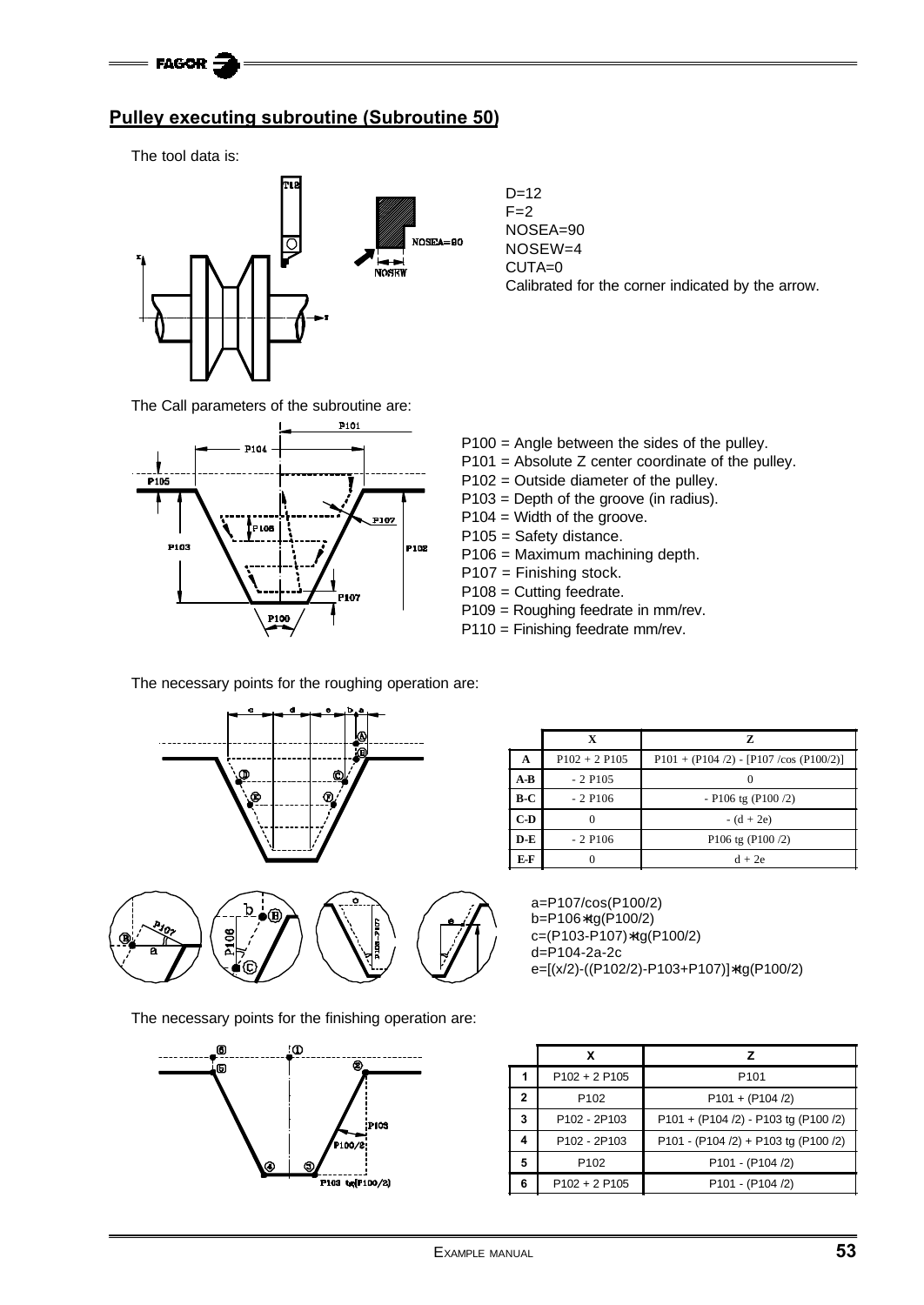## Pulley executing subroutine (Subroutine 50)

The tool data is:

D=12
F=2
NOSEA=90
NOSEW=4
CUTA=0
Calibrated for the corner indicated by the arrow.

The Call parameters of the subroutine are:

P100 = Angle between the sides of the pulley.
P101 = Absolute Z center coordinate of the pulley.
P102 = Outside diameter of the pulley.
P103 = Depth of the groove (in radius).
P104 = Width of the groove.
P105 = Safety distance.
P106 = Maximum machining depth.
P107 = Finishing stock.
P108 = Cutting feedrate.
P109 = Roughing feedrate in mm/rev.
P110 = Finishing feedrate mm/rev.

The necessary points for the roughing operation are:

| | X | Z |
|---|---|---|
| A | P102 + 2 P105 | P101 + (P104 /2) - [P107 /cos (P100/2)] |
| A-B | - 2 P105 | 0 |
| B-C | - 2 P106 | - P106 tg (P100 /2) |
| C-D | 0 | - (d + 2e) |
| D-E | - 2 P106 | P106 tg (P100 /2) |
| E-F | 0 | d + 2e |

a=P107/cos(P100/2)
b=P106*tg(P100/2)
c=(P103-P107)*tg(P100/2)
d=P104-2a-2c
e=[(x/2)-((P102/2)-P103+P107)]*tg(P100/2)

The necessary points for the finishing operation are:

| | X | Z |
|---|---|---|
| 1 | P102 + 2 P105 | P101 |
| 2 | P102 | P101 + (P104 /2) |
| 3 | P102 - 2P103 | P101 + (P104 /2) - P103 tg (P100 /2) |
| 4 | P102 - 2P103 | P101 - (P104 /2) + P103 tg (P100 /2) |
| 5 | P102 | P101 - (P104 /2) |
| 6 | P102 + 2 P105 | P101 - (P104 /2) |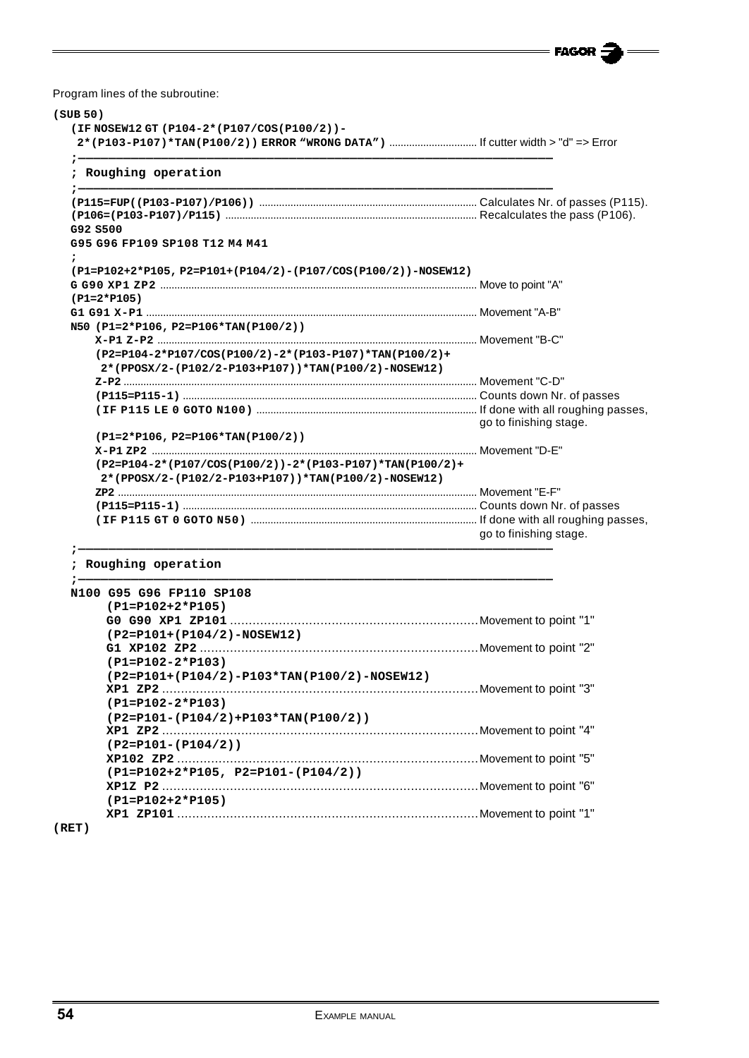Program lines of the subroutine:

```
(SUB 50)
   (IF NOSEW12 GT (P104-2*(P107/COS(P100/2))-
    2*(P103-P107)*TAN(P100/2)) ERROR "WRONG DATA") ............ If cutter width > "d" => Error
   ;———————————————————————————————————————————————————————
   ; Roughing operation
   ;———————————————————————————————————————————————————————
   (P115=FUP((P103-P107)/P106)) ............................ Calculates Nr. of passes (P115).
   (P106=(P103-P107)/P115) ................................. Recalculates the pass (P106).
   G92 S500
   G95 G96 FP109 SP108 T12 M4 M41
   ;
   (P1=P102+2*P105, P2=P101+(P104/2)-(P107/COS(P100/2))-NOSEW12)
   G G90 XP1 ZP2 ........................................... Move to point "A"
   (P1=2*P105)
   G1 G91 X-P1 ............................................. Movement "A-B"
   N50 (P1=2*P106, P2=P106*TAN(P100/2))
       X-P1 Z-P2 ........................................... Movement "B-C"
       (P2=P104-2*P107/COS(P100/2)-2*(P103-P107)*TAN(P100/2)+
        2*(PPOSX/2-(P102/2-P103+P107))*TAN(P100/2)-NOSEW12)
       Z-P2 ................................................ Movement "C-D"
       (P115=P115-1) ....................................... Counts down Nr. of passes
       (IF P115 LE 0 GOTO N100) ............................ If done with all roughing passes,
                                                             go to finishing stage.
       (P1=2*P106, P2=P106*TAN(P100/2))
       X-P1 ZP2 ............................................ Movement "D-E"
       (P2=P104-2*(P107/COS(P100/2))-2*(P103-P107)*TAN(P100/2)+
        2*(PPOSX/2-(P102/2-P103+P107))*TAN(P100/2)-NOSEW12)
       ZP2 ................................................. Movement "E-F"
       (P115=P115-1) ....................................... Counts down Nr. of passes
       (IF P115 GT 0 GOTO N50) ............................. If done with all roughing passes,
                                                             go to finishing stage.
   ;———————————————————————————————————————————————————————
   ; Roughing operation
   ;———————————————————————————————————————————————————————
   N100 G95 G96 FP110 SP108
         (P1=P102+2*P105)
         G0 G90 XP1 ZP101 .................................. Movement to point "1"
         (P2=P101+(P104/2)-NOSEW12)
         G1 XP102 ZP2 ...................................... Movement to point "2"
         (P1=P102-2*P103)
         (P2=P101+(P104/2)-P103*TAN(P100/2)-NOSEW12)
         XP1 ZP2 ........................................... Movement to point "3"
         (P1=P102-2*P103)
         (P2=P101-(P104/2)+P103*TAN(P100/2))
         XP1 ZP2 ........................................... Movement to point "4"
         (P2=P101-(P104/2))
         XP102 ZP2 ......................................... Movement to point "5"
         (P1=P102+2*P105, P2=P101-(P104/2))
         XP1Z P2 ........................................... Movement to point "6"
         (P1=P102+2*P105)
         XP1 ZP101 ......................................... Movement to point "1"
(RET)
```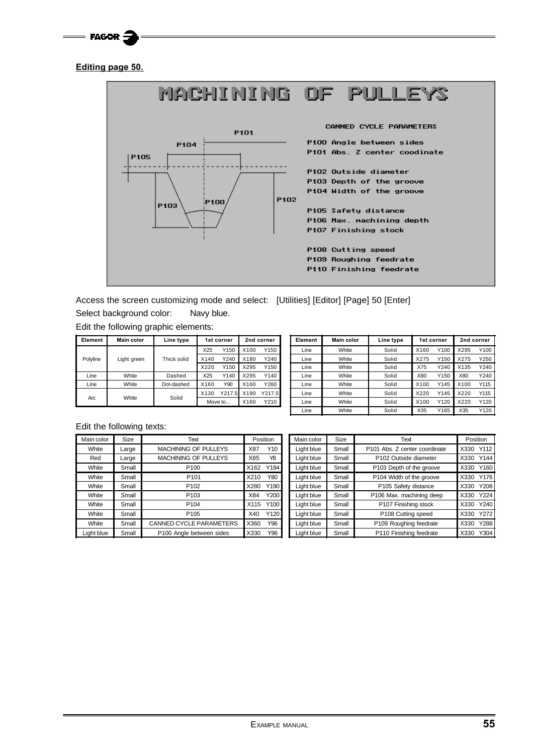**Editing page 50.**

MACHINING OF PULLEYS

CANNED CYCLE PARAMETERS

P100 Angle between sides
P101 Abs. Z center coodinate

P102 Outside diameter
P103 Depth of the groove
P104 Width of the groove

P105 Safety distance
P106 Max. machining depth
P107 Finishing stock

P108 Cutting speed
P109 Roughing feedrate
P110 Finishing feedrate

Access the screen customizing mode and select: [Utilities] [Editor] [Page] 50 [Enter]

Select background color: Navy blue.

Edit the following graphic elements:

| Element | Main color | Line type | 1st corner | | 2nd corner | |
|---|---|---|---|---|---|---|
| Polyline | Light green | Thick solid | X25 | Y150 | X100 | Y150 |
| | | | X140 | Y240 | X180 | Y240 |
| | | | X220 | Y150 | X295 | Y150 |
| Line | White | Dashed | X25 | Y140 | X295 | Y140 |
| Line | White | Dot-dashed | X160 | Y90 | X160 | Y260 |
| Arc | White | Solid | X130 | Y217.5 | X190 | Y217.5 |
| | | | Move to... | | X160 | Y210 |

| Element | Main color | Line type | 1st corner | | 2nd corner | |
|---|---|---|---|---|---|---|
| Line | White | Solid | X160 | Y100 | X295 | Y100 |
| Line | White | Solid | X275 | Y150 | X275 | Y250 |
| Line | White | Solid | X75 | Y240 | X135 | Y240 |
| Line | White | Solid | X80 | Y150 | X80 | Y240 |
| Line | White | Solid | X100 | Y145 | X100 | Y115 |
| Line | White | Solid | X220 | Y145 | X220 | Y115 |
| Line | White | Solid | X100 | Y120 | X220 | Y120 |
| Line | White | Solid | X35 | Y165 | X35 | Y120 |

Edit the following texts:

| Main color | Size | Text | Position | |
|---|---|---|---|---|
| White | Large | MACHINING OF PULLEYS | X87 | Y10 |
| Red | Large | MACHINING OF PULLEYS | X85 | Y8 |
| White | Small | P100 | X162 | Y194 |
| White | Small | P101 | X210 | Y80 |
| White | Small | P102 | X280 | Y190 |
| White | Small | P103 | X84 | Y200 |
| White | Small | P104 | X115 | Y100 |
| White | Small | P105 | X40 | Y120 |
| White | Small | CANNED CYCLE PARAMETERS | X360 | Y96 |
| Light blue | Small | P100 Angle between sides | X330 | Y96 |

| Main color | Size | Text | Position | |
|---|---|---|---|---|
| Light blue | Small | P101 Abs. Z center coordinate | X330 | Y112 |
| Light blue | Small | P102 Outside diameter | X330 | Y144 |
| Light blue | Small | P103 Depth of the groove | X330 | Y160 |
| Light blue | Small | P104 Width of the groove | X330 | Y176 |
| Light blue | Small | P105 Safety distance | X330 | Y208 |
| Light blue | Small | P106 Max. machining deep | X330 | Y224 |
| Light blue | Small | P107 Finishing stock | X330 | Y240 |
| Light blue | Small | P108 Cutting speed | X330 | Y272 |
| Light blue | Small | P109 Roughing feedrate | X330 | Y288 |
| Light blue | Small | P110 Finishing feedrate | X330 | Y304 |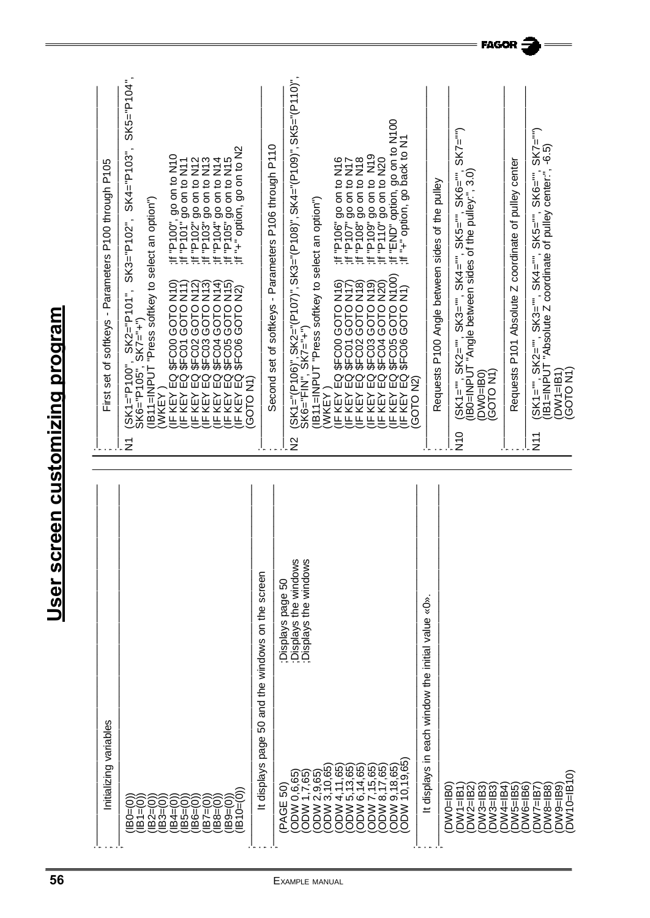# User screen customizing program

Initializing variables

```
(IB0=(0))
(IB1=(0))
(IB2=(0))
(IB3=(0))
(IB4=(0))
(IB5=(0))
(IB6=(0))
(IB7=(0))
(IB8=(0))
(IB9=(0))
(IB10=(0))
```

It displays page 50 and the windows on the screen

```
(PAGE 50)              ;Displays page 50
(ODW 0,6,65)           ;Displays the windows
(ODW 1,7,65)           ;Displays the windows
(ODW 2,9,65)
(ODW 3,10,65)
(ODW 4,11,65)
(ODW 5,13,65)
(ODW 6,14,65)
(ODW 7,15,65)
(ODW 8,17,65)
(ODW 9,18,65)
(ODW 10,19,65)
```

It displays in each window the initial value «0».

```
(DW0=IB0)
(DW1=IB1)
(DW2=IB2)
(DW3=IB3)
(DW4=IB4)
(DW5=IB5)
(DW6=IB6)
(DW7=IB7)
(DW8=IB8)
(DW9=IB9)
(DW10=IB10)
```

First set of softkeys - Parameters P100 through P105

```
N1  (SK1="P100", SK2="P101", SK3="P102", SK4="P103", SK5="P104",
    SK6="P105", SK7="+")
    (IB11=INPUT "Press softkey to select an option")
    (WKEY )
    (IF KEY EQ $FC00 GOTO N10)     ;If "P100", go on to N10
    (IF KEY EQ $FC01 GOTO N11)     ;If "P101" go on to N11
    (IF KEY EQ $FC02 GOTO N12)     ;If "P102" go on to N12
    (IF KEY EQ $FC03 GOTO N13)     ;If "P103" go on to N13
    (IF KEY EQ $FC04 GOTO N14)     ;If "P104" go on to N14
    (IF KEY EQ $FC05 GOTO N15)     ;If "P105" go on to N15
    (IF KEY EQ $FC06 GOTO N2)      ;If "+" option, go on to N2
    (GOTO N1)
```

Second set of softkeys - Parameters P106 through P110

```
N2  (SK1="(P106)", SK2="(P107)", SK3="(P108)", SK4="(P109)", SK5="(P110)",
    SK6="FIN", SK7="+")
    (IB11=INPUT "Press softkey to select an option")
    (WKEY )
    (IF KEY EQ $FC00 GOTO N16)     ;If "P106" go on to N16
    (IF KEY EQ $FC01 GOTO N17)     ;If "P107" go on to N17
    (IF KEY EQ $FC02 GOTO N18)     ;If "P108" go on to N18
    (IF KEY EQ $FC03 GOTO N19)     ;If "P109" go on to N19
    (IF KEY EQ $FC04 GOTO N20)     ;If "P110" go on to N20
    (IF KEY EQ $FC05 GOTO N100)    ;If "END" option, go on to N100
    (IF KEY EQ $FC06 GOTO N1)      ;If "+" option, go back to N1
    (GOTO N2)
```

Requests P100 Angle between sides of the pulley

```
N10 (SK1="", SK2="", SK3="", SK4="", SK5="", SK6="", SK7="")
    (IB0=INPUT "Angle between sides of the pulley:", 3.0)
    (DW0=IB0)
    (GOTO N1)
```

Requests P101 Absolute Z coordinate of pulley center

```
N11 (SK1="", SK2="", SK3="", SK4="", SK5="", SK6="", SK7="")
    (IB1=INPUT "Absolute Z coordinate of pulley center:", -6.5)
    (DW1=IB1)
    (GOTO N1)
```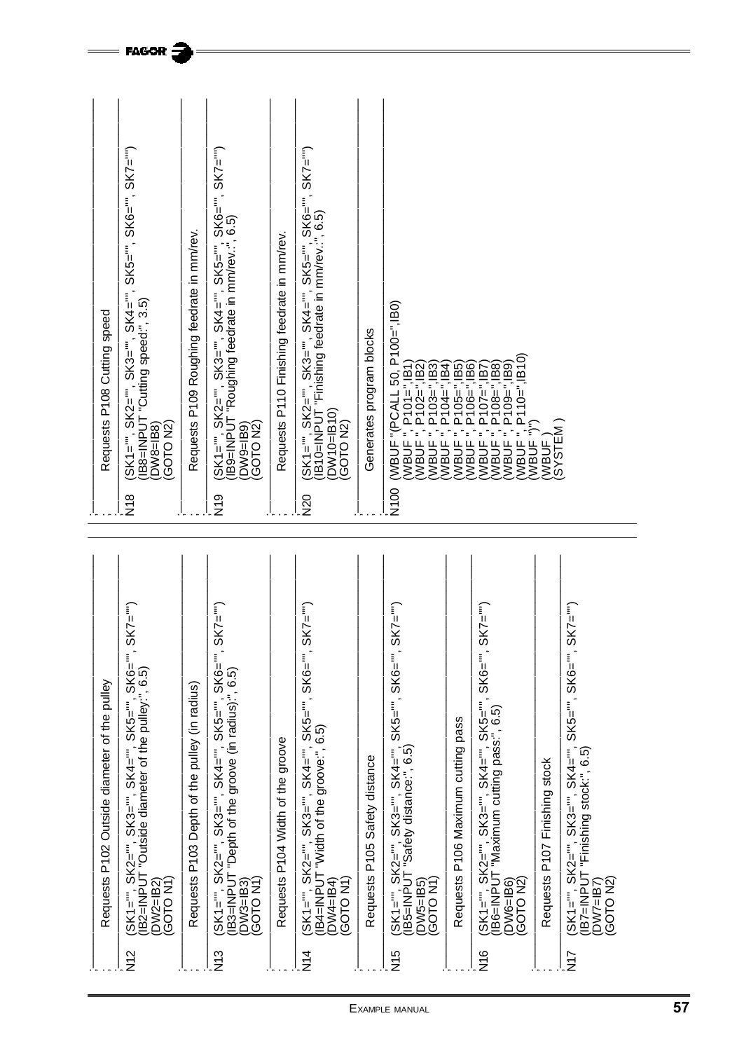| | |
|---|---|
| | Requests P102 Outside diameter of the pulley |
| N12 | (SK1="", SK2="", SK3="", SK4="", SK5="", SK6="", SK7="")<br>(IB2=INPUT "Outside diameter of the pulley:", 6.5)<br>(DW2=IB2)<br>(GOTO N1) |
| | Requests P103 Depth of the pulley (in radius) |
| N13 | (SK1="", SK2="", SK3="", SK4="", SK5="", SK6="", SK7="")<br>(IB3=INPUT "Depth of the groove (in radius):", 6.5)<br>(DW3=IB3)<br>(GOTO N1) |
| | Requests P104 Width of the groove |
| N14 | (SK1="", SK2="", SK3="", SK4="", SK5="", SK6="", SK7="")<br>(IB4=INPUT "Width of the groove:", 6.5)<br>(DW4=IB4)<br>(GOTO N1) |
| | Requests P105 Safety distance |
| N15 | (SK1="", SK2="", SK3="", SK4="", SK5="", SK6="", SK7="")<br>(IB5=INPUT "Safety distance:", 6.5)<br>(DW5=IB5)<br>(GOTO N1) |
| | Requests P106 Maximum cutting pass |
| N16 | (SK1="", SK2="", SK3="", SK4="", SK5="", SK6="", SK7="")<br>(IB6=INPUT "Maximum cutting pass:", 6.5)<br>(DW6=IB6)<br>(GOTO N2) |
| | Requests P107 Finishing stock |
| N17 | (SK1="", SK2="", SK3="", SK4="", SK5="", SK6="", SK7="")<br>(IB7=INPUT "Finishing stock:", 6.5)<br>(DW7=IB7)<br>(GOTO N2) |
| | Requests P108 Cutting speed |
| N18 | (SK1="", SK2="", SK3="", SK4="", SK5="", SK6="", SK7="")<br>(IB8=INPUT "Cutting speed:", 3.5)<br>(DW8=IB8)<br>(GOTO N2) |
| | Requests P109 Roughing feedrate in mm/rev. |
| N19 | (SK1="", SK2="", SK3="", SK4="", SK5="", SK6="", SK7="")<br>(IB9=INPUT "Roughing feedrate in mm/rev.:", 6.5)<br>(DW9=IB9)<br>(GOTO N2) |
| | Requests P110 Finishing feedrate in mm/rev. |
| N20 | (SK1="", SK2="", SK3="", SK4="", SK5="", SK6="", SK7="")<br>(IB10=INPUT "Finishing feedrate in mm/rev.:", 6.5)<br>(DW10=IB10)<br>(GOTO N2) |
| | Generates program blocks |
| N100 | (WBUF "(PCALL 50, P100=",IB0)<br>(WBUF ", P101=",IB1)<br>(WBUF ", P102=",IB2)<br>(WBUF ", P103=",IB3)<br>(WBUF ", P104=",IB4)<br>(WBUF ", P105=",IB5)<br>(WBUF ", P106=",IB6)<br>(WBUF ", P107=",IB7)<br>(WBUF ", P108=",IB8)<br>(WBUF ", P109=",IB9)<br>(WBUF ", P110=",IB10)<br>(WBUF ")")<br>(WBUF )<br>(SYSTEM ) |